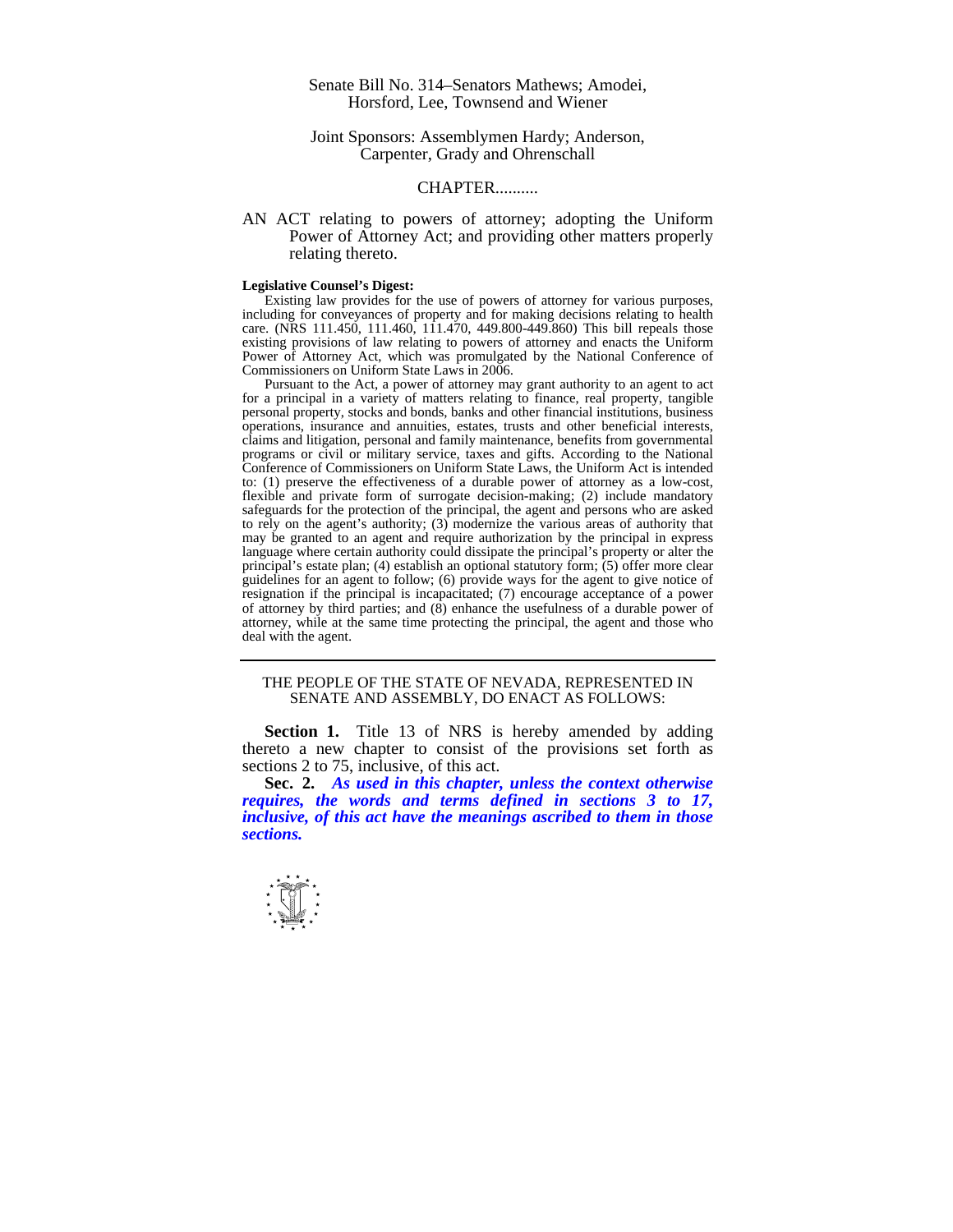Senate Bill No. 314–Senators Mathews; Amodei, Horsford, Lee, Townsend and Wiener

Joint Sponsors: Assemblymen Hardy; Anderson, Carpenter, Grady and Ohrenschall

CHAPTER..........

AN ACT relating to powers of attorney; adopting the Uniform Power of Attorney Act; and providing other matters properly relating thereto.

**Legislative Counsel's Digest:**

Existing law provides for the use of powers of attorney for various purposes, including for conveyances of property and for making decisions relating to health care. (NRS 111.450, 111.460, 111.470, 449.800-449.860) This bill repeals those existing provisions of law relating to powers of attorney and enacts the Uniform Power of Attorney Act, which was promulgated by the National Conference of Commissioners on Uniform State Laws in 2006.

Pursuant to the Act, a power of attorney may grant authority to an agent to act for a principal in a variety of matters relating to finance, real property, tangible personal property, stocks and bonds, banks and other financial institutions, business operations, insurance and annuities, estates, trusts and other beneficial interests, claims and litigation, personal and family maintenance, benefits from governmental programs or civil or military service, taxes and gifts. According to the National Conference of Commissioners on Uniform State Laws, the Uniform Act is intended to: (1) preserve the effectiveness of a durable power of attorney as a low-cost, flexible and private form of surrogate decision-making; (2) include mandatory safeguards for the protection of the principal, the agent and persons who are asked to rely on the agent's authority; (3) modernize the various areas of authority that may be granted to an agent and require authorization by the principal in express language where certain authority could dissipate the principal's property or alter the principal's estate plan; (4) establish an optional statutory form; (5) offer more clear guidelines for an agent to follow; (6) provide ways for the agent to give notice of resignation if the principal is incapacitated; (7) encourage acceptance of a power of attorney by third parties; and (8) enhance the usefulness of a durable power of attorney, while at the same time protecting the principal, the agent and those who deal with the agent.

---

THE PEOPLE OF THE STATE OF NEVADA, REPRESENTED IN SENATE AND ASSEMBLY, DO ENACT AS FOLLOWS:

**Section 1.** Title 13 of NRS is hereby amended by adding thereto a new chapter to consist of the provisions set forth as sections 2 to 75, inclusive, of this act.

**Sec. 2.** ***As used in this chapter, unless the context otherwise requires, the words and terms defined in sections 3 to 17, inclusive, of this act have the meanings ascribed to them in those sections.***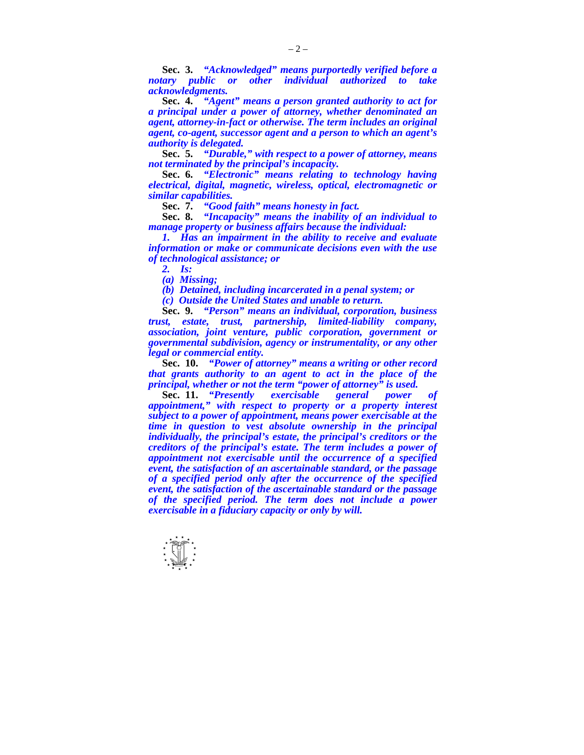**Sec. 3.** ***"Acknowledged" means purportedly verified before a notary public or other individual authorized to take acknowledgments.***

**Sec. 4.** ***"Agent" means a person granted authority to act for a principal under a power of attorney, whether denominated an agent, attorney-in-fact or otherwise. The term includes an original agent, co-agent, successor agent and a person to which an agent's authority is delegated.***

**Sec. 5.** ***"Durable," with respect to a power of attorney, means not terminated by the principal's incapacity.***

**Sec. 6.** ***"Electronic" means relating to technology having electrical, digital, magnetic, wireless, optical, electromagnetic or similar capabilities.***

**Sec. 7.** ***"Good faith" means honesty in fact.***

**Sec. 8.** ***"Incapacity" means the inability of an individual to manage property or business affairs because the individual:***

***1. Has an impairment in the ability to receive and evaluate information or make or communicate decisions even with the use of technological assistance; or***

***2. Is:***

***(a) Missing;***

***(b) Detained, including incarcerated in a penal system; or***

***(c) Outside the United States and unable to return.***

**Sec. 9.** ***"Person" means an individual, corporation, business trust, estate, trust, partnership, limited-liability company, association, joint venture, public corporation, government or governmental subdivision, agency or instrumentality, or any other legal or commercial entity.***

**Sec. 10.** ***"Power of attorney" means a writing or other record that grants authority to an agent to act in the place of the principal, whether or not the term "power of attorney" is used.***

**Sec. 11.** ***"Presently exercisable general power of appointment," with respect to property or a property interest subject to a power of appointment, means power exercisable at the time in question to vest absolute ownership in the principal individually, the principal's estate, the principal's creditors or the creditors of the principal's estate. The term includes a power of appointment not exercisable until the occurrence of a specified event, the satisfaction of an ascertainable standard, or the passage of a specified period only after the occurrence of the specified event, the satisfaction of the ascertainable standard or the passage of the specified period. The term does not include a power exercisable in a fiduciary capacity or only by will.***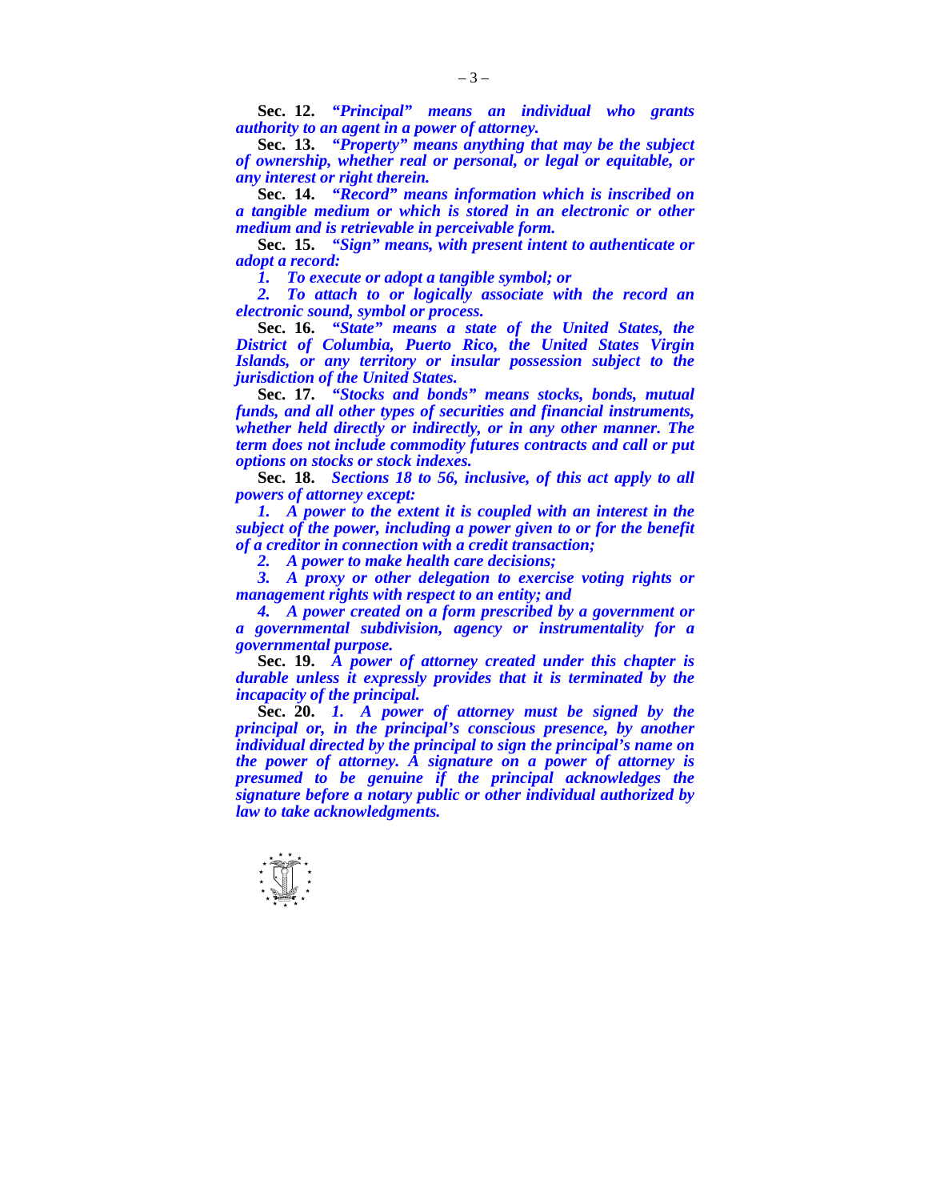**Sec. 12.** ***"Principal" means an individual who grants authority to an agent in a power of attorney.***

**Sec. 13.** ***"Property" means anything that may be the subject of ownership, whether real or personal, or legal or equitable, or any interest or right therein.***

**Sec. 14.** ***"Record" means information which is inscribed on a tangible medium or which is stored in an electronic or other medium and is retrievable in perceivable form.***

**Sec. 15.** ***"Sign" means, with present intent to authenticate or adopt a record:***

***1. To execute or adopt a tangible symbol; or***

***2. To attach to or logically associate with the record an electronic sound, symbol or process.***

**Sec. 16.** ***"State" means a state of the United States, the District of Columbia, Puerto Rico, the United States Virgin Islands, or any territory or insular possession subject to the jurisdiction of the United States.***

**Sec. 17.** ***"Stocks and bonds" means stocks, bonds, mutual funds, and all other types of securities and financial instruments, whether held directly or indirectly, or in any other manner. The term does not include commodity futures contracts and call or put options on stocks or stock indexes.***

**Sec. 18.** ***Sections 18 to 56, inclusive, of this act apply to all powers of attorney except:***

***1. A power to the extent it is coupled with an interest in the subject of the power, including a power given to or for the benefit of a creditor in connection with a credit transaction;***

***2. A power to make health care decisions;***

***3. A proxy or other delegation to exercise voting rights or management rights with respect to an entity; and***

***4. A power created on a form prescribed by a government or a governmental subdivision, agency or instrumentality for a governmental purpose.***

**Sec. 19.** ***A power of attorney created under this chapter is durable unless it expressly provides that it is terminated by the incapacity of the principal.***

**Sec. 20.** ***1. A power of attorney must be signed by the principal or, in the principal's conscious presence, by another individual directed by the principal to sign the principal's name on the power of attorney. A signature on a power of attorney is presumed to be genuine if the principal acknowledges the signature before a notary public or other individual authorized by law to take acknowledgments.***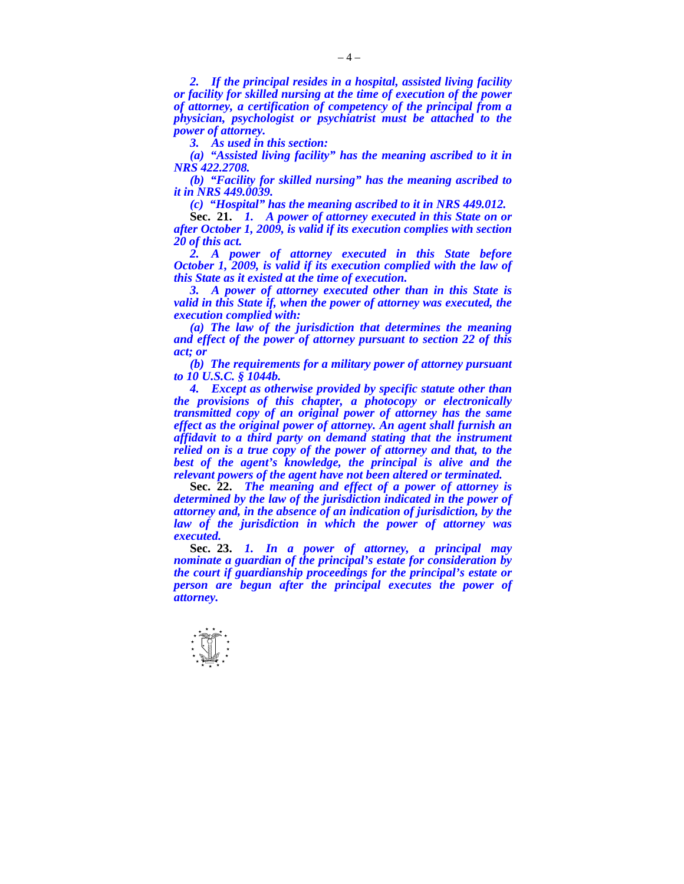***2. If the principal resides in a hospital, assisted living facility or facility for skilled nursing at the time of execution of the power of attorney, a certification of competency of the principal from a physician, psychologist or psychiatrist must be attached to the power of attorney.***

***3. As used in this section:***

***(a) "Assisted living facility" has the meaning ascribed to it in NRS 422.2708.***

***(b) "Facility for skilled nursing" has the meaning ascribed to it in NRS 449.0039.***

***(c) "Hospital" has the meaning ascribed to it in NRS 449.012.***

**Sec. 21.** ***1. A power of attorney executed in this State on or after October 1, 2009, is valid if its execution complies with section 20 of this act.***

***2. A power of attorney executed in this State before October 1, 2009, is valid if its execution complied with the law of this State as it existed at the time of execution.***

***3. A power of attorney executed other than in this State is valid in this State if, when the power of attorney was executed, the execution complied with:***

***(a) The law of the jurisdiction that determines the meaning and effect of the power of attorney pursuant to section 22 of this act; or***

***(b) The requirements for a military power of attorney pursuant to 10 U.S.C. § 1044b.***

***4. Except as otherwise provided by specific statute other than the provisions of this chapter, a photocopy or electronically transmitted copy of an original power of attorney has the same effect as the original power of attorney. An agent shall furnish an affidavit to a third party on demand stating that the instrument relied on is a true copy of the power of attorney and that, to the best of the agent's knowledge, the principal is alive and the relevant powers of the agent have not been altered or terminated.***

**Sec. 22.** ***The meaning and effect of a power of attorney is determined by the law of the jurisdiction indicated in the power of attorney and, in the absence of an indication of jurisdiction, by the law of the jurisdiction in which the power of attorney was executed.***

**Sec. 23.** ***1. In a power of attorney, a principal may nominate a guardian of the principal's estate for consideration by the court if guardianship proceedings for the principal's estate or person are begun after the principal executes the power of attorney.***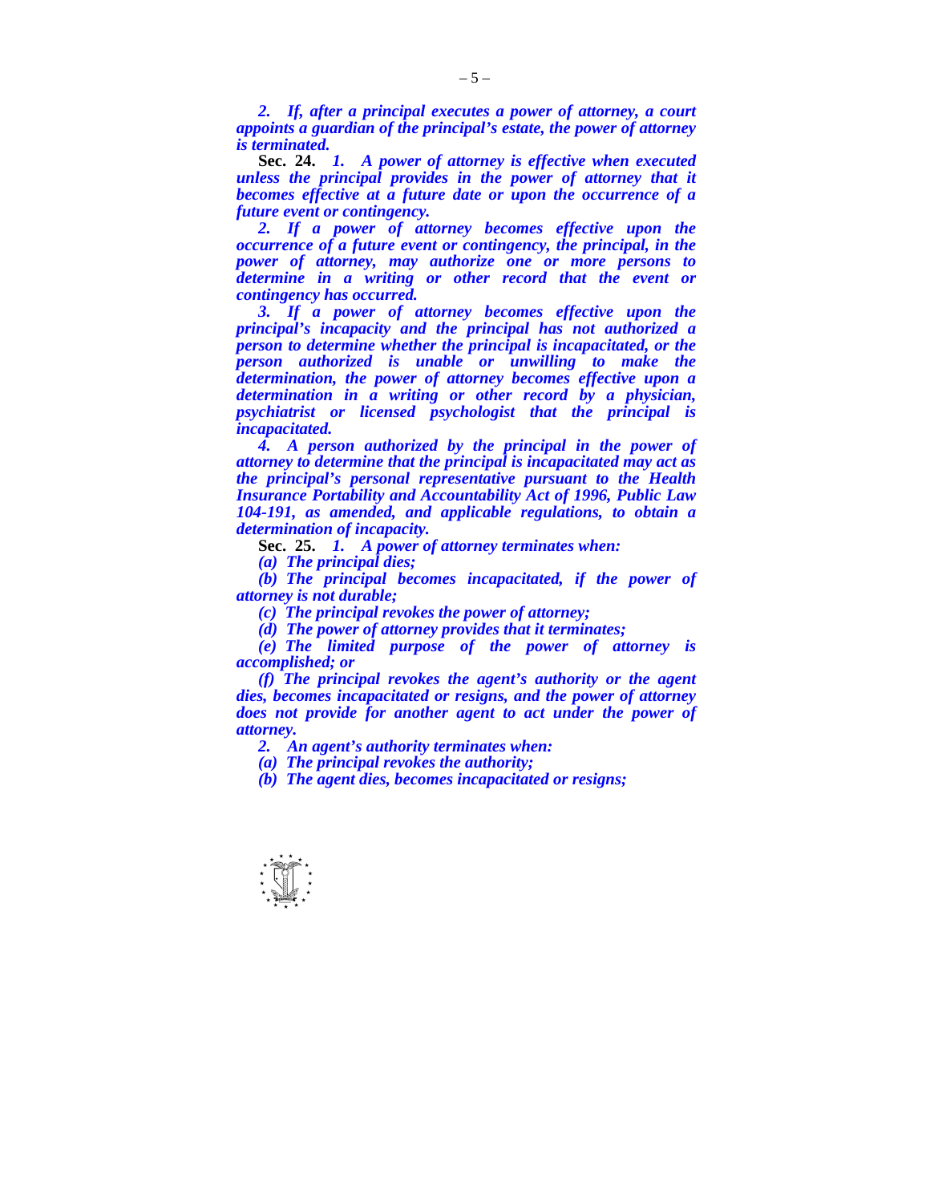*2. If, after a principal executes a power of attorney, a court appoints a guardian of the principal's estate, the power of attorney is terminated.*

**Sec. 24.** *1. A power of attorney is effective when executed unless the principal provides in the power of attorney that it becomes effective at a future date or upon the occurrence of a future event or contingency.*

*2. If a power of attorney becomes effective upon the occurrence of a future event or contingency, the principal, in the power of attorney, may authorize one or more persons to determine in a writing or other record that the event or contingency has occurred.*

*3. If a power of attorney becomes effective upon the principal's incapacity and the principal has not authorized a person to determine whether the principal is incapacitated, or the person authorized is unable or unwilling to make the determination, the power of attorney becomes effective upon a determination in a writing or other record by a physician, psychiatrist or licensed psychologist that the principal is incapacitated.*

*4. A person authorized by the principal in the power of attorney to determine that the principal is incapacitated may act as the principal's personal representative pursuant to the Health Insurance Portability and Accountability Act of 1996, Public Law 104-191, as amended, and applicable regulations, to obtain a determination of incapacity.*

**Sec. 25.** *1. A power of attorney terminates when:*

*(a) The principal dies;*

*(b) The principal becomes incapacitated, if the power of attorney is not durable;*

*(c) The principal revokes the power of attorney;*

*(d) The power of attorney provides that it terminates;*

*(e) The limited purpose of the power of attorney is accomplished; or*

*(f) The principal revokes the agent's authority or the agent dies, becomes incapacitated or resigns, and the power of attorney does not provide for another agent to act under the power of attorney.*

*2. An agent's authority terminates when:*

*(a) The principal revokes the authority;*

*(b) The agent dies, becomes incapacitated or resigns;*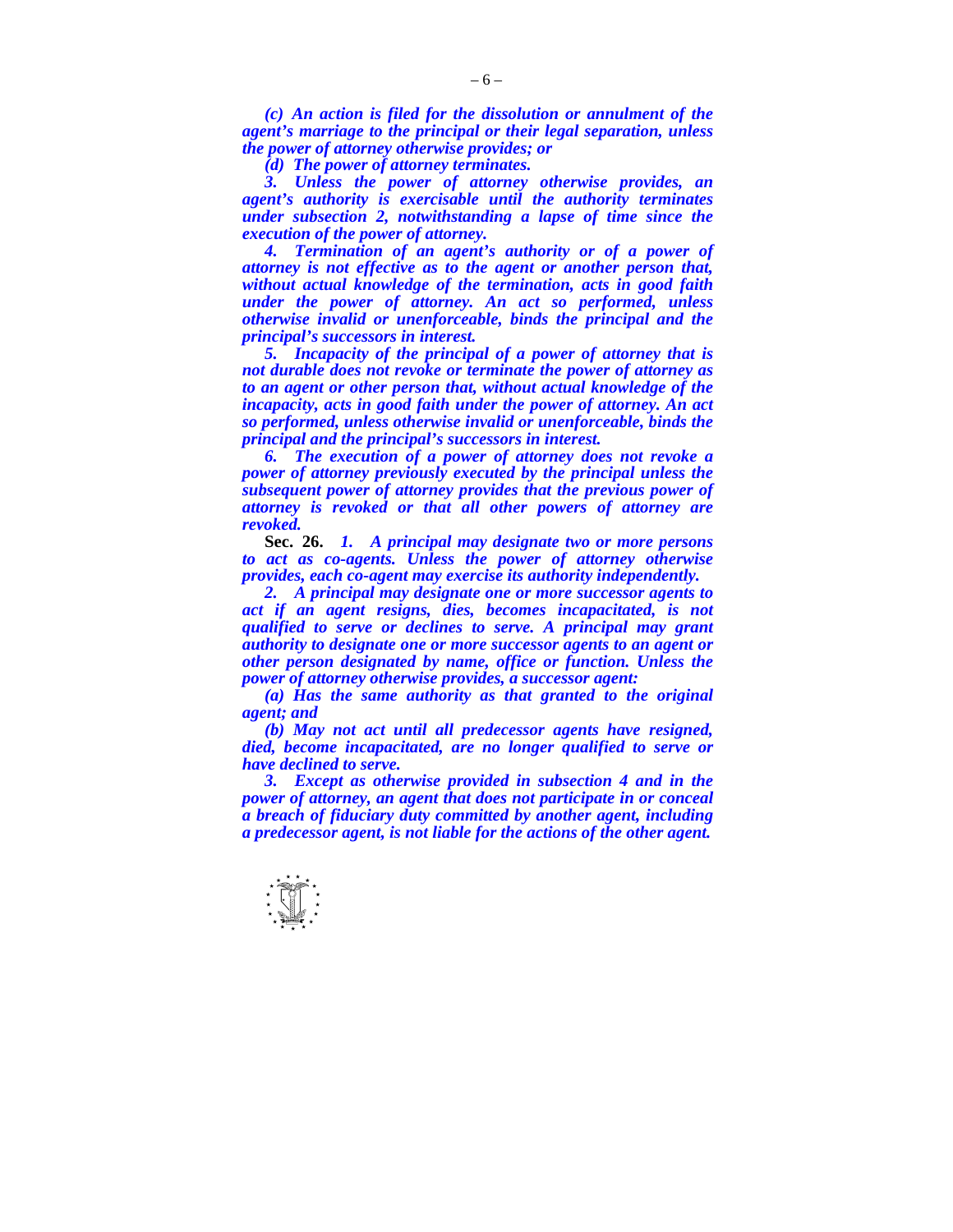*(c) An action is filed for the dissolution or annulment of the agent's marriage to the principal or their legal separation, unless the power of attorney otherwise provides; or*

*(d) The power of attorney terminates.*

*3. Unless the power of attorney otherwise provides, an agent's authority is exercisable until the authority terminates under subsection 2, notwithstanding a lapse of time since the execution of the power of attorney.*

*4. Termination of an agent's authority or of a power of attorney is not effective as to the agent or another person that, without actual knowledge of the termination, acts in good faith under the power of attorney. An act so performed, unless otherwise invalid or unenforceable, binds the principal and the principal's successors in interest.*

*5. Incapacity of the principal of a power of attorney that is not durable does not revoke or terminate the power of attorney as to an agent or other person that, without actual knowledge of the incapacity, acts in good faith under the power of attorney. An act so performed, unless otherwise invalid or unenforceable, binds the principal and the principal's successors in interest.*

*6. The execution of a power of attorney does not revoke a power of attorney previously executed by the principal unless the subsequent power of attorney provides that the previous power of attorney is revoked or that all other powers of attorney are revoked.*

**Sec. 26.** *1. A principal may designate two or more persons to act as co-agents. Unless the power of attorney otherwise provides, each co-agent may exercise its authority independently.*

*2. A principal may designate one or more successor agents to act if an agent resigns, dies, becomes incapacitated, is not qualified to serve or declines to serve. A principal may grant authority to designate one or more successor agents to an agent or other person designated by name, office or function. Unless the power of attorney otherwise provides, a successor agent:*

*(a) Has the same authority as that granted to the original agent; and*

*(b) May not act until all predecessor agents have resigned, died, become incapacitated, are no longer qualified to serve or have declined to serve.*

*3. Except as otherwise provided in subsection 4 and in the power of attorney, an agent that does not participate in or conceal a breach of fiduciary duty committed by another agent, including a predecessor agent, is not liable for the actions of the other agent.*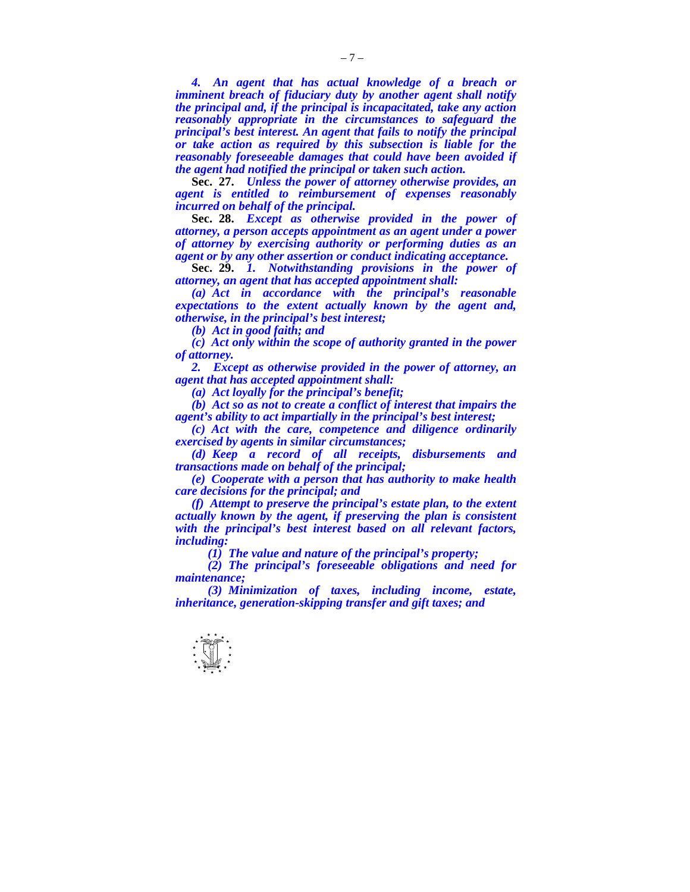*4. An agent that has actual knowledge of a breach or imminent breach of fiduciary duty by another agent shall notify the principal and, if the principal is incapacitated, take any action reasonably appropriate in the circumstances to safeguard the principal's best interest. An agent that fails to notify the principal or take action as required by this subsection is liable for the reasonably foreseeable damages that could have been avoided if the agent had notified the principal or taken such action.*

**Sec. 27.** *Unless the power of attorney otherwise provides, an agent is entitled to reimbursement of expenses reasonably incurred on behalf of the principal.*

**Sec. 28.** *Except as otherwise provided in the power of attorney, a person accepts appointment as an agent under a power of attorney by exercising authority or performing duties as an agent or by any other assertion or conduct indicating acceptance.*

**Sec. 29.** *1. Notwithstanding provisions in the power of attorney, an agent that has accepted appointment shall:*

*(a) Act in accordance with the principal's reasonable expectations to the extent actually known by the agent and, otherwise, in the principal's best interest;*

*(b) Act in good faith; and*

*(c) Act only within the scope of authority granted in the power of attorney.*

*2. Except as otherwise provided in the power of attorney, an agent that has accepted appointment shall:*

*(a) Act loyally for the principal's benefit;*

*(b) Act so as not to create a conflict of interest that impairs the agent's ability to act impartially in the principal's best interest;*

*(c) Act with the care, competence and diligence ordinarily exercised by agents in similar circumstances;*

*(d) Keep a record of all receipts, disbursements and transactions made on behalf of the principal;*

*(e) Cooperate with a person that has authority to make health care decisions for the principal; and*

*(f) Attempt to preserve the principal's estate plan, to the extent actually known by the agent, if preserving the plan is consistent with the principal's best interest based on all relevant factors, including:*

*(1) The value and nature of the principal's property;*

*(2) The principal's foreseeable obligations and need for maintenance;*

*(3) Minimization of taxes, including income, estate, inheritance, generation-skipping transfer and gift taxes; and*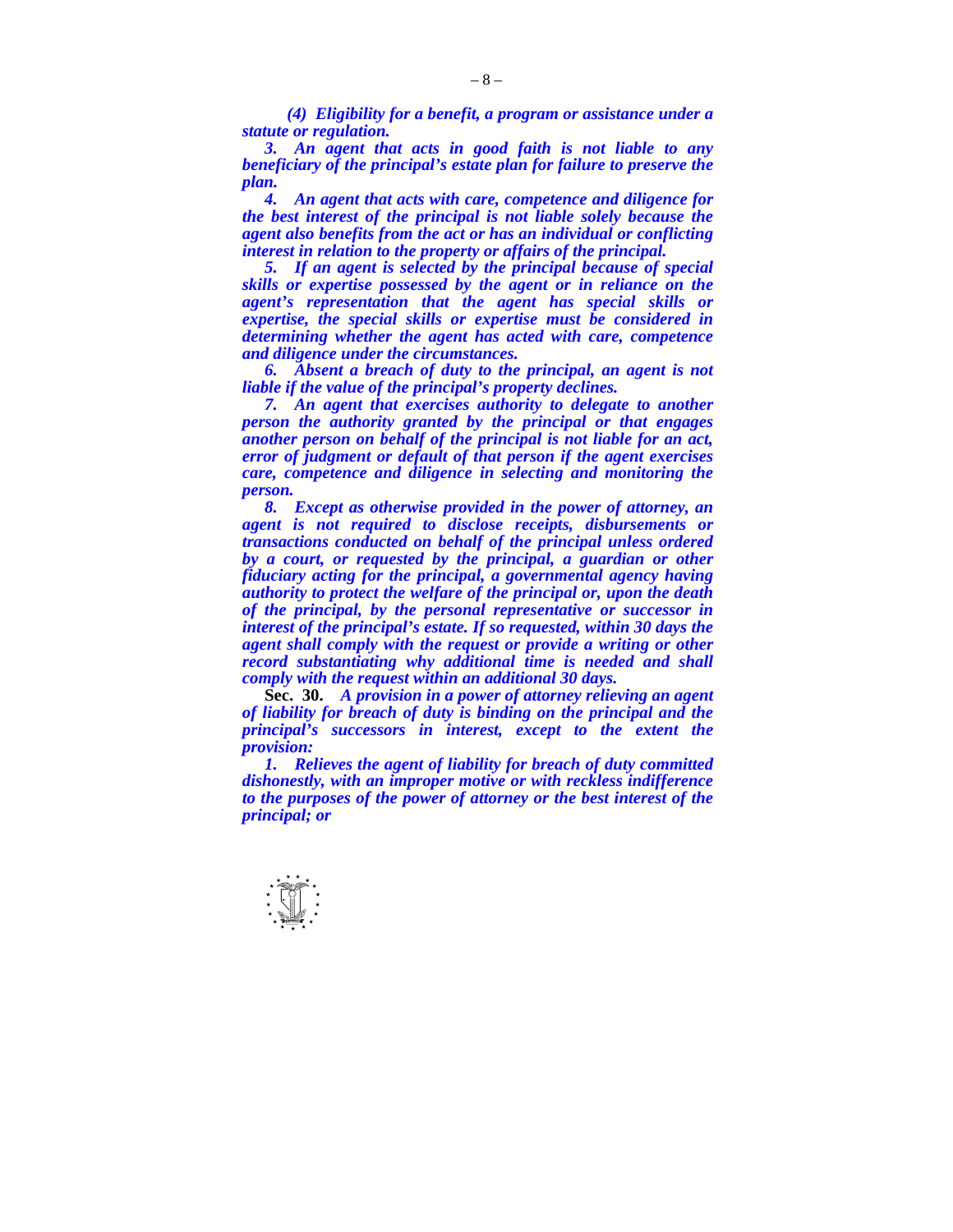*(4) Eligibility for a benefit, a program or assistance under a statute or regulation.*

*3. An agent that acts in good faith is not liable to any beneficiary of the principal's estate plan for failure to preserve the plan.*

*4. An agent that acts with care, competence and diligence for the best interest of the principal is not liable solely because the agent also benefits from the act or has an individual or conflicting interest in relation to the property or affairs of the principal.*

*5. If an agent is selected by the principal because of special skills or expertise possessed by the agent or in reliance on the agent's representation that the agent has special skills or expertise, the special skills or expertise must be considered in determining whether the agent has acted with care, competence and diligence under the circumstances.*

*6. Absent a breach of duty to the principal, an agent is not liable if the value of the principal's property declines.*

*7. An agent that exercises authority to delegate to another person the authority granted by the principal or that engages another person on behalf of the principal is not liable for an act, error of judgment or default of that person if the agent exercises care, competence and diligence in selecting and monitoring the person.*

*8. Except as otherwise provided in the power of attorney, an agent is not required to disclose receipts, disbursements or transactions conducted on behalf of the principal unless ordered by a court, or requested by the principal, a guardian or other fiduciary acting for the principal, a governmental agency having authority to protect the welfare of the principal or, upon the death of the principal, by the personal representative or successor in interest of the principal's estate. If so requested, within 30 days the agent shall comply with the request or provide a writing or other record substantiating why additional time is needed and shall comply with the request within an additional 30 days.*

**Sec. 30.** *A provision in a power of attorney relieving an agent of liability for breach of duty is binding on the principal and the principal's successors in interest, except to the extent the provision:*

*1. Relieves the agent of liability for breach of duty committed dishonestly, with an improper motive or with reckless indifference to the purposes of the power of attorney or the best interest of the principal; or*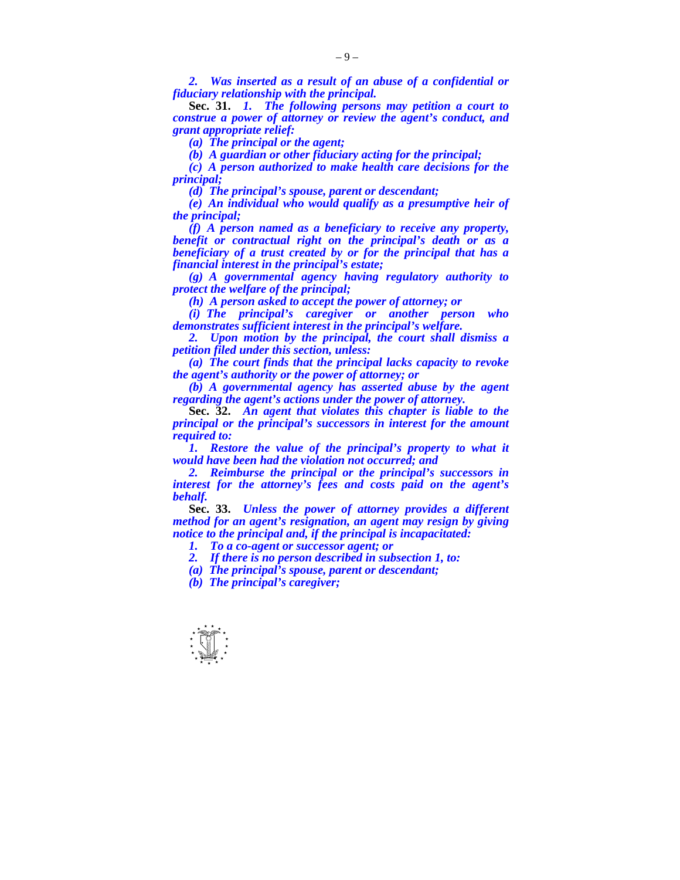*2. Was inserted as a result of an abuse of a confidential or fiduciary relationship with the principal.*

**Sec. 31.** *1. The following persons may petition a court to construe a power of attorney or review the agent's conduct, and grant appropriate relief:*

*(a) The principal or the agent;*

*(b) A guardian or other fiduciary acting for the principal;*

*(c) A person authorized to make health care decisions for the principal;*

*(d) The principal's spouse, parent or descendant;*

*(e) An individual who would qualify as a presumptive heir of the principal;*

*(f) A person named as a beneficiary to receive any property, benefit or contractual right on the principal's death or as a beneficiary of a trust created by or for the principal that has a financial interest in the principal's estate;*

*(g) A governmental agency having regulatory authority to protect the welfare of the principal;*

*(h) A person asked to accept the power of attorney; or*

*(i) The principal's caregiver or another person who demonstrates sufficient interest in the principal's welfare.*

*2. Upon motion by the principal, the court shall dismiss a petition filed under this section, unless:*

*(a) The court finds that the principal lacks capacity to revoke the agent's authority or the power of attorney; or*

*(b) A governmental agency has asserted abuse by the agent regarding the agent's actions under the power of attorney.*

**Sec. 32.** *An agent that violates this chapter is liable to the principal or the principal's successors in interest for the amount required to:*

*1. Restore the value of the principal's property to what it would have been had the violation not occurred; and*

*2. Reimburse the principal or the principal's successors in interest for the attorney's fees and costs paid on the agent's behalf.*

**Sec. 33.** *Unless the power of attorney provides a different method for an agent's resignation, an agent may resign by giving notice to the principal and, if the principal is incapacitated:*

*1. To a co-agent or successor agent; or*

*2. If there is no person described in subsection 1, to:*

*(a) The principal's spouse, parent or descendant;*

*(b) The principal's caregiver;*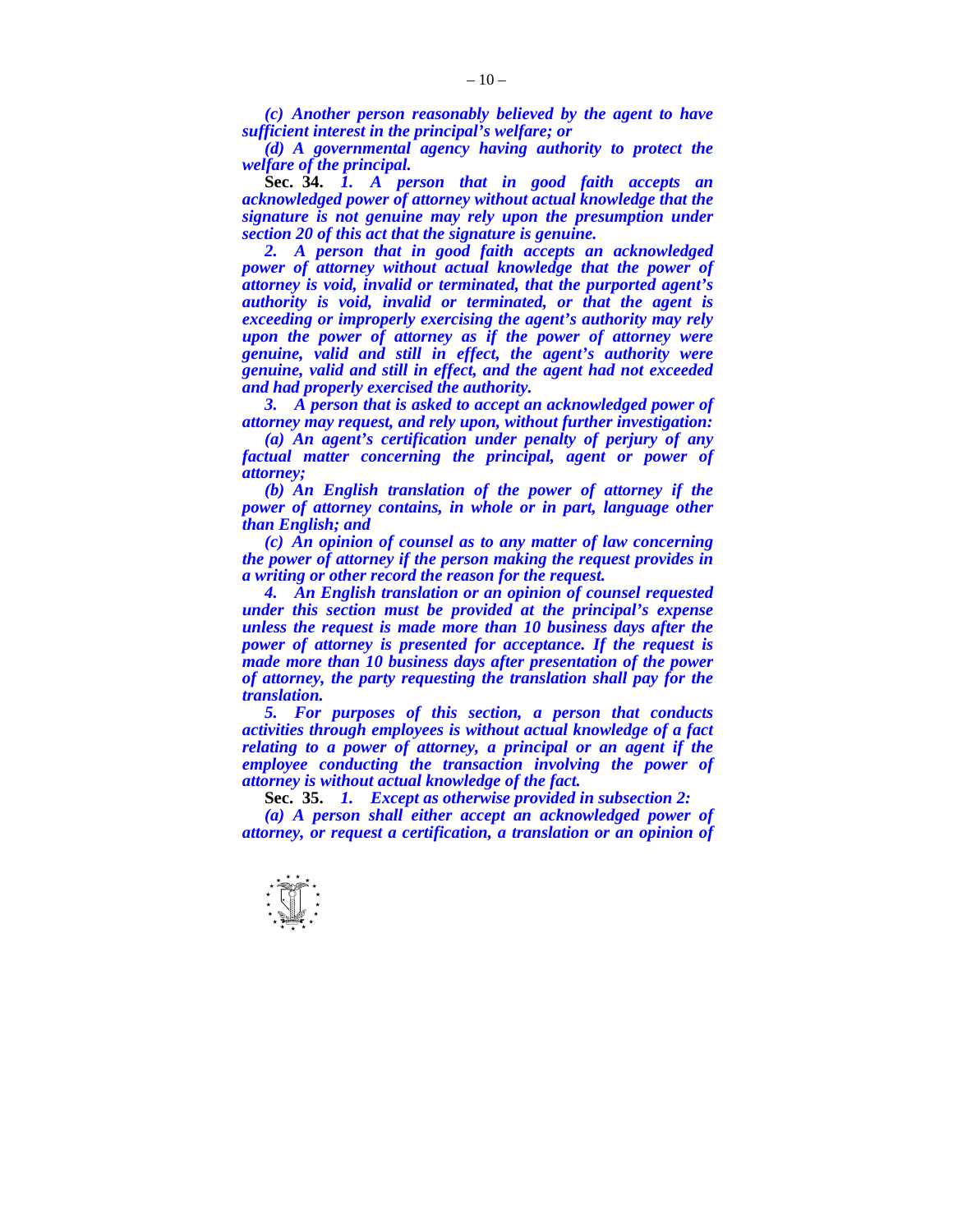*(c) Another person reasonably believed by the agent to have sufficient interest in the principal's welfare; or*

*(d) A governmental agency having authority to protect the welfare of the principal.*

**Sec. 34.** *1. A person that in good faith accepts an acknowledged power of attorney without actual knowledge that the signature is not genuine may rely upon the presumption under section 20 of this act that the signature is genuine.*

*2. A person that in good faith accepts an acknowledged power of attorney without actual knowledge that the power of attorney is void, invalid or terminated, that the purported agent's authority is void, invalid or terminated, or that the agent is exceeding or improperly exercising the agent's authority may rely upon the power of attorney as if the power of attorney were genuine, valid and still in effect, the agent's authority were genuine, valid and still in effect, and the agent had not exceeded and had properly exercised the authority.*

*3. A person that is asked to accept an acknowledged power of attorney may request, and rely upon, without further investigation:*

*(a) An agent's certification under penalty of perjury of any factual matter concerning the principal, agent or power of attorney;*

*(b) An English translation of the power of attorney if the power of attorney contains, in whole or in part, language other than English; and*

*(c) An opinion of counsel as to any matter of law concerning the power of attorney if the person making the request provides in a writing or other record the reason for the request.*

*4. An English translation or an opinion of counsel requested under this section must be provided at the principal's expense unless the request is made more than 10 business days after the power of attorney is presented for acceptance. If the request is made more than 10 business days after presentation of the power of attorney, the party requesting the translation shall pay for the translation.*

*5. For purposes of this section, a person that conducts activities through employees is without actual knowledge of a fact relating to a power of attorney, a principal or an agent if the employee conducting the transaction involving the power of attorney is without actual knowledge of the fact.*

**Sec. 35.** *1. Except as otherwise provided in subsection 2:*

*(a) A person shall either accept an acknowledged power of attorney, or request a certification, a translation or an opinion of*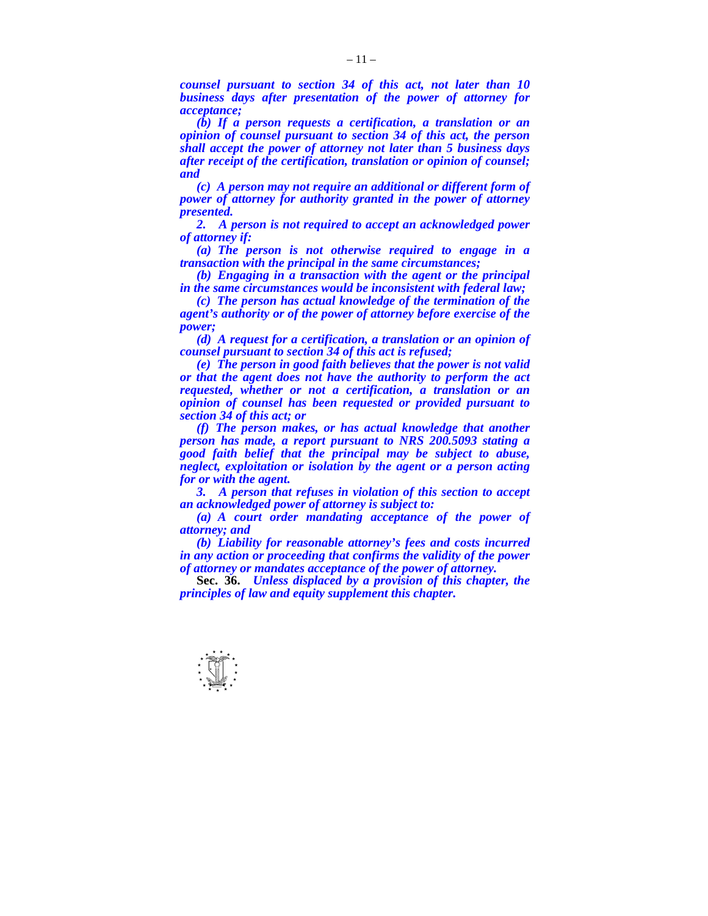***counsel pursuant to section 34 of this act, not later than 10 business days after presentation of the power of attorney for acceptance;***

***(b) If a person requests a certification, a translation or an opinion of counsel pursuant to section 34 of this act, the person shall accept the power of attorney not later than 5 business days after receipt of the certification, translation or opinion of counsel; and***

***(c) A person may not require an additional or different form of power of attorney for authority granted in the power of attorney presented.***

***2. A person is not required to accept an acknowledged power of attorney if:***

***(a) The person is not otherwise required to engage in a transaction with the principal in the same circumstances;***

***(b) Engaging in a transaction with the agent or the principal in the same circumstances would be inconsistent with federal law;***

***(c) The person has actual knowledge of the termination of the agent's authority or of the power of attorney before exercise of the power;***

***(d) A request for a certification, a translation or an opinion of counsel pursuant to section 34 of this act is refused;***

***(e) The person in good faith believes that the power is not valid or that the agent does not have the authority to perform the act requested, whether or not a certification, a translation or an opinion of counsel has been requested or provided pursuant to section 34 of this act; or***

***(f) The person makes, or has actual knowledge that another person has made, a report pursuant to NRS 200.5093 stating a good faith belief that the principal may be subject to abuse, neglect, exploitation or isolation by the agent or a person acting for or with the agent.***

***3. A person that refuses in violation of this section to accept an acknowledged power of attorney is subject to:***

***(a) A court order mandating acceptance of the power of attorney; and***

***(b) Liability for reasonable attorney's fees and costs incurred in any action or proceeding that confirms the validity of the power of attorney or mandates acceptance of the power of attorney.***

**Sec. 36.** ***Unless displaced by a provision of this chapter, the principles of law and equity supplement this chapter.***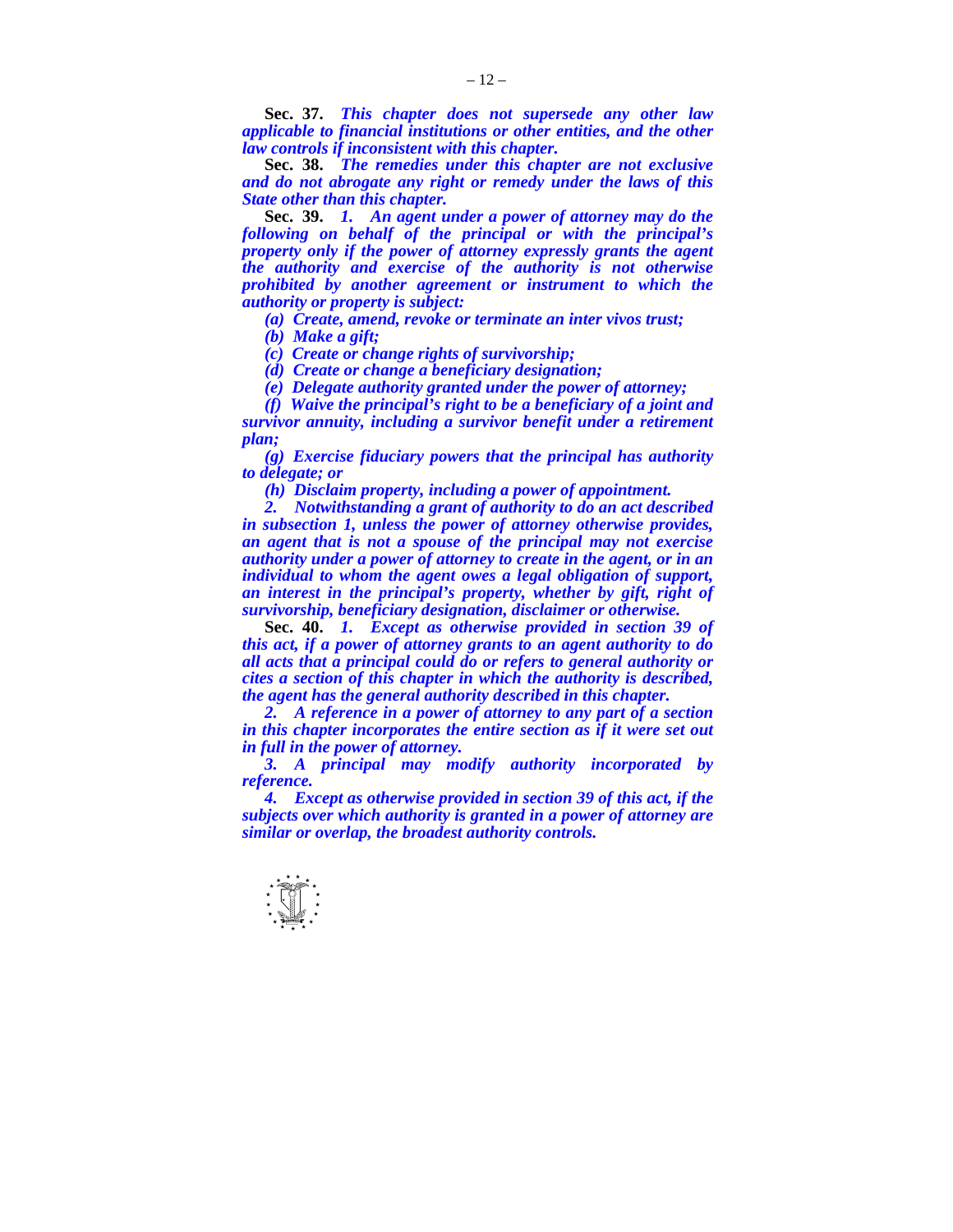**Sec. 37.** *This chapter does not supersede any other law applicable to financial institutions or other entities, and the other law controls if inconsistent with this chapter.*

**Sec. 38.** *The remedies under this chapter are not exclusive and do not abrogate any right or remedy under the laws of this State other than this chapter.*

**Sec. 39.** *1. An agent under a power of attorney may do the following on behalf of the principal or with the principal's property only if the power of attorney expressly grants the agent the authority and exercise of the authority is not otherwise prohibited by another agreement or instrument to which the authority or property is subject:*

*(a) Create, amend, revoke or terminate an inter vivos trust;*

*(b) Make a gift;*

*(c) Create or change rights of survivorship;*

*(d) Create or change a beneficiary designation;*

*(e) Delegate authority granted under the power of attorney;*

*(f) Waive the principal's right to be a beneficiary of a joint and survivor annuity, including a survivor benefit under a retirement plan;*

*(g) Exercise fiduciary powers that the principal has authority to delegate; or*

*(h) Disclaim property, including a power of appointment.*

*2. Notwithstanding a grant of authority to do an act described in subsection 1, unless the power of attorney otherwise provides, an agent that is not a spouse of the principal may not exercise authority under a power of attorney to create in the agent, or in an individual to whom the agent owes a legal obligation of support, an interest in the principal's property, whether by gift, right of survivorship, beneficiary designation, disclaimer or otherwise.*

**Sec. 40.** *1. Except as otherwise provided in section 39 of this act, if a power of attorney grants to an agent authority to do all acts that a principal could do or refers to general authority or cites a section of this chapter in which the authority is described, the agent has the general authority described in this chapter.*

*2. A reference in a power of attorney to any part of a section in this chapter incorporates the entire section as if it were set out in full in the power of attorney.*

*3. A principal may modify authority incorporated by reference.*

*4. Except as otherwise provided in section 39 of this act, if the subjects over which authority is granted in a power of attorney are similar or overlap, the broadest authority controls.*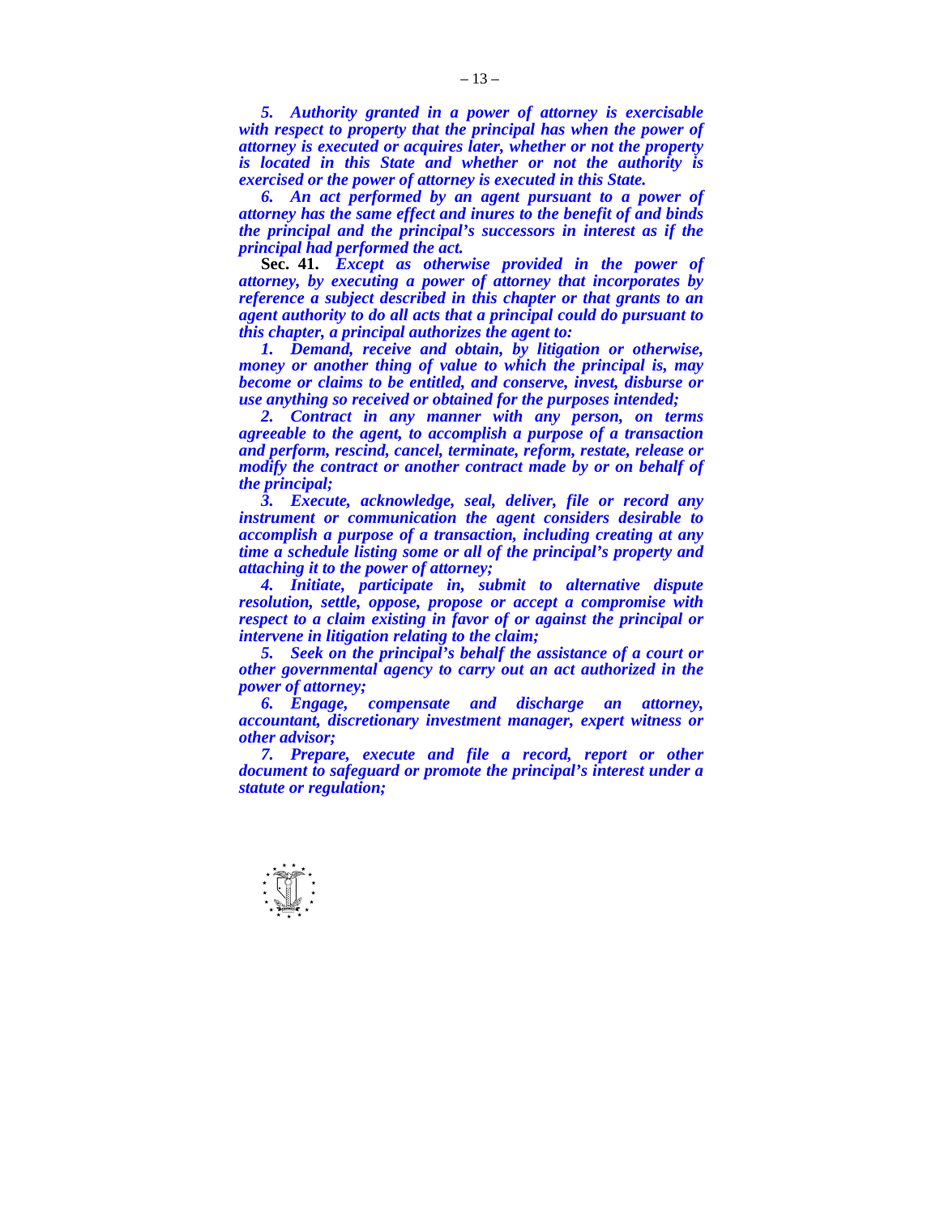*5. Authority granted in a power of attorney is exercisable with respect to property that the principal has when the power of attorney is executed or acquires later, whether or not the property is located in this State and whether or not the authority is exercised or the power of attorney is executed in this State.*

*6. An act performed by an agent pursuant to a power of attorney has the same effect and inures to the benefit of and binds the principal and the principal's successors in interest as if the principal had performed the act.*

**Sec. 41.** *Except as otherwise provided in the power of attorney, by executing a power of attorney that incorporates by reference a subject described in this chapter or that grants to an agent authority to do all acts that a principal could do pursuant to this chapter, a principal authorizes the agent to:*

*1. Demand, receive and obtain, by litigation or otherwise, money or another thing of value to which the principal is, may become or claims to be entitled, and conserve, invest, disburse or use anything so received or obtained for the purposes intended;*

*2. Contract in any manner with any person, on terms agreeable to the agent, to accomplish a purpose of a transaction and perform, rescind, cancel, terminate, reform, restate, release or modify the contract or another contract made by or on behalf of the principal;*

*3. Execute, acknowledge, seal, deliver, file or record any instrument or communication the agent considers desirable to accomplish a purpose of a transaction, including creating at any time a schedule listing some or all of the principal's property and attaching it to the power of attorney;*

*4. Initiate, participate in, submit to alternative dispute resolution, settle, oppose, propose or accept a compromise with respect to a claim existing in favor of or against the principal or intervene in litigation relating to the claim;*

*5. Seek on the principal's behalf the assistance of a court or other governmental agency to carry out an act authorized in the power of attorney;*

*6. Engage, compensate and discharge an attorney, accountant, discretionary investment manager, expert witness or other advisor;*

*7. Prepare, execute and file a record, report or other document to safeguard or promote the principal's interest under a statute or regulation;*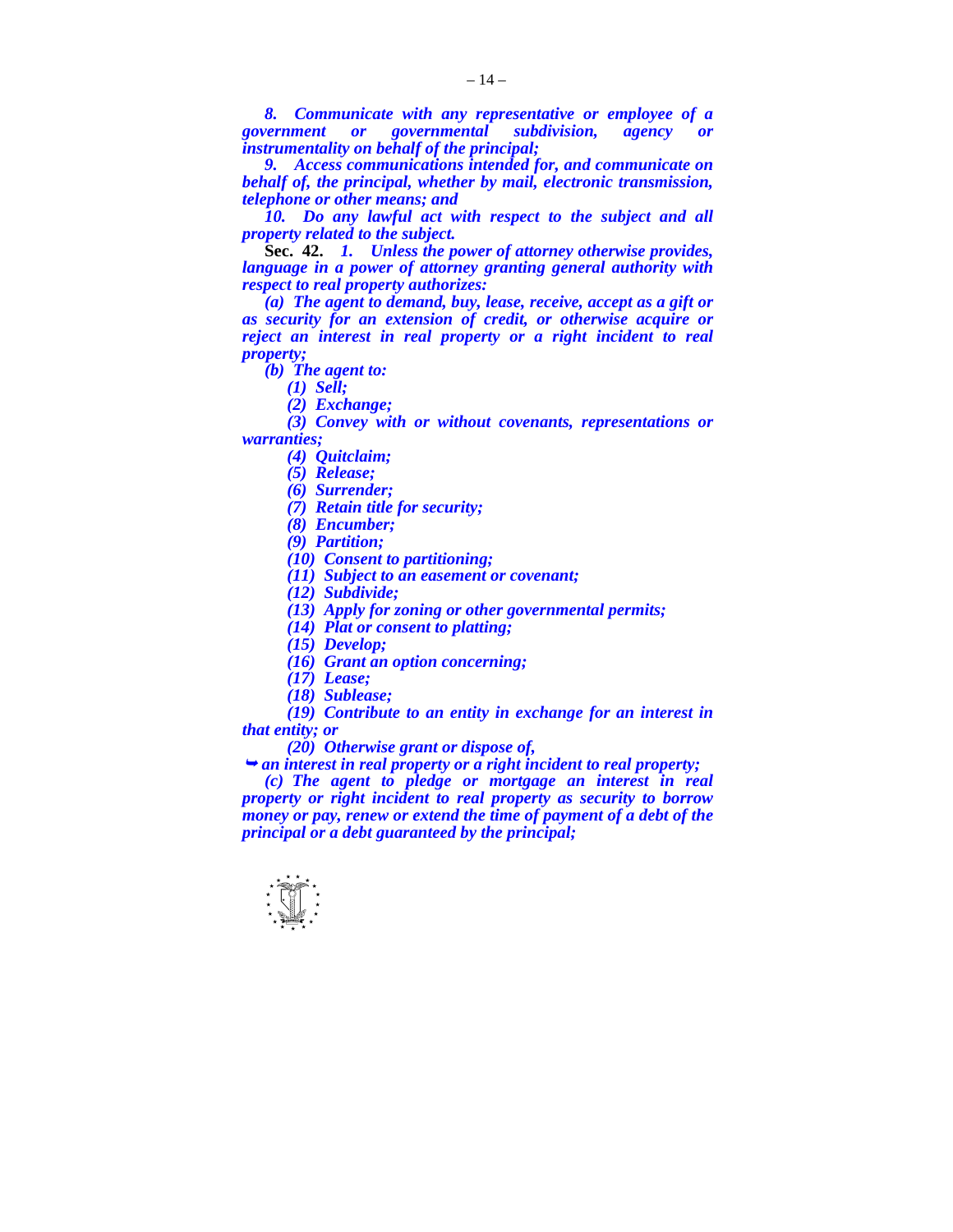*8. Communicate with any representative or employee of a government or governmental subdivision, agency or instrumentality on behalf of the principal;*

*9. Access communications intended for, and communicate on behalf of, the principal, whether by mail, electronic transmission, telephone or other means; and*

*10. Do any lawful act with respect to the subject and all property related to the subject.*

**Sec. 42.** *1. Unless the power of attorney otherwise provides, language in a power of attorney granting general authority with respect to real property authorizes:*

*(a) The agent to demand, buy, lease, receive, accept as a gift or as security for an extension of credit, or otherwise acquire or reject an interest in real property or a right incident to real property;*

*(b) The agent to:*

*(1) Sell;*

*(2) Exchange;*

*(3) Convey with or without covenants, representations or warranties;*

*(4) Quitclaim;*

*(5) Release;*

*(6) Surrender;*

*(7) Retain title for security;*

*(8) Encumber;*

*(9) Partition;*

*(10) Consent to partitioning;*

*(11) Subject to an easement or covenant;*

*(12) Subdivide;*

*(13) Apply for zoning or other governmental permits;*

*(14) Plat or consent to platting;*

*(15) Develop;*

*(16) Grant an option concerning;*

*(17) Lease;*

*(18) Sublease;*

*(19) Contribute to an entity in exchange for an interest in that entity; or*

*(20) Otherwise grant or dispose of,*

➥ *an interest in real property or a right incident to real property;*

*(c) The agent to pledge or mortgage an interest in real property or right incident to real property as security to borrow money or pay, renew or extend the time of payment of a debt of the principal or a debt guaranteed by the principal;*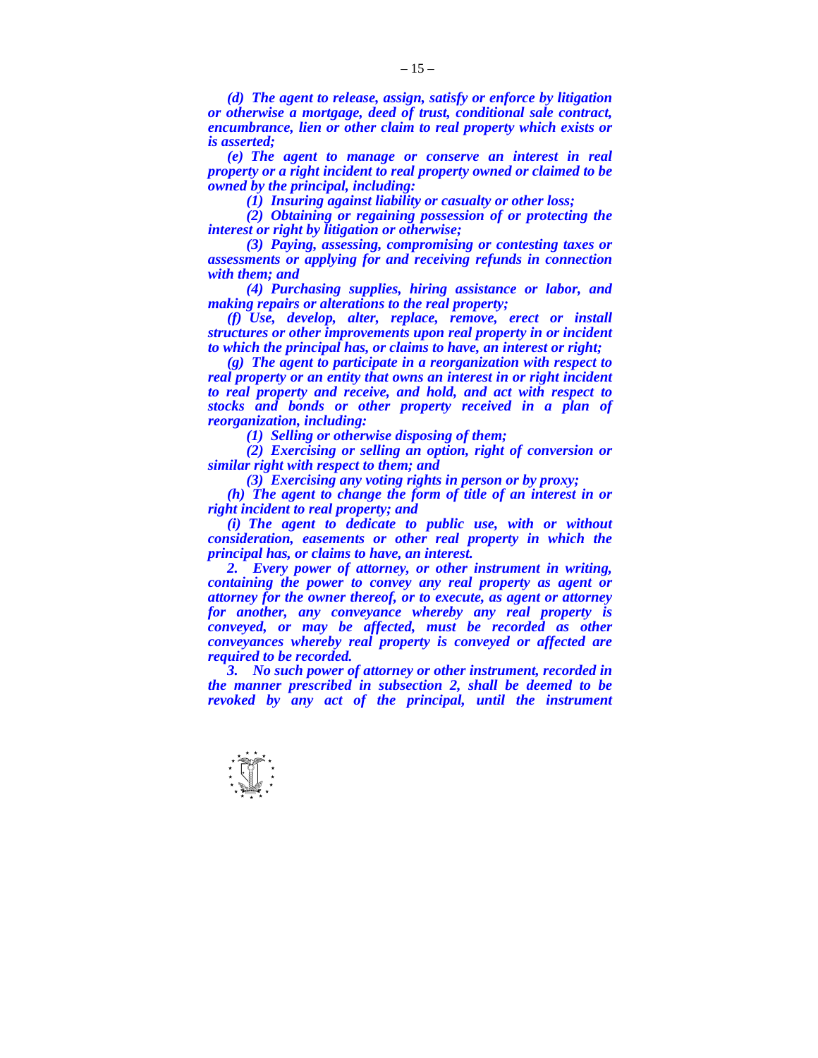*(d) The agent to release, assign, satisfy or enforce by litigation or otherwise a mortgage, deed of trust, conditional sale contract, encumbrance, lien or other claim to real property which exists or is asserted;*

*(e) The agent to manage or conserve an interest in real property or a right incident to real property owned or claimed to be owned by the principal, including:*

*(1) Insuring against liability or casualty or other loss;*

*(2) Obtaining or regaining possession of or protecting the interest or right by litigation or otherwise;*

*(3) Paying, assessing, compromising or contesting taxes or assessments or applying for and receiving refunds in connection with them; and*

*(4) Purchasing supplies, hiring assistance or labor, and making repairs or alterations to the real property;*

*(f) Use, develop, alter, replace, remove, erect or install structures or other improvements upon real property in or incident to which the principal has, or claims to have, an interest or right;*

*(g) The agent to participate in a reorganization with respect to real property or an entity that owns an interest in or right incident to real property and receive, and hold, and act with respect to stocks and bonds or other property received in a plan of reorganization, including:*

*(1) Selling or otherwise disposing of them;*

*(2) Exercising or selling an option, right of conversion or similar right with respect to them; and*

*(3) Exercising any voting rights in person or by proxy;*

*(h) The agent to change the form of title of an interest in or right incident to real property; and*

*(i) The agent to dedicate to public use, with or without consideration, easements or other real property in which the principal has, or claims to have, an interest.*

*2. Every power of attorney, or other instrument in writing, containing the power to convey any real property as agent or attorney for the owner thereof, or to execute, as agent or attorney for another, any conveyance whereby any real property is conveyed, or may be affected, must be recorded as other conveyances whereby real property is conveyed or affected are required to be recorded.*

*3. No such power of attorney or other instrument, recorded in the manner prescribed in subsection 2, shall be deemed to be revoked by any act of the principal, until the instrument*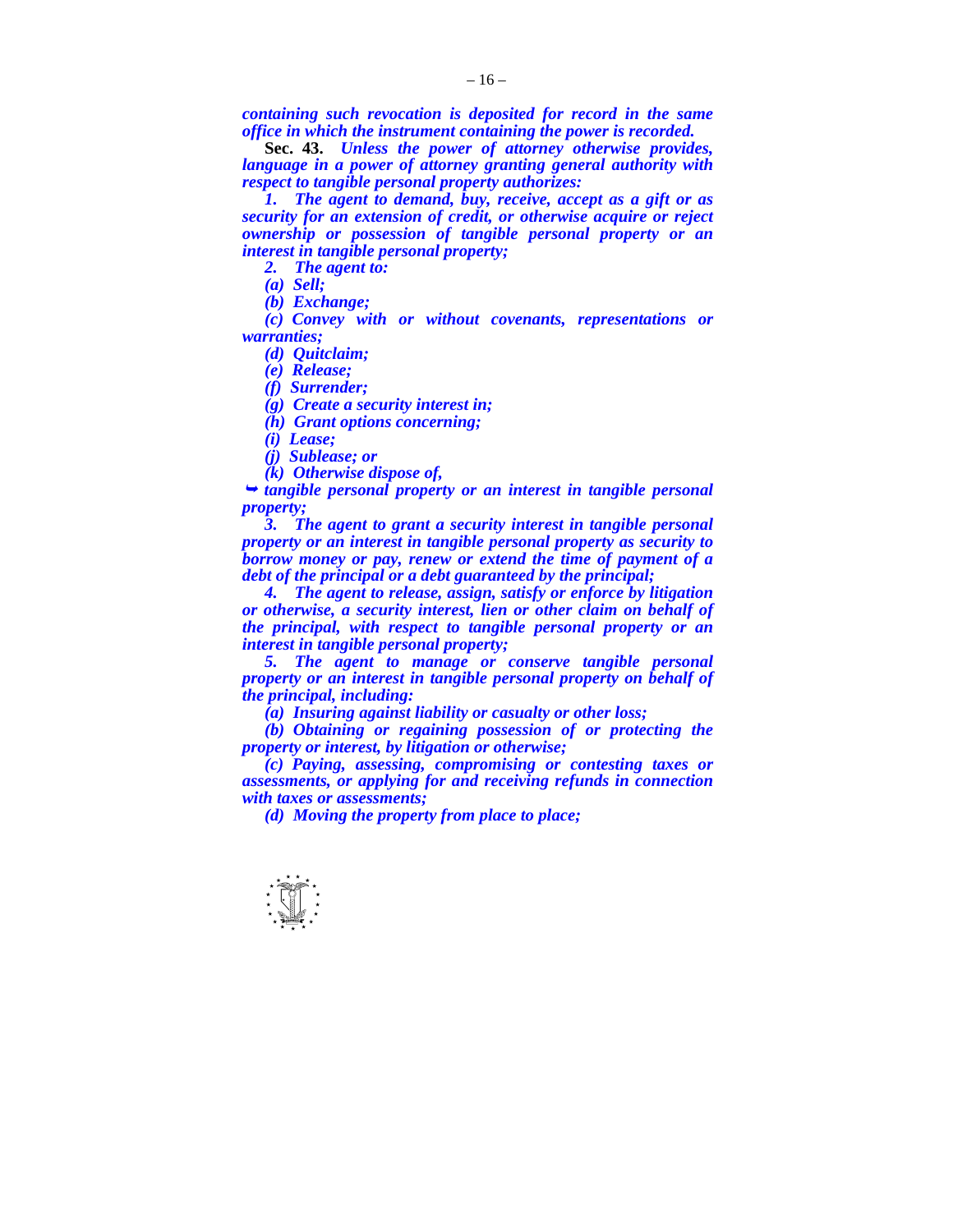***containing such revocation is deposited for record in the same office in which the instrument containing the power is recorded.***

**Sec. 43.** ***Unless the power of attorney otherwise provides, language in a power of attorney granting general authority with respect to tangible personal property authorizes:***

***1. The agent to demand, buy, receive, accept as a gift or as security for an extension of credit, or otherwise acquire or reject ownership or possession of tangible personal property or an interest in tangible personal property;***

***2. The agent to:***

***(a) Sell;***

***(b) Exchange;***

***(c) Convey with or without covenants, representations or warranties;***

***(d) Quitclaim;***

***(e) Release;***

***(f) Surrender;***

***(g) Create a security interest in;***

***(h) Grant options concerning;***

***(i) Lease;***

***(j) Sublease; or***

***(k) Otherwise dispose of,***

***➥ tangible personal property or an interest in tangible personal property;***

***3. The agent to grant a security interest in tangible personal property or an interest in tangible personal property as security to borrow money or pay, renew or extend the time of payment of a debt of the principal or a debt guaranteed by the principal;***

***4. The agent to release, assign, satisfy or enforce by litigation or otherwise, a security interest, lien or other claim on behalf of the principal, with respect to tangible personal property or an interest in tangible personal property;***

***5. The agent to manage or conserve tangible personal property or an interest in tangible personal property on behalf of the principal, including:***

***(a) Insuring against liability or casualty or other loss;***

***(b) Obtaining or regaining possession of or protecting the property or interest, by litigation or otherwise;***

***(c) Paying, assessing, compromising or contesting taxes or assessments, or applying for and receiving refunds in connection with taxes or assessments;***

***(d) Moving the property from place to place;***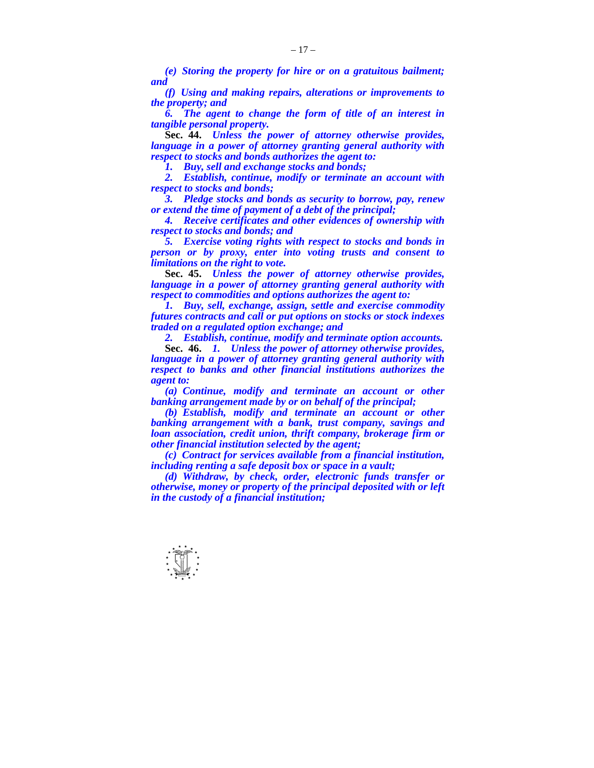*(e) Storing the property for hire or on a gratuitous bailment; and*

*(f) Using and making repairs, alterations or improvements to the property; and*

*6. The agent to change the form of title of an interest in tangible personal property.*

**Sec. 44.** *Unless the power of attorney otherwise provides, language in a power of attorney granting general authority with respect to stocks and bonds authorizes the agent to:*

*1. Buy, sell and exchange stocks and bonds;*

*2. Establish, continue, modify or terminate an account with respect to stocks and bonds;*

*3. Pledge stocks and bonds as security to borrow, pay, renew or extend the time of payment of a debt of the principal;*

*4. Receive certificates and other evidences of ownership with respect to stocks and bonds; and*

*5. Exercise voting rights with respect to stocks and bonds in person or by proxy, enter into voting trusts and consent to limitations on the right to vote.*

**Sec. 45.** *Unless the power of attorney otherwise provides, language in a power of attorney granting general authority with respect to commodities and options authorizes the agent to:*

*1. Buy, sell, exchange, assign, settle and exercise commodity futures contracts and call or put options on stocks or stock indexes traded on a regulated option exchange; and*

*2. Establish, continue, modify and terminate option accounts.*

**Sec. 46.** *1. Unless the power of attorney otherwise provides, language in a power of attorney granting general authority with respect to banks and other financial institutions authorizes the agent to:*

*(a) Continue, modify and terminate an account or other banking arrangement made by or on behalf of the principal;*

*(b) Establish, modify and terminate an account or other banking arrangement with a bank, trust company, savings and loan association, credit union, thrift company, brokerage firm or other financial institution selected by the agent;*

*(c) Contract for services available from a financial institution, including renting a safe deposit box or space in a vault;*

*(d) Withdraw, by check, order, electronic funds transfer or otherwise, money or property of the principal deposited with or left in the custody of a financial institution;*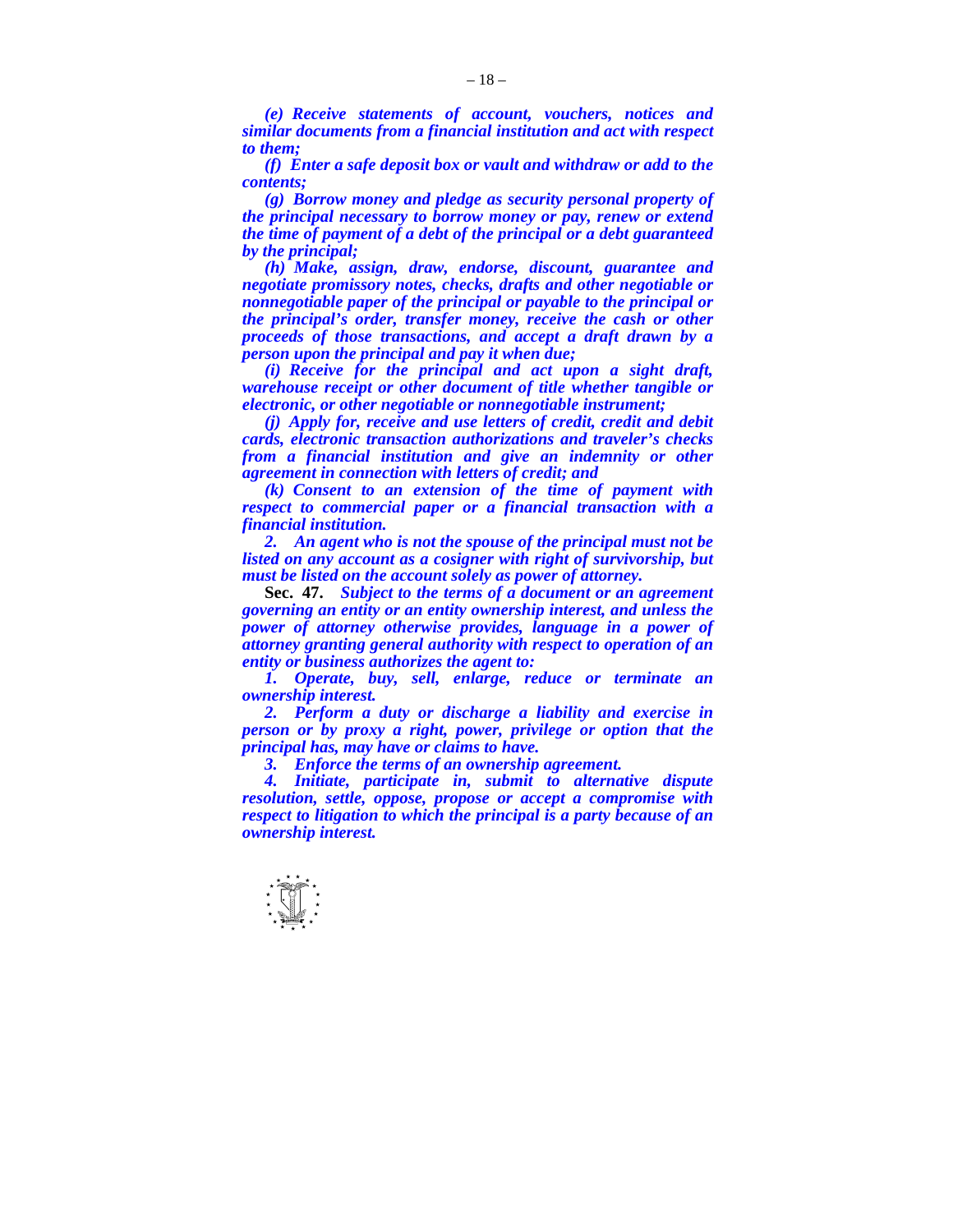*(e) Receive statements of account, vouchers, notices and similar documents from a financial institution and act with respect to them;*

*(f) Enter a safe deposit box or vault and withdraw or add to the contents;*

*(g) Borrow money and pledge as security personal property of the principal necessary to borrow money or pay, renew or extend the time of payment of a debt of the principal or a debt guaranteed by the principal;*

*(h) Make, assign, draw, endorse, discount, guarantee and negotiate promissory notes, checks, drafts and other negotiable or nonnegotiable paper of the principal or payable to the principal or the principal's order, transfer money, receive the cash or other proceeds of those transactions, and accept a draft drawn by a person upon the principal and pay it when due;*

*(i) Receive for the principal and act upon a sight draft, warehouse receipt or other document of title whether tangible or electronic, or other negotiable or nonnegotiable instrument;*

*(j) Apply for, receive and use letters of credit, credit and debit cards, electronic transaction authorizations and traveler's checks from a financial institution and give an indemnity or other agreement in connection with letters of credit; and*

*(k) Consent to an extension of the time of payment with respect to commercial paper or a financial transaction with a financial institution.*

*2. An agent who is not the spouse of the principal must not be listed on any account as a cosigner with right of survivorship, but must be listed on the account solely as power of attorney.*

**Sec. 47.** *Subject to the terms of a document or an agreement governing an entity or an entity ownership interest, and unless the power of attorney otherwise provides, language in a power of attorney granting general authority with respect to operation of an entity or business authorizes the agent to:*

*1. Operate, buy, sell, enlarge, reduce or terminate an ownership interest.*

*2. Perform a duty or discharge a liability and exercise in person or by proxy a right, power, privilege or option that the principal has, may have or claims to have.*

*3. Enforce the terms of an ownership agreement.*

*4. Initiate, participate in, submit to alternative dispute resolution, settle, oppose, propose or accept a compromise with respect to litigation to which the principal is a party because of an ownership interest.*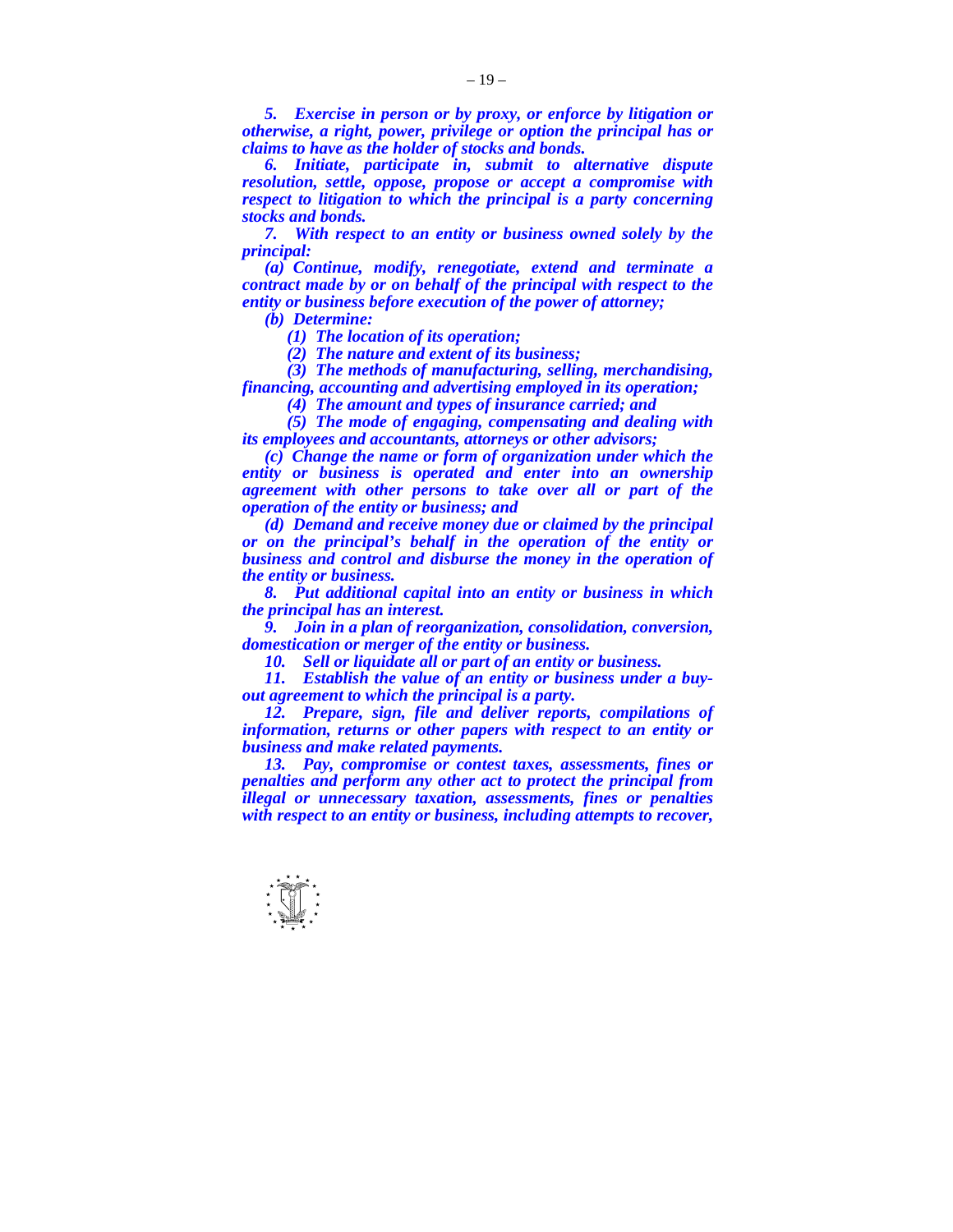*5. Exercise in person or by proxy, or enforce by litigation or otherwise, a right, power, privilege or option the principal has or claims to have as the holder of stocks and bonds.*

*6. Initiate, participate in, submit to alternative dispute resolution, settle, oppose, propose or accept a compromise with respect to litigation to which the principal is a party concerning stocks and bonds.*

*7. With respect to an entity or business owned solely by the principal:*

*(a) Continue, modify, renegotiate, extend and terminate a contract made by or on behalf of the principal with respect to the entity or business before execution of the power of attorney;*

*(b) Determine:*

*(1) The location of its operation;*

*(2) The nature and extent of its business;*

*(3) The methods of manufacturing, selling, merchandising, financing, accounting and advertising employed in its operation;*

*(4) The amount and types of insurance carried; and*

*(5) The mode of engaging, compensating and dealing with its employees and accountants, attorneys or other advisors;*

*(c) Change the name or form of organization under which the entity or business is operated and enter into an ownership agreement with other persons to take over all or part of the operation of the entity or business; and*

*(d) Demand and receive money due or claimed by the principal or on the principal's behalf in the operation of the entity or business and control and disburse the money in the operation of the entity or business.*

*8. Put additional capital into an entity or business in which the principal has an interest.*

*9. Join in a plan of reorganization, consolidation, conversion, domestication or merger of the entity or business.*

*10. Sell or liquidate all or part of an entity or business.*

*11. Establish the value of an entity or business under a buy-out agreement to which the principal is a party.*

*12. Prepare, sign, file and deliver reports, compilations of information, returns or other papers with respect to an entity or business and make related payments.*

*13. Pay, compromise or contest taxes, assessments, fines or penalties and perform any other act to protect the principal from illegal or unnecessary taxation, assessments, fines or penalties with respect to an entity or business, including attempts to recover,*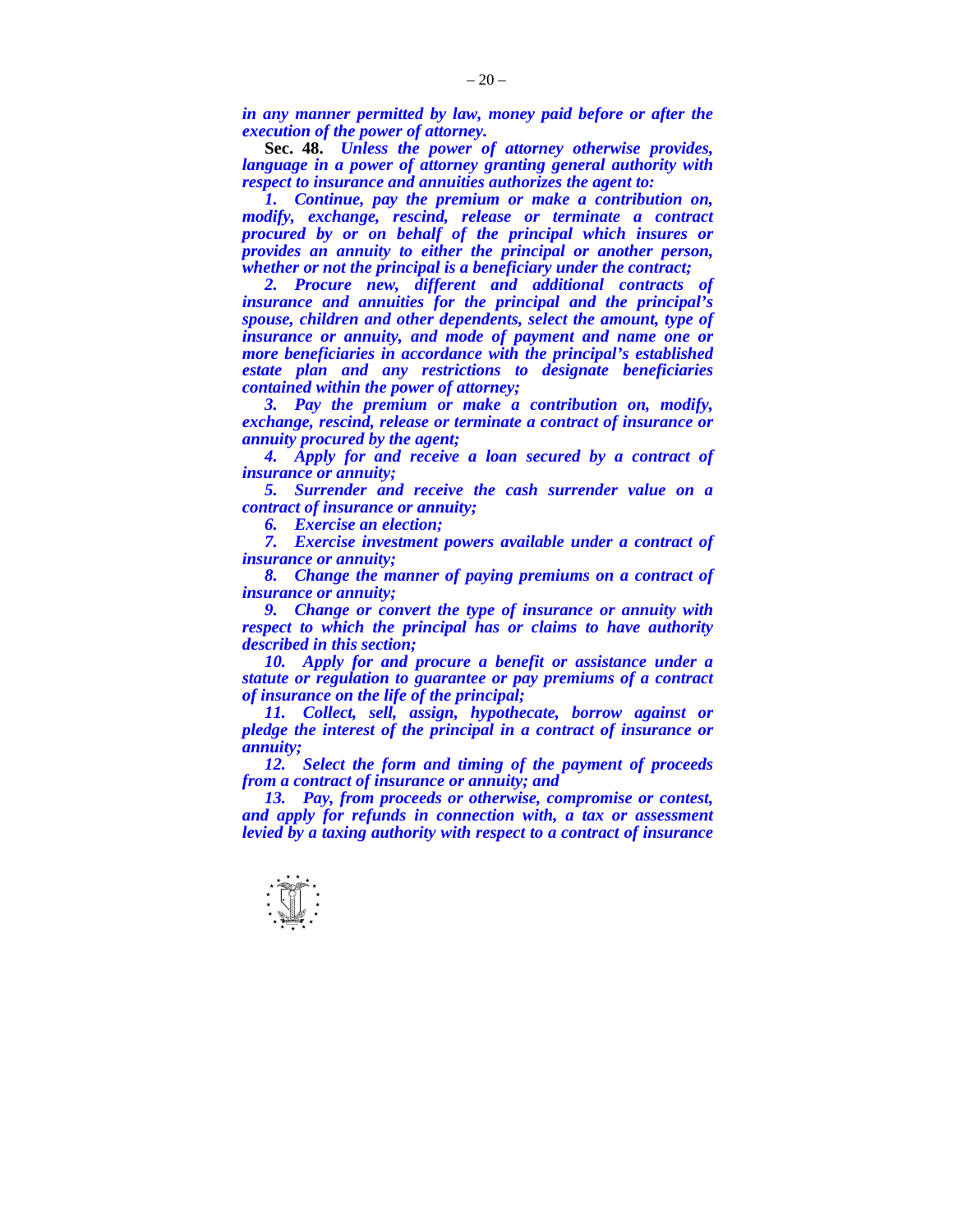***in any manner permitted by law, money paid before or after the execution of the power of attorney.***

**Sec. 48.** ***Unless the power of attorney otherwise provides, language in a power of attorney granting general authority with respect to insurance and annuities authorizes the agent to:***

***1. Continue, pay the premium or make a contribution on, modify, exchange, rescind, release or terminate a contract procured by or on behalf of the principal which insures or provides an annuity to either the principal or another person, whether or not the principal is a beneficiary under the contract;***

***2. Procure new, different and additional contracts of insurance and annuities for the principal and the principal's spouse, children and other dependents, select the amount, type of insurance or annuity, and mode of payment and name one or more beneficiaries in accordance with the principal's established estate plan and any restrictions to designate beneficiaries contained within the power of attorney;***

***3. Pay the premium or make a contribution on, modify, exchange, rescind, release or terminate a contract of insurance or annuity procured by the agent;***

***4. Apply for and receive a loan secured by a contract of insurance or annuity;***

***5. Surrender and receive the cash surrender value on a contract of insurance or annuity;***

***6. Exercise an election;***

***7. Exercise investment powers available under a contract of insurance or annuity;***

***8. Change the manner of paying premiums on a contract of insurance or annuity;***

***9. Change or convert the type of insurance or annuity with respect to which the principal has or claims to have authority described in this section;***

***10. Apply for and procure a benefit or assistance under a statute or regulation to guarantee or pay premiums of a contract of insurance on the life of the principal;***

***11. Collect, sell, assign, hypothecate, borrow against or pledge the interest of the principal in a contract of insurance or annuity;***

***12. Select the form and timing of the payment of proceeds from a contract of insurance or annuity; and***

***13. Pay, from proceeds or otherwise, compromise or contest, and apply for refunds in connection with, a tax or assessment levied by a taxing authority with respect to a contract of insurance***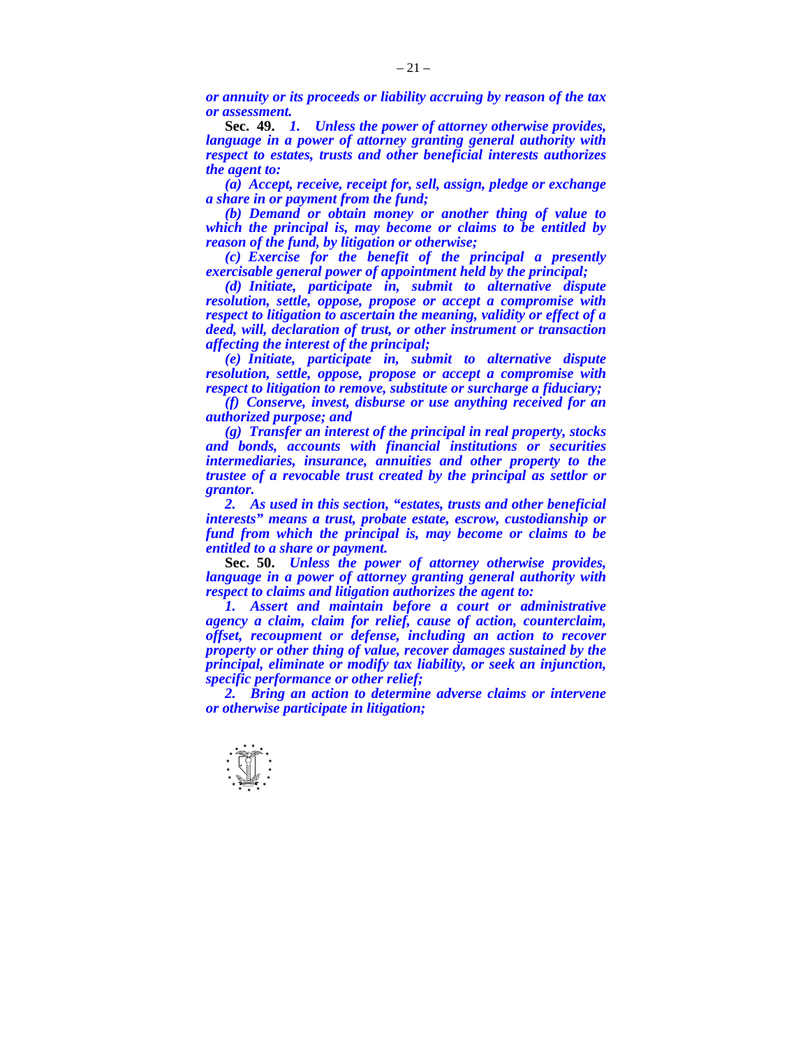***or annuity or its proceeds or liability accruing by reason of the tax or assessment.***

**Sec. 49.** ***1. Unless the power of attorney otherwise provides, language in a power of attorney granting general authority with respect to estates, trusts and other beneficial interests authorizes the agent to:***

***(a) Accept, receive, receipt for, sell, assign, pledge or exchange a share in or payment from the fund;***

***(b) Demand or obtain money or another thing of value to which the principal is, may become or claims to be entitled by reason of the fund, by litigation or otherwise;***

***(c) Exercise for the benefit of the principal a presently exercisable general power of appointment held by the principal;***

***(d) Initiate, participate in, submit to alternative dispute resolution, settle, oppose, propose or accept a compromise with respect to litigation to ascertain the meaning, validity or effect of a deed, will, declaration of trust, or other instrument or transaction affecting the interest of the principal;***

***(e) Initiate, participate in, submit to alternative dispute resolution, settle, oppose, propose or accept a compromise with respect to litigation to remove, substitute or surcharge a fiduciary;***

***(f) Conserve, invest, disburse or use anything received for an authorized purpose; and***

***(g) Transfer an interest of the principal in real property, stocks and bonds, accounts with financial institutions or securities intermediaries, insurance, annuities and other property to the trustee of a revocable trust created by the principal as settlor or grantor.***

***2. As used in this section, "estates, trusts and other beneficial interests" means a trust, probate estate, escrow, custodianship or fund from which the principal is, may become or claims to be entitled to a share or payment.***

**Sec. 50.** ***Unless the power of attorney otherwise provides, language in a power of attorney granting general authority with respect to claims and litigation authorizes the agent to:***

***1. Assert and maintain before a court or administrative agency a claim, claim for relief, cause of action, counterclaim, offset, recoupment or defense, including an action to recover property or other thing of value, recover damages sustained by the principal, eliminate or modify tax liability, or seek an injunction, specific performance or other relief;***

***2. Bring an action to determine adverse claims or intervene or otherwise participate in litigation;***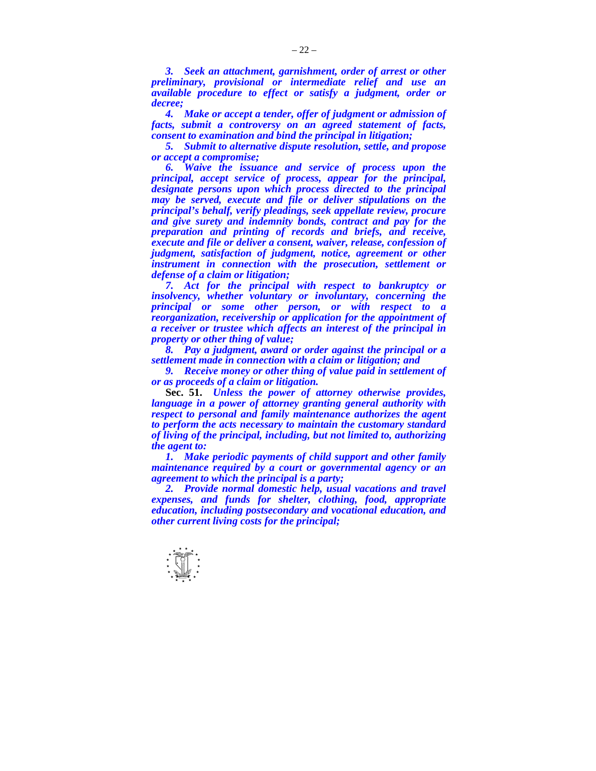*3. Seek an attachment, garnishment, order of arrest or other preliminary, provisional or intermediate relief and use an available procedure to effect or satisfy a judgment, order or decree;*

*4. Make or accept a tender, offer of judgment or admission of facts, submit a controversy on an agreed statement of facts, consent to examination and bind the principal in litigation;*

*5. Submit to alternative dispute resolution, settle, and propose or accept a compromise;*

*6. Waive the issuance and service of process upon the principal, accept service of process, appear for the principal, designate persons upon which process directed to the principal may be served, execute and file or deliver stipulations on the principal's behalf, verify pleadings, seek appellate review, procure and give surety and indemnity bonds, contract and pay for the preparation and printing of records and briefs, and receive, execute and file or deliver a consent, waiver, release, confession of judgment, satisfaction of judgment, notice, agreement or other instrument in connection with the prosecution, settlement or defense of a claim or litigation;*

*7. Act for the principal with respect to bankruptcy or insolvency, whether voluntary or involuntary, concerning the principal or some other person, or with respect to a reorganization, receivership or application for the appointment of a receiver or trustee which affects an interest of the principal in property or other thing of value;*

*8. Pay a judgment, award or order against the principal or a settlement made in connection with a claim or litigation; and*

*9. Receive money or other thing of value paid in settlement of or as proceeds of a claim or litigation.*

**Sec. 51.** *Unless the power of attorney otherwise provides, language in a power of attorney granting general authority with respect to personal and family maintenance authorizes the agent to perform the acts necessary to maintain the customary standard of living of the principal, including, but not limited to, authorizing the agent to:*

*1. Make periodic payments of child support and other family maintenance required by a court or governmental agency or an agreement to which the principal is a party;*

*2. Provide normal domestic help, usual vacations and travel expenses, and funds for shelter, clothing, food, appropriate education, including postsecondary and vocational education, and other current living costs for the principal;*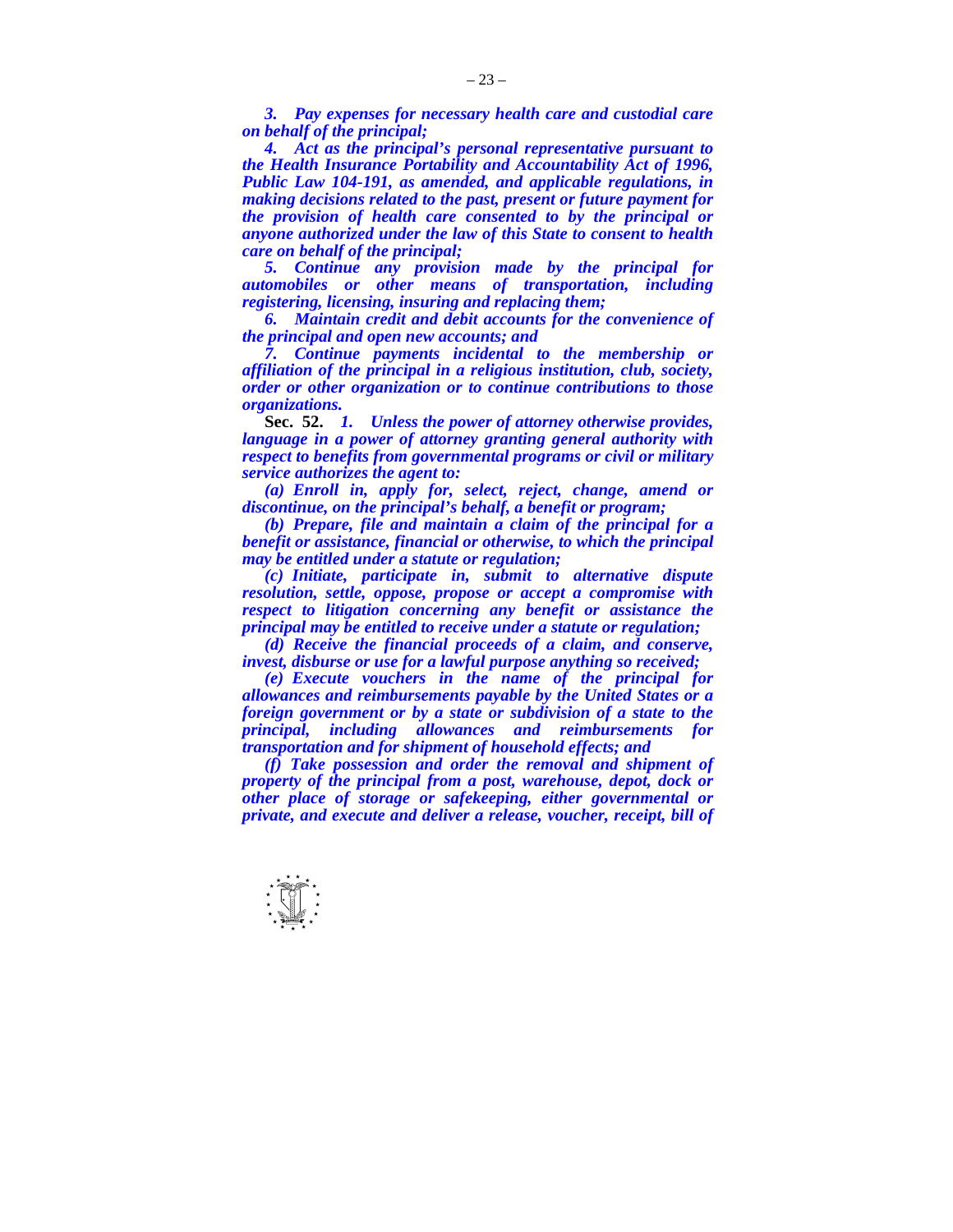*3. Pay expenses for necessary health care and custodial care on behalf of the principal;*

*4. Act as the principal's personal representative pursuant to the Health Insurance Portability and Accountability Act of 1996, Public Law 104-191, as amended, and applicable regulations, in making decisions related to the past, present or future payment for the provision of health care consented to by the principal or anyone authorized under the law of this State to consent to health care on behalf of the principal;*

*5. Continue any provision made by the principal for automobiles or other means of transportation, including registering, licensing, insuring and replacing them;*

*6. Maintain credit and debit accounts for the convenience of the principal and open new accounts; and*

*7. Continue payments incidental to the membership or affiliation of the principal in a religious institution, club, society, order or other organization or to continue contributions to those organizations.*

**Sec. 52.** *1. Unless the power of attorney otherwise provides, language in a power of attorney granting general authority with respect to benefits from governmental programs or civil or military service authorizes the agent to:*

*(a) Enroll in, apply for, select, reject, change, amend or discontinue, on the principal's behalf, a benefit or program;*

*(b) Prepare, file and maintain a claim of the principal for a benefit or assistance, financial or otherwise, to which the principal may be entitled under a statute or regulation;*

*(c) Initiate, participate in, submit to alternative dispute resolution, settle, oppose, propose or accept a compromise with respect to litigation concerning any benefit or assistance the principal may be entitled to receive under a statute or regulation;*

*(d) Receive the financial proceeds of a claim, and conserve, invest, disburse or use for a lawful purpose anything so received;*

*(e) Execute vouchers in the name of the principal for allowances and reimbursements payable by the United States or a foreign government or by a state or subdivision of a state to the principal, including allowances and reimbursements for transportation and for shipment of household effects; and*

*(f) Take possession and order the removal and shipment of property of the principal from a post, warehouse, depot, dock or other place of storage or safekeeping, either governmental or private, and execute and deliver a release, voucher, receipt, bill of*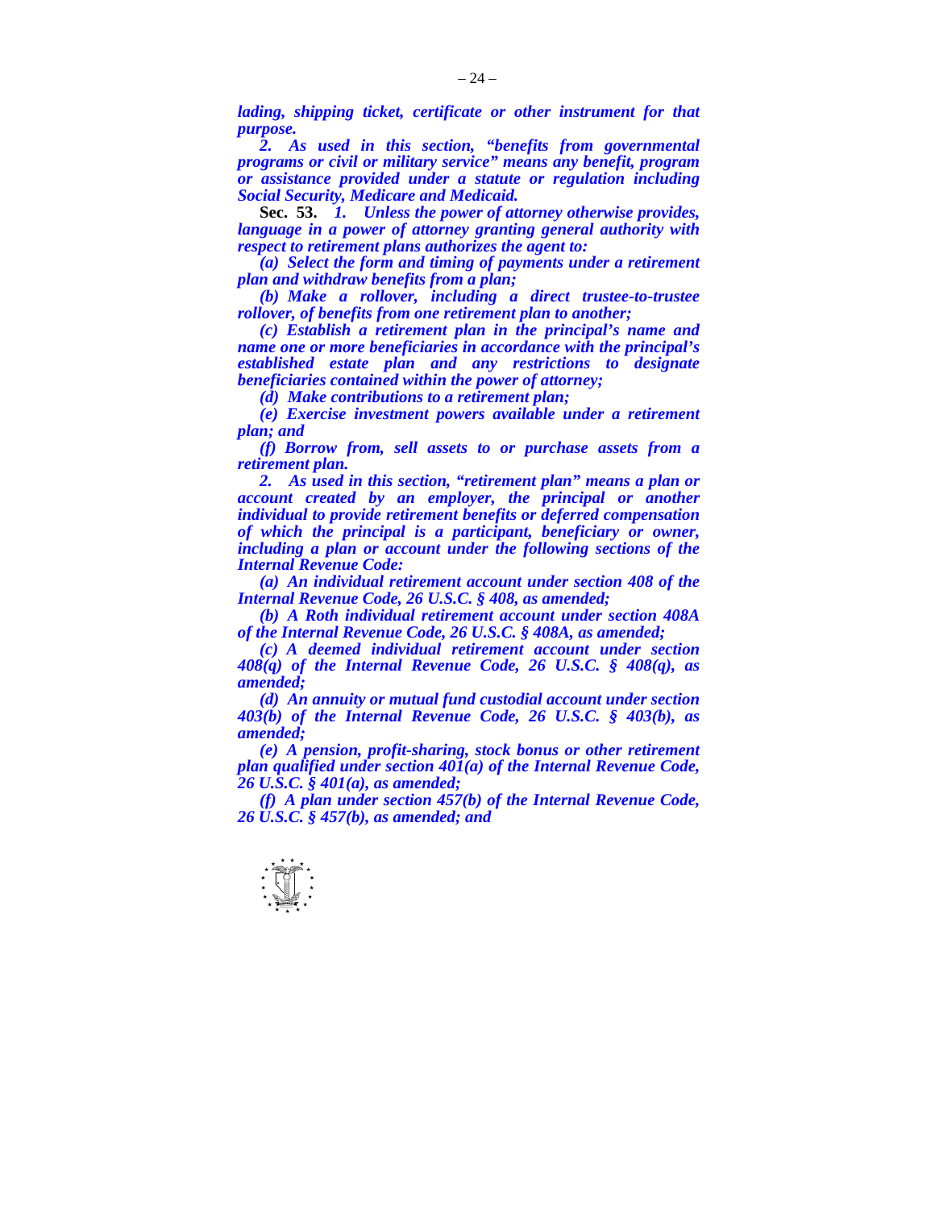*lading, shipping ticket, certificate or other instrument for that purpose.*

*2. As used in this section, "benefits from governmental programs or civil or military service" means any benefit, program or assistance provided under a statute or regulation including Social Security, Medicare and Medicaid.*

**Sec. 53.** *1. Unless the power of attorney otherwise provides, language in a power of attorney granting general authority with respect to retirement plans authorizes the agent to:*

*(a) Select the form and timing of payments under a retirement plan and withdraw benefits from a plan;*

*(b) Make a rollover, including a direct trustee-to-trustee rollover, of benefits from one retirement plan to another;*

*(c) Establish a retirement plan in the principal's name and name one or more beneficiaries in accordance with the principal's established estate plan and any restrictions to designate beneficiaries contained within the power of attorney;*

*(d) Make contributions to a retirement plan;*

*(e) Exercise investment powers available under a retirement plan; and*

*(f) Borrow from, sell assets to or purchase assets from a retirement plan.*

*2. As used in this section, "retirement plan" means a plan or account created by an employer, the principal or another individual to provide retirement benefits or deferred compensation of which the principal is a participant, beneficiary or owner, including a plan or account under the following sections of the Internal Revenue Code:*

*(a) An individual retirement account under section 408 of the Internal Revenue Code, 26 U.S.C. § 408, as amended;*

*(b) A Roth individual retirement account under section 408A of the Internal Revenue Code, 26 U.S.C. § 408A, as amended;*

*(c) A deemed individual retirement account under section 408(q) of the Internal Revenue Code, 26 U.S.C. § 408(q), as amended;*

*(d) An annuity or mutual fund custodial account under section 403(b) of the Internal Revenue Code, 26 U.S.C. § 403(b), as amended;*

*(e) A pension, profit-sharing, stock bonus or other retirement plan qualified under section 401(a) of the Internal Revenue Code, 26 U.S.C. § 401(a), as amended;*

*(f) A plan under section 457(b) of the Internal Revenue Code, 26 U.S.C. § 457(b), as amended; and*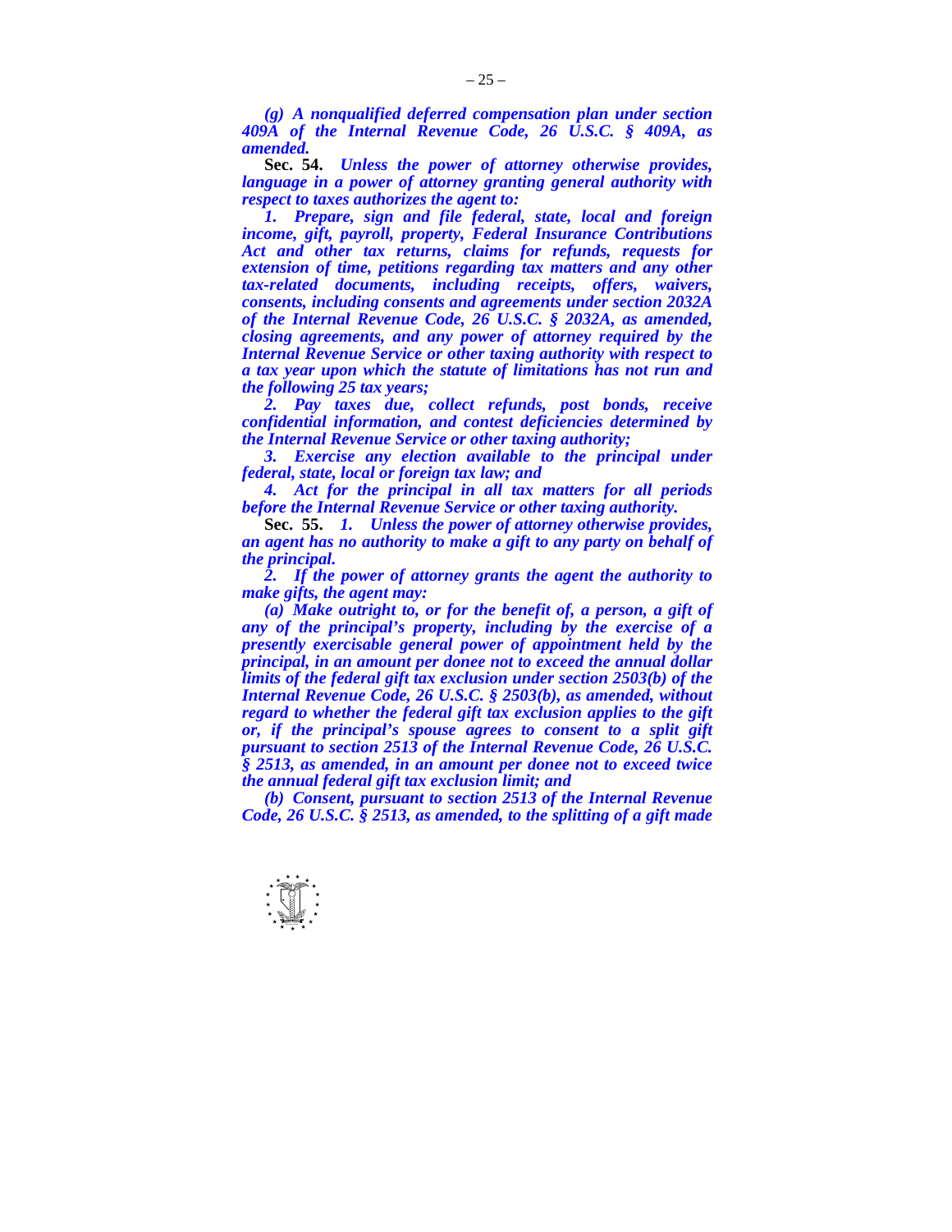*(g) A nonqualified deferred compensation plan under section 409A of the Internal Revenue Code, 26 U.S.C. § 409A, as amended.*

**Sec. 54.** *Unless the power of attorney otherwise provides, language in a power of attorney granting general authority with respect to taxes authorizes the agent to:*

*1. Prepare, sign and file federal, state, local and foreign income, gift, payroll, property, Federal Insurance Contributions Act and other tax returns, claims for refunds, requests for extension of time, petitions regarding tax matters and any other tax-related documents, including receipts, offers, waivers, consents, including consents and agreements under section 2032A of the Internal Revenue Code, 26 U.S.C. § 2032A, as amended, closing agreements, and any power of attorney required by the Internal Revenue Service or other taxing authority with respect to a tax year upon which the statute of limitations has not run and the following 25 tax years;*

*2. Pay taxes due, collect refunds, post bonds, receive confidential information, and contest deficiencies determined by the Internal Revenue Service or other taxing authority;*

*3. Exercise any election available to the principal under federal, state, local or foreign tax law; and*

*4. Act for the principal in all tax matters for all periods before the Internal Revenue Service or other taxing authority.*

**Sec. 55.** *1. Unless the power of attorney otherwise provides, an agent has no authority to make a gift to any party on behalf of the principal.*

*2. If the power of attorney grants the agent the authority to make gifts, the agent may:*

*(a) Make outright to, or for the benefit of, a person, a gift of any of the principal's property, including by the exercise of a presently exercisable general power of appointment held by the principal, in an amount per donee not to exceed the annual dollar limits of the federal gift tax exclusion under section 2503(b) of the Internal Revenue Code, 26 U.S.C. § 2503(b), as amended, without regard to whether the federal gift tax exclusion applies to the gift or, if the principal's spouse agrees to consent to a split gift pursuant to section 2513 of the Internal Revenue Code, 26 U.S.C. § 2513, as amended, in an amount per donee not to exceed twice the annual federal gift tax exclusion limit; and*

*(b) Consent, pursuant to section 2513 of the Internal Revenue Code, 26 U.S.C. § 2513, as amended, to the splitting of a gift made*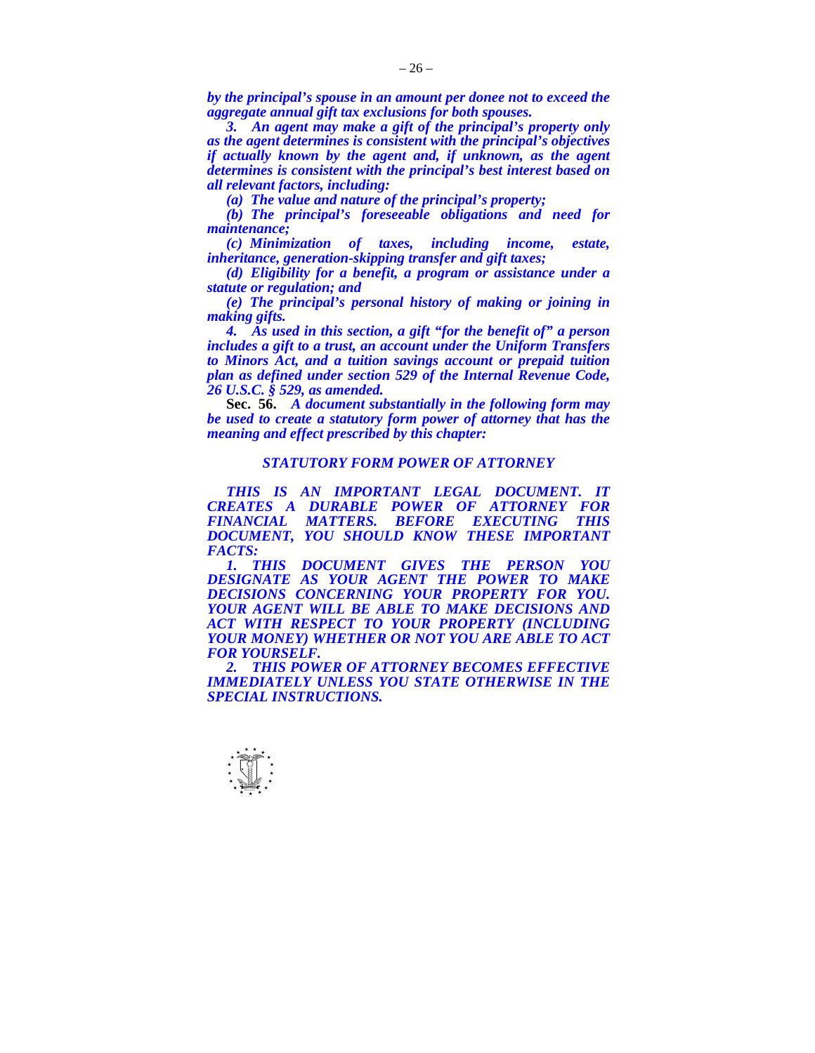*by the principal's spouse in an amount per donee not to exceed the aggregate annual gift tax exclusions for both spouses.*

*3. An agent may make a gift of the principal's property only as the agent determines is consistent with the principal's objectives if actually known by the agent and, if unknown, as the agent determines is consistent with the principal's best interest based on all relevant factors, including:*

*(a) The value and nature of the principal's property;*

*(b) The principal's foreseeable obligations and need for maintenance;*

*(c) Minimization of taxes, including income, estate, inheritance, generation-skipping transfer and gift taxes;*

*(d) Eligibility for a benefit, a program or assistance under a statute or regulation; and*

*(e) The principal's personal history of making or joining in making gifts.*

*4. As used in this section, a gift "for the benefit of" a person includes a gift to a trust, an account under the Uniform Transfers to Minors Act, and a tuition savings account or prepaid tuition plan as defined under section 529 of the Internal Revenue Code, 26 U.S.C. § 529, as amended.*

**Sec. 56.** *A document substantially in the following form may be used to create a statutory form power of attorney that has the meaning and effect prescribed by this chapter:*

*STATUTORY FORM POWER OF ATTORNEY*

*THIS IS AN IMPORTANT LEGAL DOCUMENT. IT CREATES A DURABLE POWER OF ATTORNEY FOR FINANCIAL MATTERS. BEFORE EXECUTING THIS DOCUMENT, YOU SHOULD KNOW THESE IMPORTANT FACTS:*

*1. THIS DOCUMENT GIVES THE PERSON YOU DESIGNATE AS YOUR AGENT THE POWER TO MAKE DECISIONS CONCERNING YOUR PROPERTY FOR YOU. YOUR AGENT WILL BE ABLE TO MAKE DECISIONS AND ACT WITH RESPECT TO YOUR PROPERTY (INCLUDING YOUR MONEY) WHETHER OR NOT YOU ARE ABLE TO ACT FOR YOURSELF.*

*2. THIS POWER OF ATTORNEY BECOMES EFFECTIVE IMMEDIATELY UNLESS YOU STATE OTHERWISE IN THE SPECIAL INSTRUCTIONS.*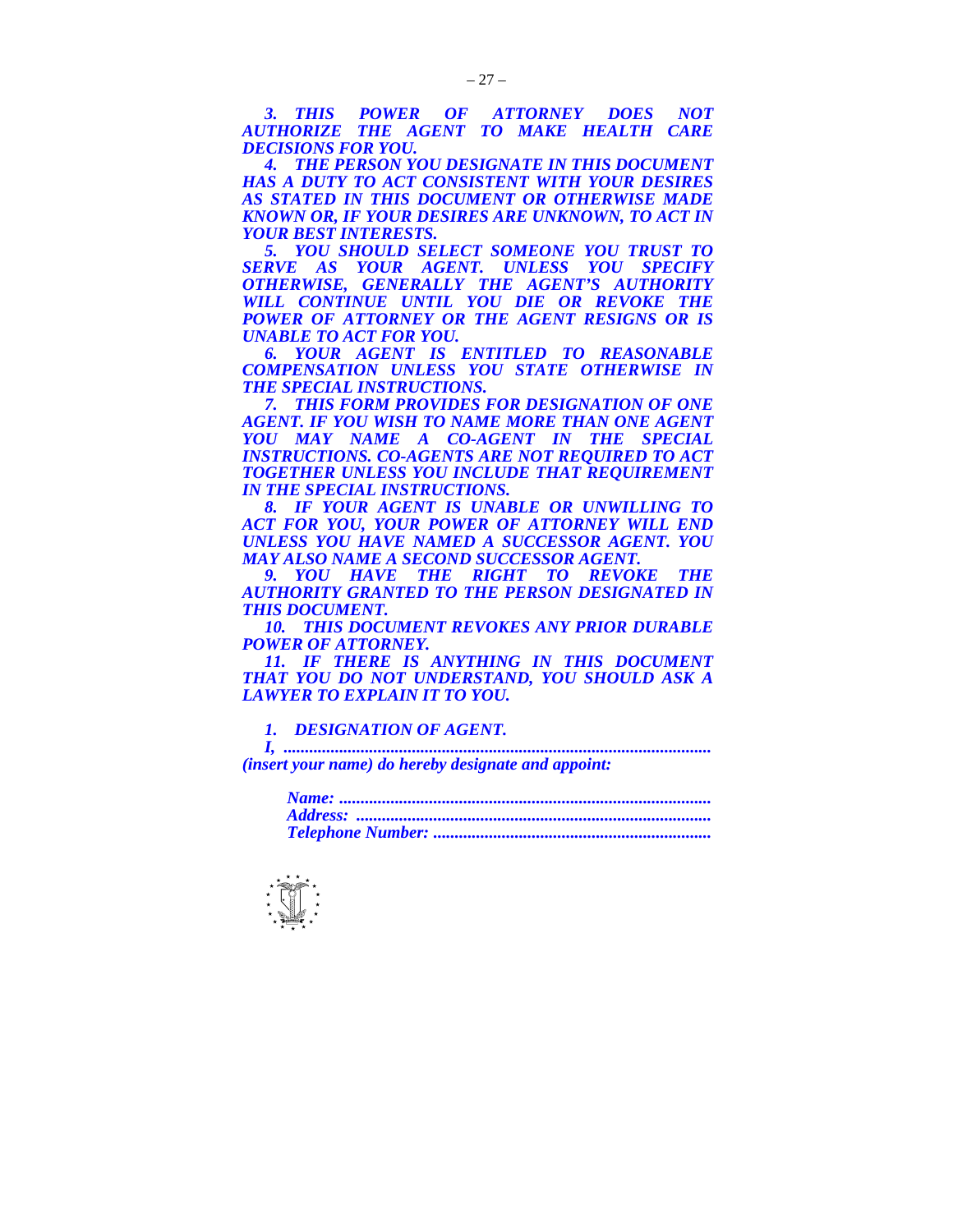***3. THIS POWER OF ATTORNEY DOES NOT AUTHORIZE THE AGENT TO MAKE HEALTH CARE DECISIONS FOR YOU.***

***4. THE PERSON YOU DESIGNATE IN THIS DOCUMENT HAS A DUTY TO ACT CONSISTENT WITH YOUR DESIRES AS STATED IN THIS DOCUMENT OR OTHERWISE MADE KNOWN OR, IF YOUR DESIRES ARE UNKNOWN, TO ACT IN YOUR BEST INTERESTS.***

***5. YOU SHOULD SELECT SOMEONE YOU TRUST TO SERVE AS YOUR AGENT. UNLESS YOU SPECIFY OTHERWISE, GENERALLY THE AGENT'S AUTHORITY WILL CONTINUE UNTIL YOU DIE OR REVOKE THE POWER OF ATTORNEY OR THE AGENT RESIGNS OR IS UNABLE TO ACT FOR YOU.***

***6. YOUR AGENT IS ENTITLED TO REASONABLE COMPENSATION UNLESS YOU STATE OTHERWISE IN THE SPECIAL INSTRUCTIONS.***

***7. THIS FORM PROVIDES FOR DESIGNATION OF ONE AGENT. IF YOU WISH TO NAME MORE THAN ONE AGENT YOU MAY NAME A CO-AGENT IN THE SPECIAL INSTRUCTIONS. CO-AGENTS ARE NOT REQUIRED TO ACT TOGETHER UNLESS YOU INCLUDE THAT REQUIREMENT IN THE SPECIAL INSTRUCTIONS.***

***8. IF YOUR AGENT IS UNABLE OR UNWILLING TO ACT FOR YOU, YOUR POWER OF ATTORNEY WILL END UNLESS YOU HAVE NAMED A SUCCESSOR AGENT. YOU MAY ALSO NAME A SECOND SUCCESSOR AGENT.***

***9. YOU HAVE THE RIGHT TO REVOKE THE AUTHORITY GRANTED TO THE PERSON DESIGNATED IN THIS DOCUMENT.***

***10. THIS DOCUMENT REVOKES ANY PRIOR DURABLE POWER OF ATTORNEY.***

***11. IF THERE IS ANYTHING IN THIS DOCUMENT THAT YOU DO NOT UNDERSTAND, YOU SHOULD ASK A LAWYER TO EXPLAIN IT TO YOU.***

***1. DESIGNATION OF AGENT.***

***I, ..................................................................................................***
***(insert your name) do hereby designate and appoint:***

***Name: .....................................................................................***
***Address: .................................................................................***
***Telephone Number: ................................................................***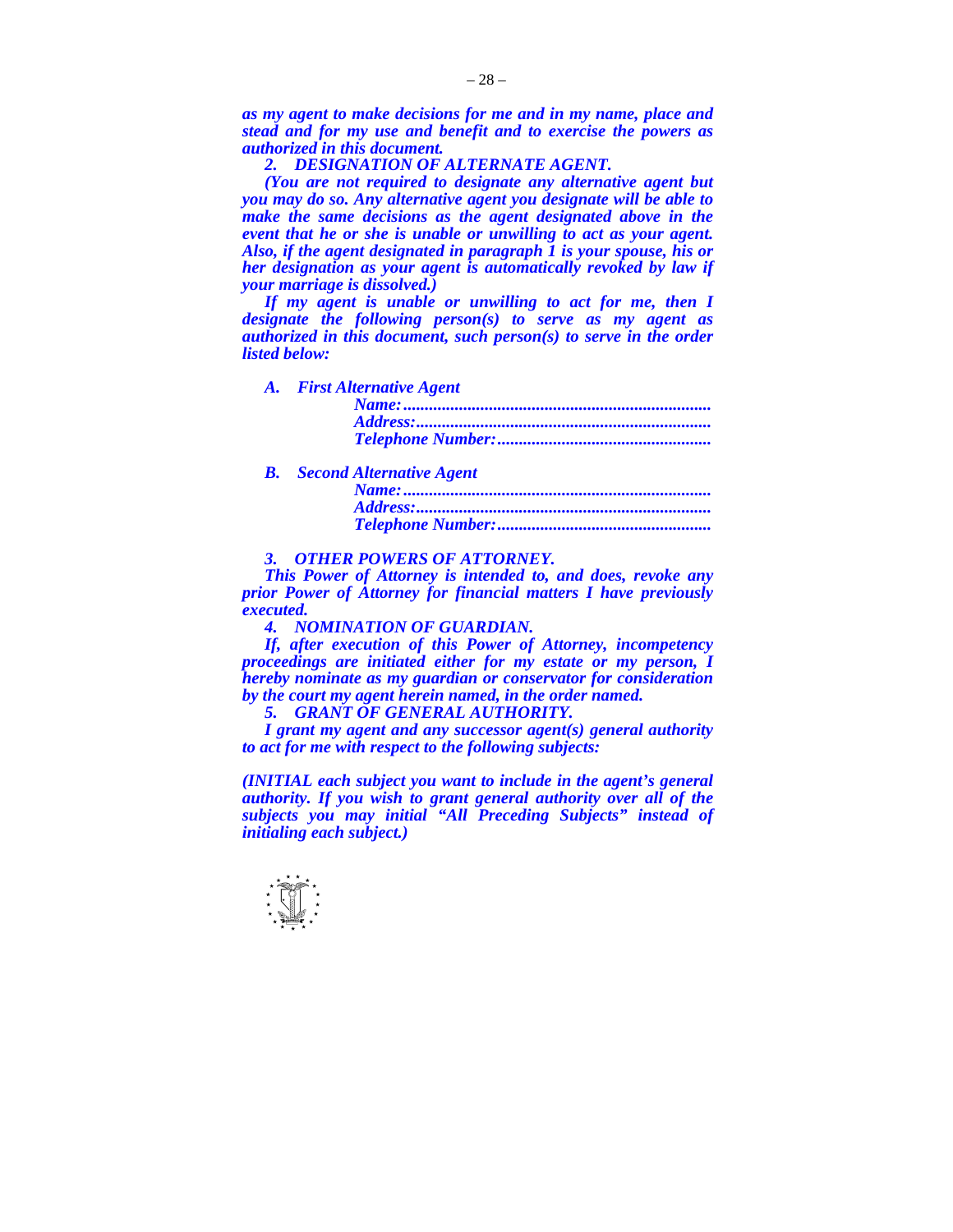*as my agent to make decisions for me and in my name, place and stead and for my use and benefit and to exercise the powers as authorized in this document.*

*2. DESIGNATION OF ALTERNATE AGENT.*

*(You are not required to designate any alternative agent but you may do so. Any alternative agent you designate will be able to make the same decisions as the agent designated above in the event that he or she is unable or unwilling to act as your agent. Also, if the agent designated in paragraph 1 is your spouse, his or her designation as your agent is automatically revoked by law if your marriage is dissolved.)*

*If my agent is unable or unwilling to act for me, then I designate the following person(s) to serve as my agent as authorized in this document, such person(s) to serve in the order listed below:*

*A. First Alternative Agent*

*Name:.......................................................................*
*Address:....................................................................*
*Telephone Number:.................................................*

*B. Second Alternative Agent*

*Name:.......................................................................*
*Address:....................................................................*
*Telephone Number:.................................................*

*3. OTHER POWERS OF ATTORNEY.*

*This Power of Attorney is intended to, and does, revoke any prior Power of Attorney for financial matters I have previously executed.*

*4. NOMINATION OF GUARDIAN.*

*If, after execution of this Power of Attorney, incompetency proceedings are initiated either for my estate or my person, I hereby nominate as my guardian or conservator for consideration by the court my agent herein named, in the order named.*

*5. GRANT OF GENERAL AUTHORITY.*

*I grant my agent and any successor agent(s) general authority to act for me with respect to the following subjects:*

*(INITIAL each subject you want to include in the agent's general authority. If you wish to grant general authority over all of the subjects you may initial "All Preceding Subjects" instead of initialing each subject.)*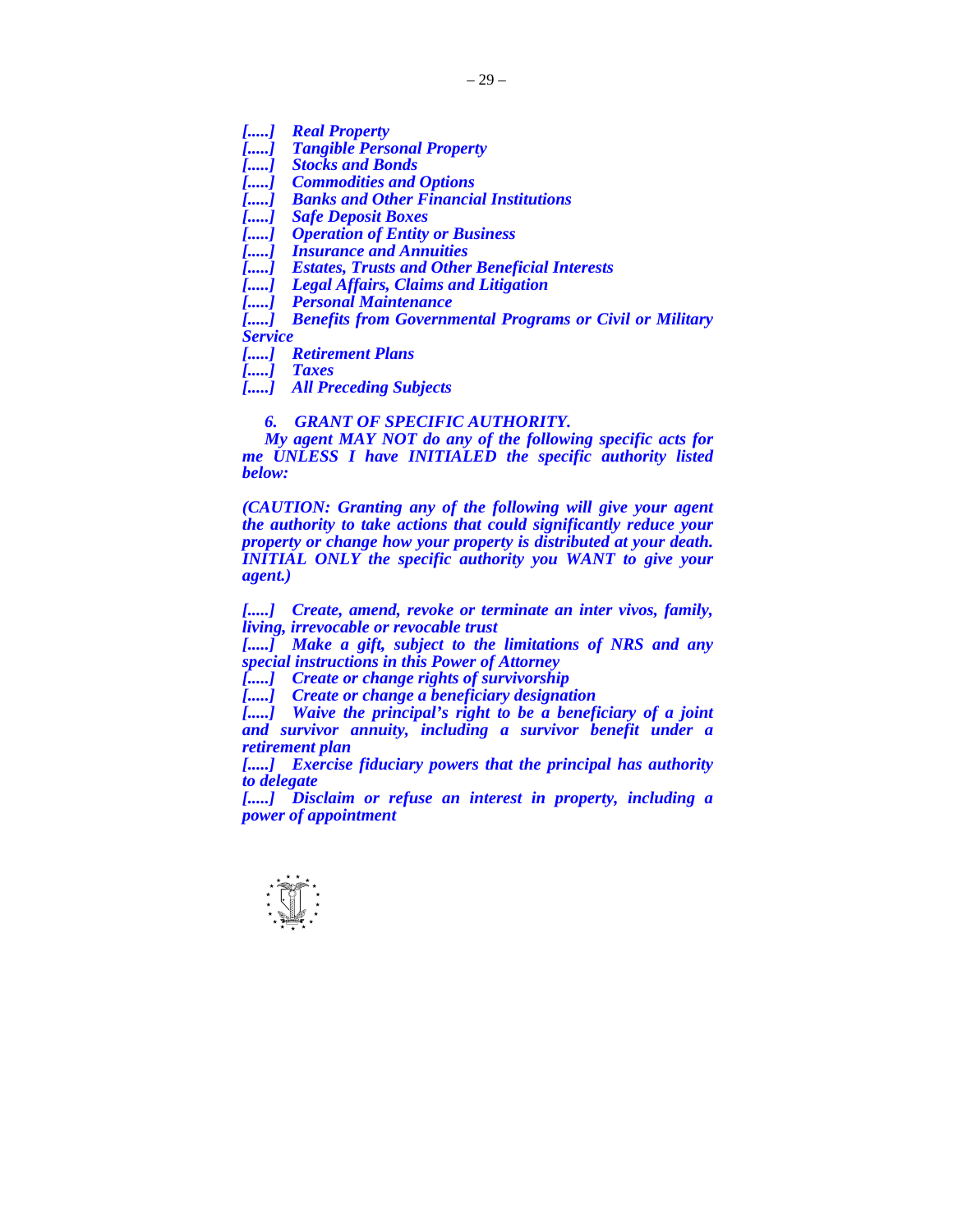*[.....] Real Property*
*[.....] Tangible Personal Property*
*[.....] Stocks and Bonds*
*[.....] Commodities and Options*
*[.....] Banks and Other Financial Institutions*
*[.....] Safe Deposit Boxes*
*[.....] Operation of Entity or Business*
*[.....] Insurance and Annuities*
*[.....] Estates, Trusts and Other Beneficial Interests*
*[.....] Legal Affairs, Claims and Litigation*
*[.....] Personal Maintenance*
*[.....] Benefits from Governmental Programs or Civil or Military Service*
*[.....] Retirement Plans*
*[.....] Taxes*
*[.....] All Preceding Subjects*

*6. GRANT OF SPECIFIC AUTHORITY.*

*My agent MAY NOT do any of the following specific acts for me UNLESS I have INITIALED the specific authority listed below:*

*(CAUTION: Granting any of the following will give your agent the authority to take actions that could significantly reduce your property or change how your property is distributed at your death. INITIAL ONLY the specific authority you WANT to give your agent.)*

*[.....] Create, amend, revoke or terminate an inter vivos, family, living, irrevocable or revocable trust*
*[.....] Make a gift, subject to the limitations of NRS and any special instructions in this Power of Attorney*
*[.....] Create or change rights of survivorship*
*[.....] Create or change a beneficiary designation*
*[.....] Waive the principal's right to be a beneficiary of a joint and survivor annuity, including a survivor benefit under a retirement plan*
*[.....] Exercise fiduciary powers that the principal has authority to delegate*
*[.....] Disclaim or refuse an interest in property, including a power of appointment*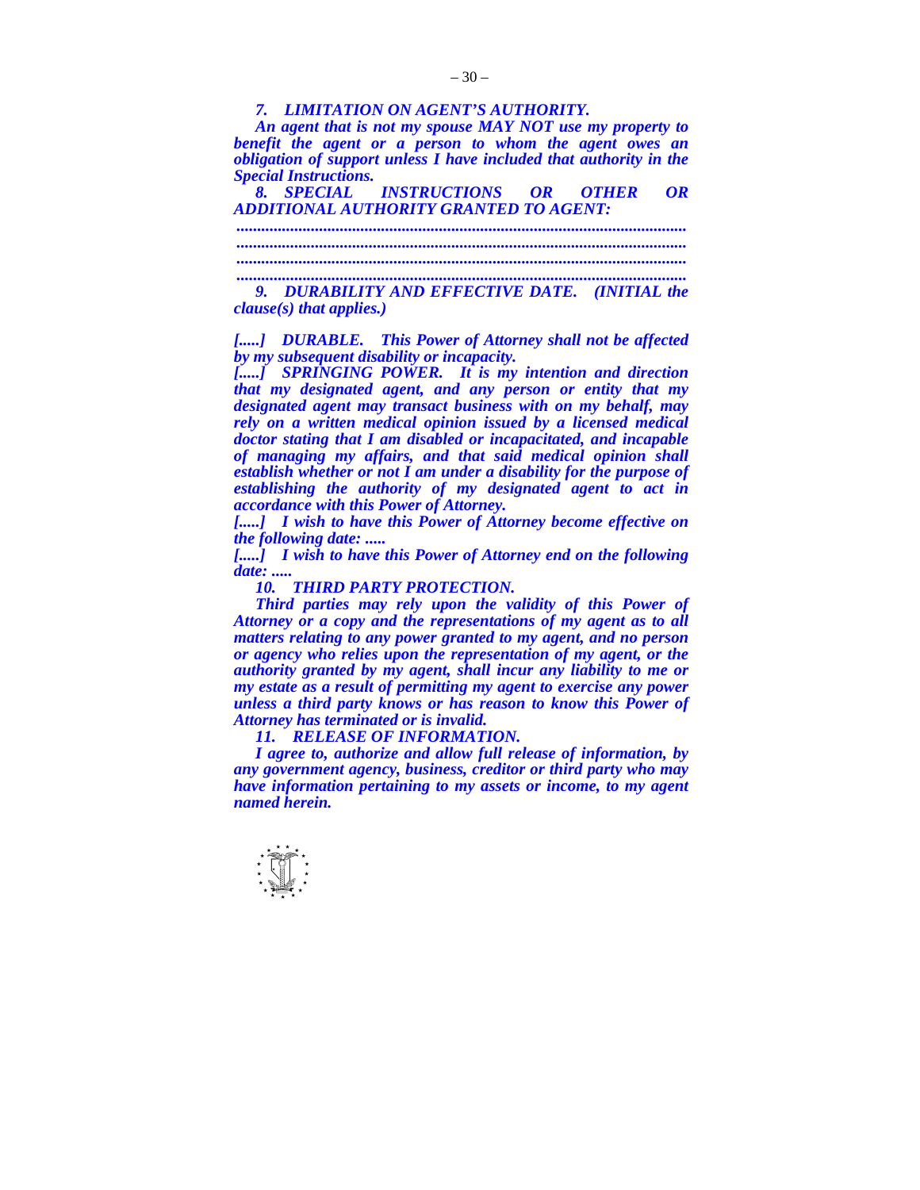*7. LIMITATION ON AGENT'S AUTHORITY.*

*An agent that is not my spouse MAY NOT use my property to benefit the agent or a person to whom the agent owes an obligation of support unless I have included that authority in the Special Instructions.*

*8. SPECIAL INSTRUCTIONS OR OTHER OR ADDITIONAL AUTHORITY GRANTED TO AGENT:*

*..........................................................................................................*
*..........................................................................................................*
*..........................................................................................................*
*..........................................................................................................*

*9. DURABILITY AND EFFECTIVE DATE. (INITIAL the clause(s) that applies.)*

*[.....] DURABLE. This Power of Attorney shall not be affected by my subsequent disability or incapacity.*

*[.....] SPRINGING POWER. It is my intention and direction that my designated agent, and any person or entity that my designated agent may transact business with on my behalf, may rely on a written medical opinion issued by a licensed medical doctor stating that I am disabled or incapacitated, and incapable of managing my affairs, and that said medical opinion shall establish whether or not I am under a disability for the purpose of establishing the authority of my designated agent to act in accordance with this Power of Attorney.*

*[.....] I wish to have this Power of Attorney become effective on the following date: .....*

*[.....] I wish to have this Power of Attorney end on the following date: .....*

*10. THIRD PARTY PROTECTION.*

*Third parties may rely upon the validity of this Power of Attorney or a copy and the representations of my agent as to all matters relating to any power granted to my agent, and no person or agency who relies upon the representation of my agent, or the authority granted by my agent, shall incur any liability to me or my estate as a result of permitting my agent to exercise any power unless a third party knows or has reason to know this Power of Attorney has terminated or is invalid.*

*11. RELEASE OF INFORMATION.*

*I agree to, authorize and allow full release of information, by any government agency, business, creditor or third party who may have information pertaining to my assets or income, to my agent named herein.*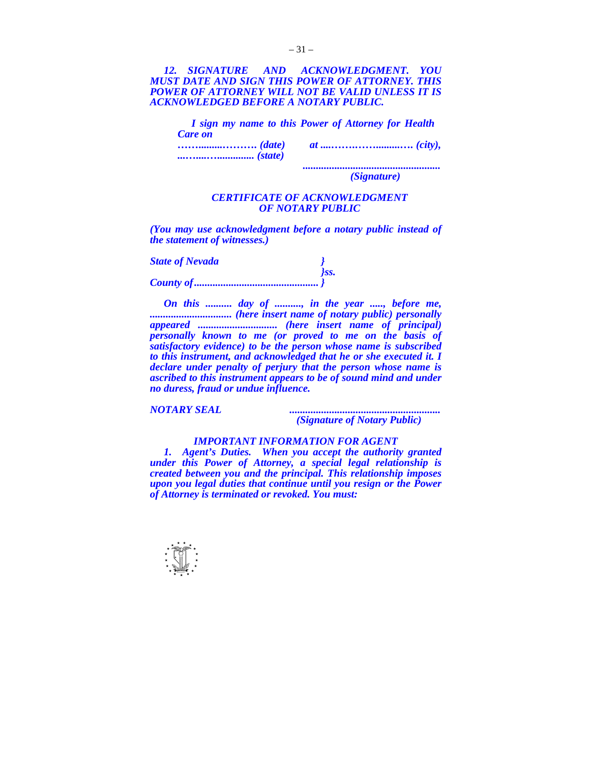***12. SIGNATURE AND ACKNOWLEDGMENT. YOU MUST DATE AND SIGN THIS POWER OF ATTORNEY. THIS POWER OF ATTORNEY WILL NOT BE VALID UNLESS IT IS ACKNOWLEDGED BEFORE A NOTARY PUBLIC.***

***I sign my name to this Power of Attorney for Health Care on ……..........………. (date) at ....……….……..........…. (city), ...….....….............. (state)***

***....................................................***
***(Signature)***

***CERTIFICATE OF ACKNOWLEDGMENT OF NOTARY PUBLIC***

***(You may use acknowledgment before a notary public instead of the statement of witnesses.)***

***State of Nevada }***
***}ss.***
***County of.............................................. }***

***On this .......... day of .........., in the year ....., before me, ............................... (here insert name of notary public) personally appeared .............................. (here insert name of principal) personally known to me (or proved to me on the basis of satisfactory evidence) to be the person whose name is subscribed to this instrument, and acknowledged that he or she executed it. I declare under penalty of perjury that the person whose name is ascribed to this instrument appears to be of sound mind and under no duress, fraud or undue influence.***

***NOTARY SEAL*** ***.........................................................***
***(Signature of Notary Public)***

***IMPORTANT INFORMATION FOR AGENT***

***1. Agent's Duties. When you accept the authority granted under this Power of Attorney, a special legal relationship is created between you and the principal. This relationship imposes upon you legal duties that continue until you resign or the Power of Attorney is terminated or revoked. You must:***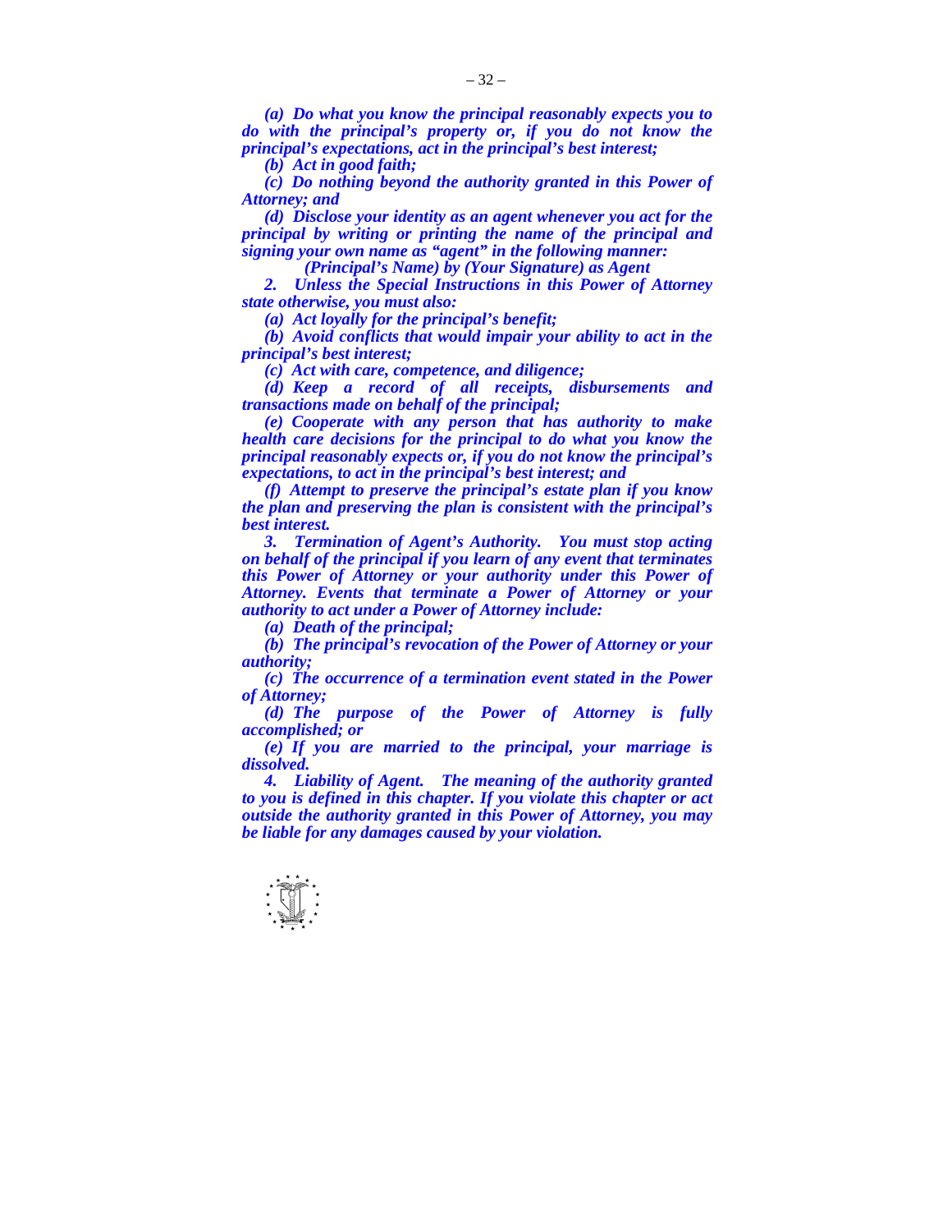*(a) Do what you know the principal reasonably expects you to do with the principal's property or, if you do not know the principal's expectations, act in the principal's best interest;*

*(b) Act in good faith;*

*(c) Do nothing beyond the authority granted in this Power of Attorney; and*

*(d) Disclose your identity as an agent whenever you act for the principal by writing or printing the name of the principal and signing your own name as "agent" in the following manner:*

*(Principal's Name) by (Your Signature) as Agent*

*2. Unless the Special Instructions in this Power of Attorney state otherwise, you must also:*

*(a) Act loyally for the principal's benefit;*

*(b) Avoid conflicts that would impair your ability to act in the principal's best interest;*

*(c) Act with care, competence, and diligence;*

*(d) Keep a record of all receipts, disbursements and transactions made on behalf of the principal;*

*(e) Cooperate with any person that has authority to make health care decisions for the principal to do what you know the principal reasonably expects or, if you do not know the principal's expectations, to act in the principal's best interest; and*

*(f) Attempt to preserve the principal's estate plan if you know the plan and preserving the plan is consistent with the principal's best interest.*

*3. Termination of Agent's Authority. You must stop acting on behalf of the principal if you learn of any event that terminates this Power of Attorney or your authority under this Power of Attorney. Events that terminate a Power of Attorney or your authority to act under a Power of Attorney include:*

*(a) Death of the principal;*

*(b) The principal's revocation of the Power of Attorney or your authority;*

*(c) The occurrence of a termination event stated in the Power of Attorney;*

*(d) The purpose of the Power of Attorney is fully accomplished; or*

*(e) If you are married to the principal, your marriage is dissolved.*

*4. Liability of Agent. The meaning of the authority granted to you is defined in this chapter. If you violate this chapter or act outside the authority granted in this Power of Attorney, you may be liable for any damages caused by your violation.*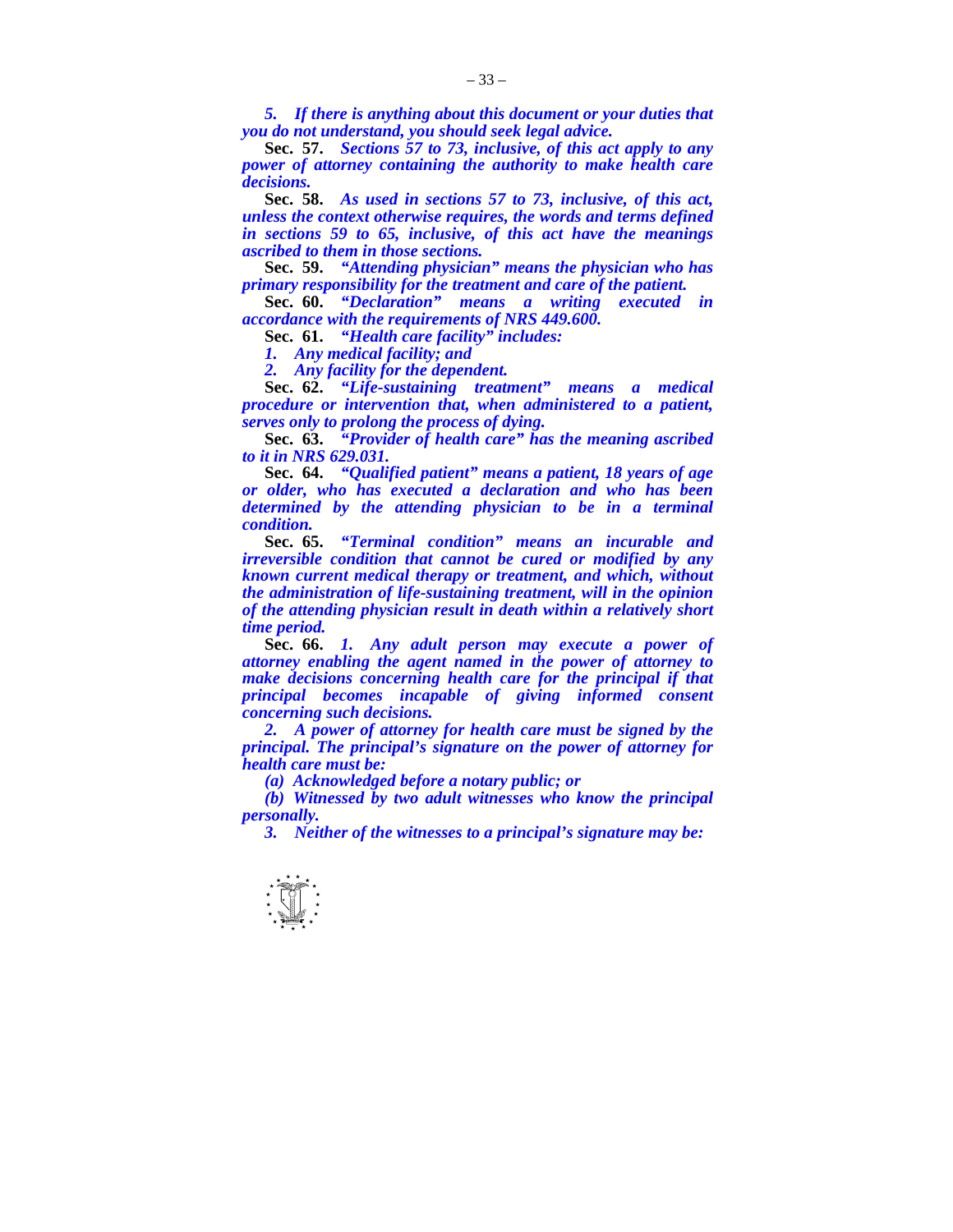*5. If there is anything about this document or your duties that you do not understand, you should seek legal advice.*

**Sec. 57.** *Sections 57 to 73, inclusive, of this act apply to any power of attorney containing the authority to make health care decisions.*

**Sec. 58.** *As used in sections 57 to 73, inclusive, of this act, unless the context otherwise requires, the words and terms defined in sections 59 to 65, inclusive, of this act have the meanings ascribed to them in those sections.*

**Sec. 59.** *"Attending physician" means the physician who has primary responsibility for the treatment and care of the patient.*

**Sec. 60.** *"Declaration" means a writing executed in accordance with the requirements of NRS 449.600.*

**Sec. 61.** *"Health care facility" includes:*

*1. Any medical facility; and*

*2. Any facility for the dependent.*

**Sec. 62.** *"Life-sustaining treatment" means a medical procedure or intervention that, when administered to a patient, serves only to prolong the process of dying.*

**Sec. 63.** *"Provider of health care" has the meaning ascribed to it in NRS 629.031.*

**Sec. 64.** *"Qualified patient" means a patient, 18 years of age or older, who has executed a declaration and who has been determined by the attending physician to be in a terminal condition.*

**Sec. 65.** *"Terminal condition" means an incurable and irreversible condition that cannot be cured or modified by any known current medical therapy or treatment, and which, without the administration of life-sustaining treatment, will in the opinion of the attending physician result in death within a relatively short time period.*

**Sec. 66.** *1. Any adult person may execute a power of attorney enabling the agent named in the power of attorney to make decisions concerning health care for the principal if that principal becomes incapable of giving informed consent concerning such decisions.*

*2. A power of attorney for health care must be signed by the principal. The principal's signature on the power of attorney for health care must be:*

*(a) Acknowledged before a notary public; or*

*(b) Witnessed by two adult witnesses who know the principal personally.*

*3. Neither of the witnesses to a principal's signature may be:*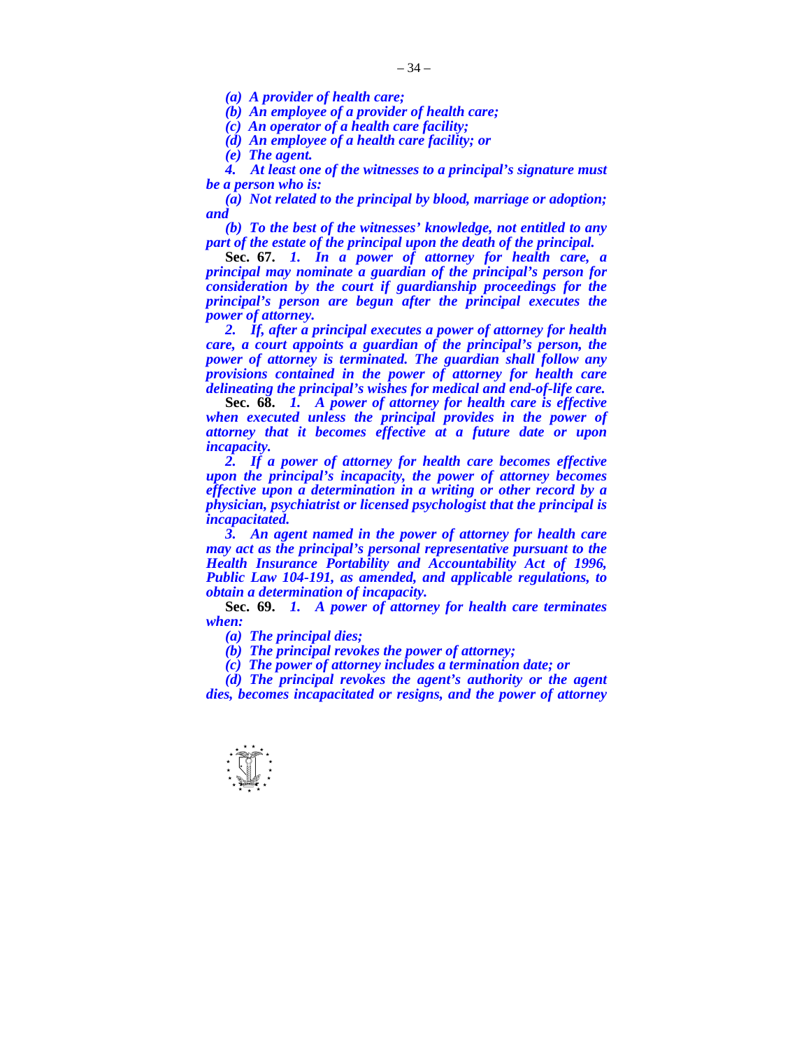*(a) A provider of health care;*

*(b) An employee of a provider of health care;*

*(c) An operator of a health care facility;*

*(d) An employee of a health care facility; or*

*(e) The agent.*

*4. At least one of the witnesses to a principal's signature must be a person who is:*

*(a) Not related to the principal by blood, marriage or adoption; and*

*(b) To the best of the witnesses' knowledge, not entitled to any part of the estate of the principal upon the death of the principal.*

**Sec. 67.** *1. In a power of attorney for health care, a principal may nominate a guardian of the principal's person for consideration by the court if guardianship proceedings for the principal's person are begun after the principal executes the power of attorney.*

*2. If, after a principal executes a power of attorney for health care, a court appoints a guardian of the principal's person, the power of attorney is terminated. The guardian shall follow any provisions contained in the power of attorney for health care delineating the principal's wishes for medical and end-of-life care.*

**Sec. 68.** *1. A power of attorney for health care is effective when executed unless the principal provides in the power of attorney that it becomes effective at a future date or upon incapacity.*

*2. If a power of attorney for health care becomes effective upon the principal's incapacity, the power of attorney becomes effective upon a determination in a writing or other record by a physician, psychiatrist or licensed psychologist that the principal is incapacitated.*

*3. An agent named in the power of attorney for health care may act as the principal's personal representative pursuant to the Health Insurance Portability and Accountability Act of 1996, Public Law 104-191, as amended, and applicable regulations, to obtain a determination of incapacity.*

**Sec. 69.** *1. A power of attorney for health care terminates when:*

*(a) The principal dies;*

*(b) The principal revokes the power of attorney;*

*(c) The power of attorney includes a termination date; or*

*(d) The principal revokes the agent's authority or the agent dies, becomes incapacitated or resigns, and the power of attorney*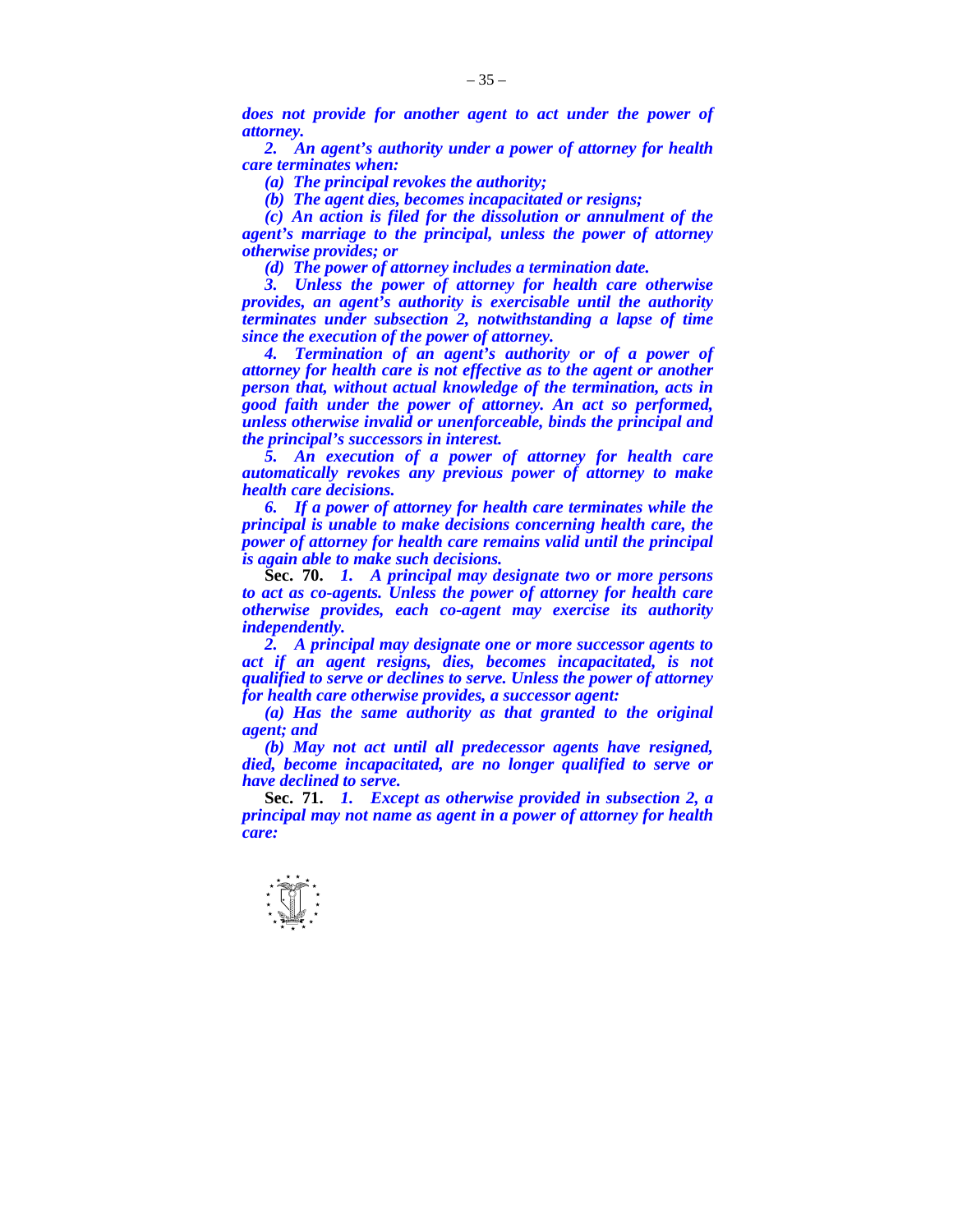***does not provide for another agent to act under the power of attorney.***

***2. An agent's authority under a power of attorney for health care terminates when:***

***(a) The principal revokes the authority;***

***(b) The agent dies, becomes incapacitated or resigns;***

***(c) An action is filed for the dissolution or annulment of the agent's marriage to the principal, unless the power of attorney otherwise provides; or***

***(d) The power of attorney includes a termination date.***

***3. Unless the power of attorney for health care otherwise provides, an agent's authority is exercisable until the authority terminates under subsection 2, notwithstanding a lapse of time since the execution of the power of attorney.***

***4. Termination of an agent's authority or of a power of attorney for health care is not effective as to the agent or another person that, without actual knowledge of the termination, acts in good faith under the power of attorney. An act so performed, unless otherwise invalid or unenforceable, binds the principal and the principal's successors in interest.***

***5. An execution of a power of attorney for health care automatically revokes any previous power of attorney to make health care decisions.***

***6. If a power of attorney for health care terminates while the principal is unable to make decisions concerning health care, the power of attorney for health care remains valid until the principal is again able to make such decisions.***

**Sec. 70.** ***1. A principal may designate two or more persons to act as co-agents. Unless the power of attorney for health care otherwise provides, each co-agent may exercise its authority independently.***

***2. A principal may designate one or more successor agents to act if an agent resigns, dies, becomes incapacitated, is not qualified to serve or declines to serve. Unless the power of attorney for health care otherwise provides, a successor agent:***

***(a) Has the same authority as that granted to the original agent; and***

***(b) May not act until all predecessor agents have resigned, died, become incapacitated, are no longer qualified to serve or have declined to serve.***

**Sec. 71.** ***1. Except as otherwise provided in subsection 2, a principal may not name as agent in a power of attorney for health care:***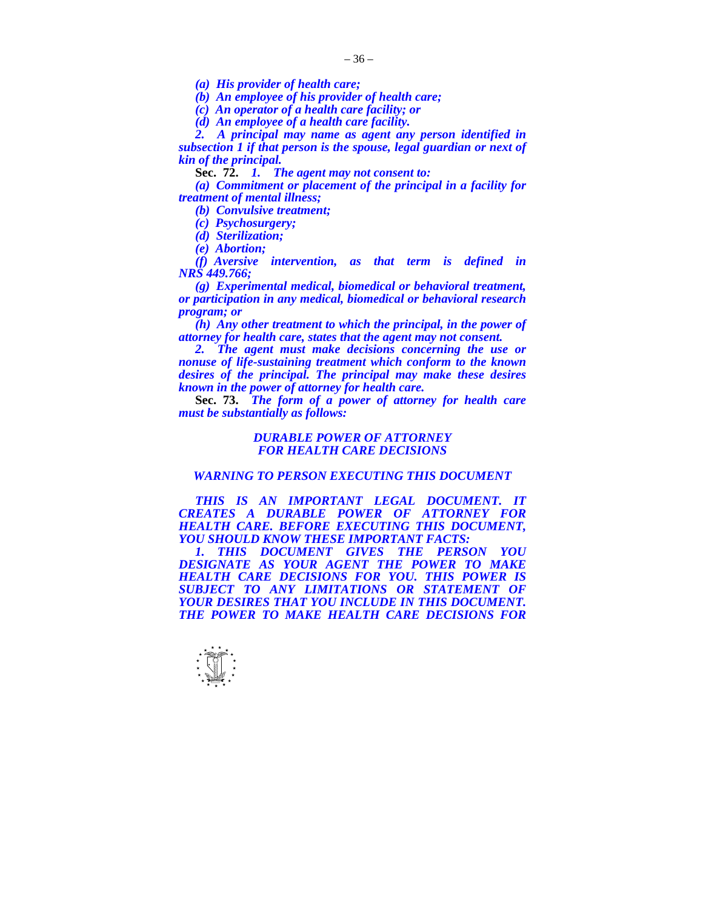*(a) His provider of health care;*

*(b) An employee of his provider of health care;*

*(c) An operator of a health care facility; or*

*(d) An employee of a health care facility.*

*2. A principal may name as agent any person identified in subsection 1 if that person is the spouse, legal guardian or next of kin of the principal.*

**Sec. 72.** *1. The agent may not consent to:*

*(a) Commitment or placement of the principal in a facility for treatment of mental illness;*

*(b) Convulsive treatment;*

*(c) Psychosurgery;*

*(d) Sterilization;*

*(e) Abortion;*

*(f) Aversive intervention, as that term is defined in NRS 449.766;*

*(g) Experimental medical, biomedical or behavioral treatment, or participation in any medical, biomedical or behavioral research program; or*

*(h) Any other treatment to which the principal, in the power of attorney for health care, states that the agent may not consent.*

*2. The agent must make decisions concerning the use or nonuse of life-sustaining treatment which conform to the known desires of the principal. The principal may make these desires known in the power of attorney for health care.*

**Sec. 73.** *The form of a power of attorney for health care must be substantially as follows:*

*DURABLE POWER OF ATTORNEY*
*FOR HEALTH CARE DECISIONS*

*WARNING TO PERSON EXECUTING THIS DOCUMENT*

*THIS IS AN IMPORTANT LEGAL DOCUMENT. IT CREATES A DURABLE POWER OF ATTORNEY FOR HEALTH CARE. BEFORE EXECUTING THIS DOCUMENT, YOU SHOULD KNOW THESE IMPORTANT FACTS:*

*1. THIS DOCUMENT GIVES THE PERSON YOU DESIGNATE AS YOUR AGENT THE POWER TO MAKE HEALTH CARE DECISIONS FOR YOU. THIS POWER IS SUBJECT TO ANY LIMITATIONS OR STATEMENT OF YOUR DESIRES THAT YOU INCLUDE IN THIS DOCUMENT. THE POWER TO MAKE HEALTH CARE DECISIONS FOR*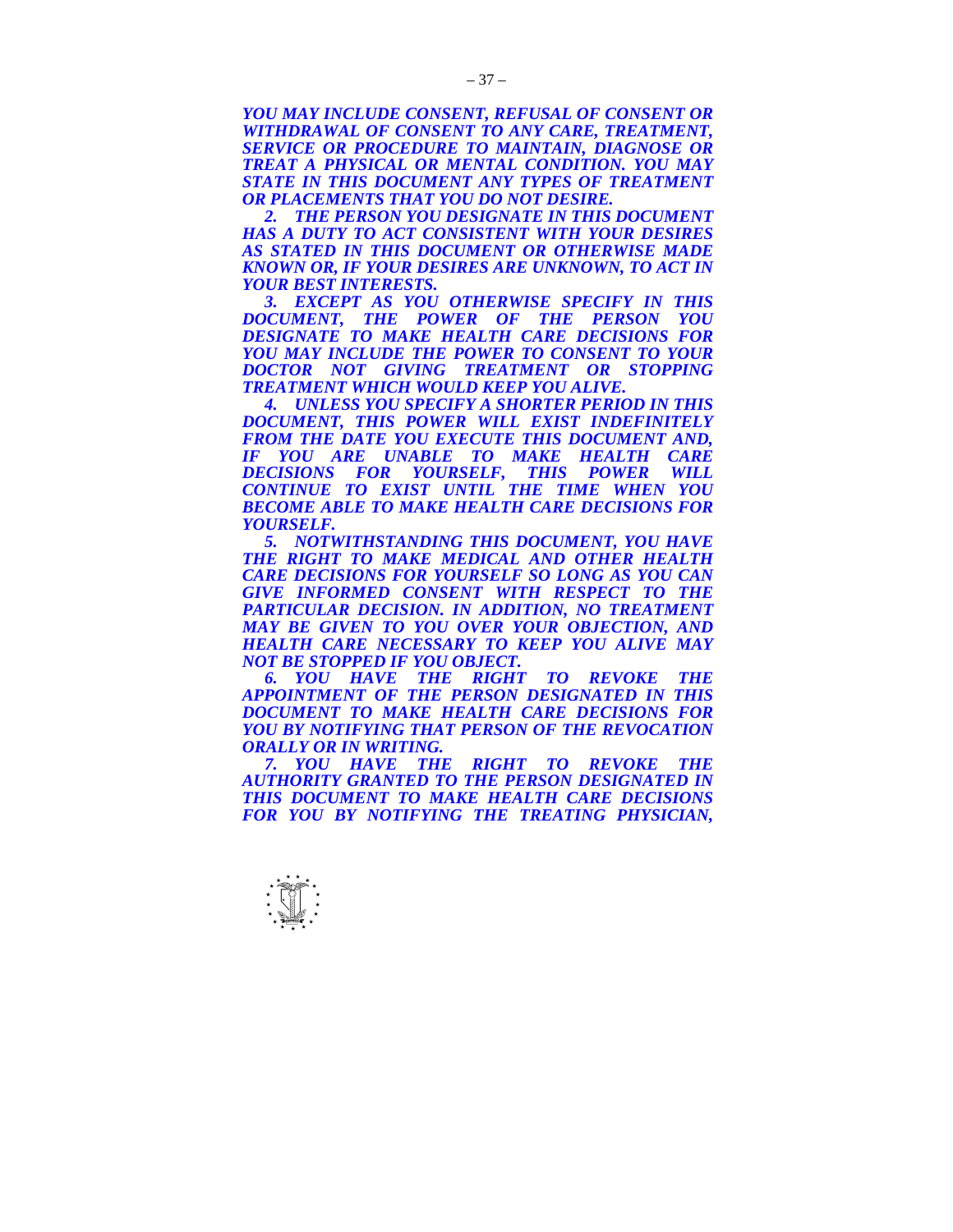***YOU MAY INCLUDE CONSENT, REFUSAL OF CONSENT OR WITHDRAWAL OF CONSENT TO ANY CARE, TREATMENT, SERVICE OR PROCEDURE TO MAINTAIN, DIAGNOSE OR TREAT A PHYSICAL OR MENTAL CONDITION. YOU MAY STATE IN THIS DOCUMENT ANY TYPES OF TREATMENT OR PLACEMENTS THAT YOU DO NOT DESIRE.***

***2. THE PERSON YOU DESIGNATE IN THIS DOCUMENT HAS A DUTY TO ACT CONSISTENT WITH YOUR DESIRES AS STATED IN THIS DOCUMENT OR OTHERWISE MADE KNOWN OR, IF YOUR DESIRES ARE UNKNOWN, TO ACT IN YOUR BEST INTERESTS.***

***3. EXCEPT AS YOU OTHERWISE SPECIFY IN THIS DOCUMENT, THE POWER OF THE PERSON YOU DESIGNATE TO MAKE HEALTH CARE DECISIONS FOR YOU MAY INCLUDE THE POWER TO CONSENT TO YOUR DOCTOR NOT GIVING TREATMENT OR STOPPING TREATMENT WHICH WOULD KEEP YOU ALIVE.***

***4. UNLESS YOU SPECIFY A SHORTER PERIOD IN THIS DOCUMENT, THIS POWER WILL EXIST INDEFINITELY FROM THE DATE YOU EXECUTE THIS DOCUMENT AND, IF YOU ARE UNABLE TO MAKE HEALTH CARE DECISIONS FOR YOURSELF, THIS POWER WILL CONTINUE TO EXIST UNTIL THE TIME WHEN YOU BECOME ABLE TO MAKE HEALTH CARE DECISIONS FOR YOURSELF.***

***5. NOTWITHSTANDING THIS DOCUMENT, YOU HAVE THE RIGHT TO MAKE MEDICAL AND OTHER HEALTH CARE DECISIONS FOR YOURSELF SO LONG AS YOU CAN GIVE INFORMED CONSENT WITH RESPECT TO THE PARTICULAR DECISION. IN ADDITION, NO TREATMENT MAY BE GIVEN TO YOU OVER YOUR OBJECTION, AND HEALTH CARE NECESSARY TO KEEP YOU ALIVE MAY NOT BE STOPPED IF YOU OBJECT.***

***6. YOU HAVE THE RIGHT TO REVOKE THE APPOINTMENT OF THE PERSON DESIGNATED IN THIS DOCUMENT TO MAKE HEALTH CARE DECISIONS FOR YOU BY NOTIFYING THAT PERSON OF THE REVOCATION ORALLY OR IN WRITING.***

***7. YOU HAVE THE RIGHT TO REVOKE THE AUTHORITY GRANTED TO THE PERSON DESIGNATED IN THIS DOCUMENT TO MAKE HEALTH CARE DECISIONS FOR YOU BY NOTIFYING THE TREATING PHYSICIAN,***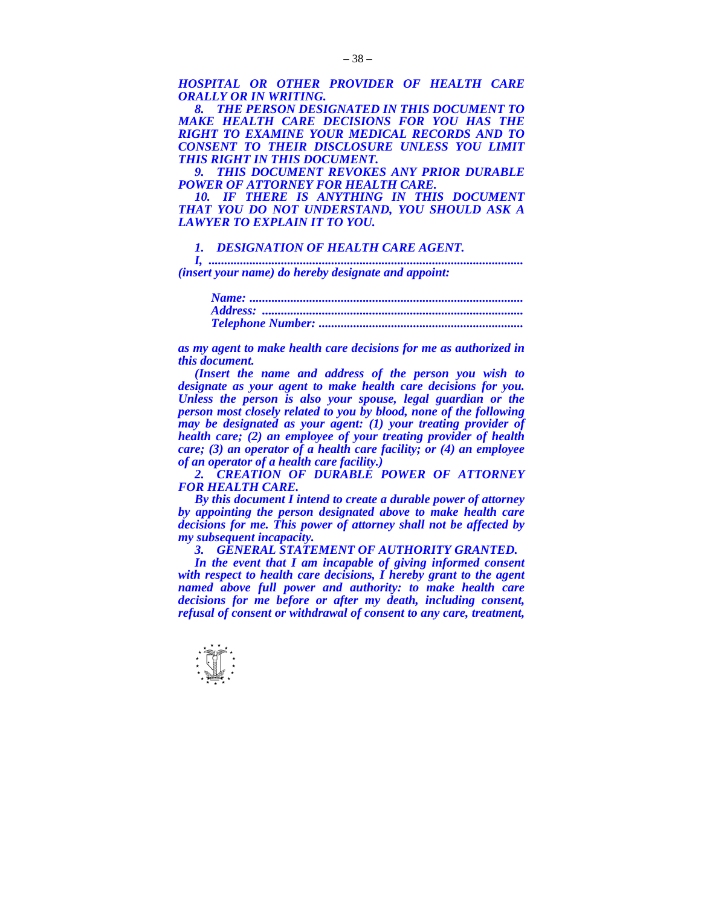*HOSPITAL OR OTHER PROVIDER OF HEALTH CARE ORALLY OR IN WRITING.*

*8. THE PERSON DESIGNATED IN THIS DOCUMENT TO MAKE HEALTH CARE DECISIONS FOR YOU HAS THE RIGHT TO EXAMINE YOUR MEDICAL RECORDS AND TO CONSENT TO THEIR DISCLOSURE UNLESS YOU LIMIT THIS RIGHT IN THIS DOCUMENT.*

*9. THIS DOCUMENT REVOKES ANY PRIOR DURABLE POWER OF ATTORNEY FOR HEALTH CARE.*

*10. IF THERE IS ANYTHING IN THIS DOCUMENT THAT YOU DO NOT UNDERSTAND, YOU SHOULD ASK A LAWYER TO EXPLAIN IT TO YOU.*

*1. DESIGNATION OF HEALTH CARE AGENT.*

*I, ..................................................................................................*
*(insert your name) do hereby designate and appoint:*

*Name: .....................................................................................*
*Address: ..................................................................................*
*Telephone Number: ................................................................*

*as my agent to make health care decisions for me as authorized in this document.*

*(Insert the name and address of the person you wish to designate as your agent to make health care decisions for you. Unless the person is also your spouse, legal guardian or the person most closely related to you by blood, none of the following may be designated as your agent: (1) your treating provider of health care; (2) an employee of your treating provider of health care; (3) an operator of a health care facility; or (4) an employee of an operator of a health care facility.)*

*2. CREATION OF DURABLE POWER OF ATTORNEY FOR HEALTH CARE.*

*By this document I intend to create a durable power of attorney by appointing the person designated above to make health care decisions for me. This power of attorney shall not be affected by my subsequent incapacity.*

*3. GENERAL STATEMENT OF AUTHORITY GRANTED.*

*In the event that I am incapable of giving informed consent with respect to health care decisions, I hereby grant to the agent named above full power and authority: to make health care decisions for me before or after my death, including consent, refusal of consent or withdrawal of consent to any care, treatment,*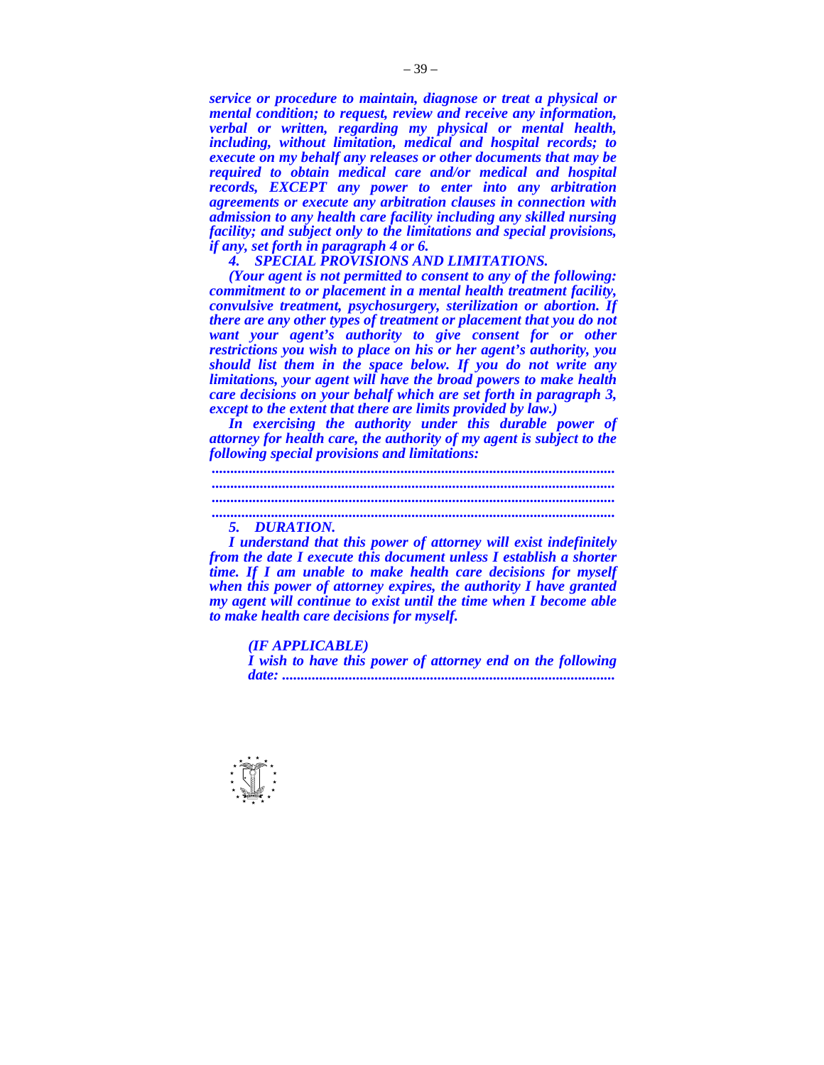*service or procedure to maintain, diagnose or treat a physical or mental condition; to request, review and receive any information, verbal or written, regarding my physical or mental health, including, without limitation, medical and hospital records; to execute on my behalf any releases or other documents that may be required to obtain medical care and/or medical and hospital records, EXCEPT any power to enter into any arbitration agreements or execute any arbitration clauses in connection with admission to any health care facility including any skilled nursing facility; and subject only to the limitations and special provisions, if any, set forth in paragraph 4 or 6.*

*4. SPECIAL PROVISIONS AND LIMITATIONS.*

*(Your agent is not permitted to consent to any of the following: commitment to or placement in a mental health treatment facility, convulsive treatment, psychosurgery, sterilization or abortion. If there are any other types of treatment or placement that you do not want your agent's authority to give consent for or other restrictions you wish to place on his or her agent's authority, you should list them in the space below. If you do not write any limitations, your agent will have the broad powers to make health care decisions on your behalf which are set forth in paragraph 3, except to the extent that there are limits provided by law.)*

*In exercising the authority under this durable power of attorney for health care, the authority of my agent is subject to the following special provisions and limitations:*

*.............................................................................................................*
*.............................................................................................................*
*.............................................................................................................*
*.............................................................................................................*

*5. DURATION.*

*I understand that this power of attorney will exist indefinitely from the date I execute this document unless I establish a shorter time. If I am unable to make health care decisions for myself when this power of attorney expires, the authority I have granted my agent will continue to exist until the time when I become able to make health care decisions for myself.*

*(IF APPLICABLE)*
*I wish to have this power of attorney end on the following date: ........................................................................................*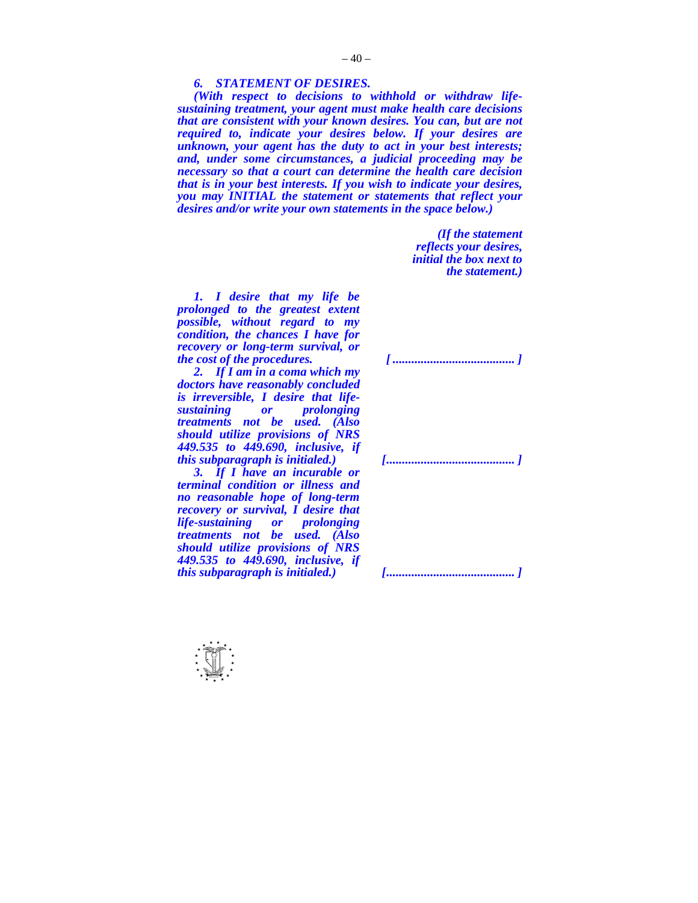*6. STATEMENT OF DESIRES.*

*(With respect to decisions to withhold or withdraw life-sustaining treatment, your agent must make health care decisions that are consistent with your known desires. You can, but are not required to, indicate your desires below. If your desires are unknown, your agent has the duty to act in your best interests; and, under some circumstances, a judicial proceeding may be necessary so that a court can determine the health care decision that is in your best interests. If you wish to indicate your desires, you may INITIAL the statement or statements that reflect your desires and/or write your own statements in the space below.)*

| | *(If the statement reflects your desires, initial the box next to the statement.)* |
|---|---|
| *1. I desire that my life be prolonged to the greatest extent possible, without regard to my condition, the chances I have for recovery or long-term survival, or the cost of the procedures.* | *[ ...................................... ]* |
| *2. If I am in a coma which my doctors have reasonably concluded is irreversible, I desire that life-sustaining or prolonging treatments not be used. (Also should utilize provisions of NRS 449.535 to 449.690, inclusive, if this subparagraph is initialed.)* | *[........................................ ]* |
| *3. If I have an incurable or terminal condition or illness and no reasonable hope of long-term recovery or survival, I desire that life-sustaining or prolonging treatments not be used. (Also should utilize provisions of NRS 449.535 to 449.690, inclusive, if this subparagraph is initialed.)* | *[........................................ ]* |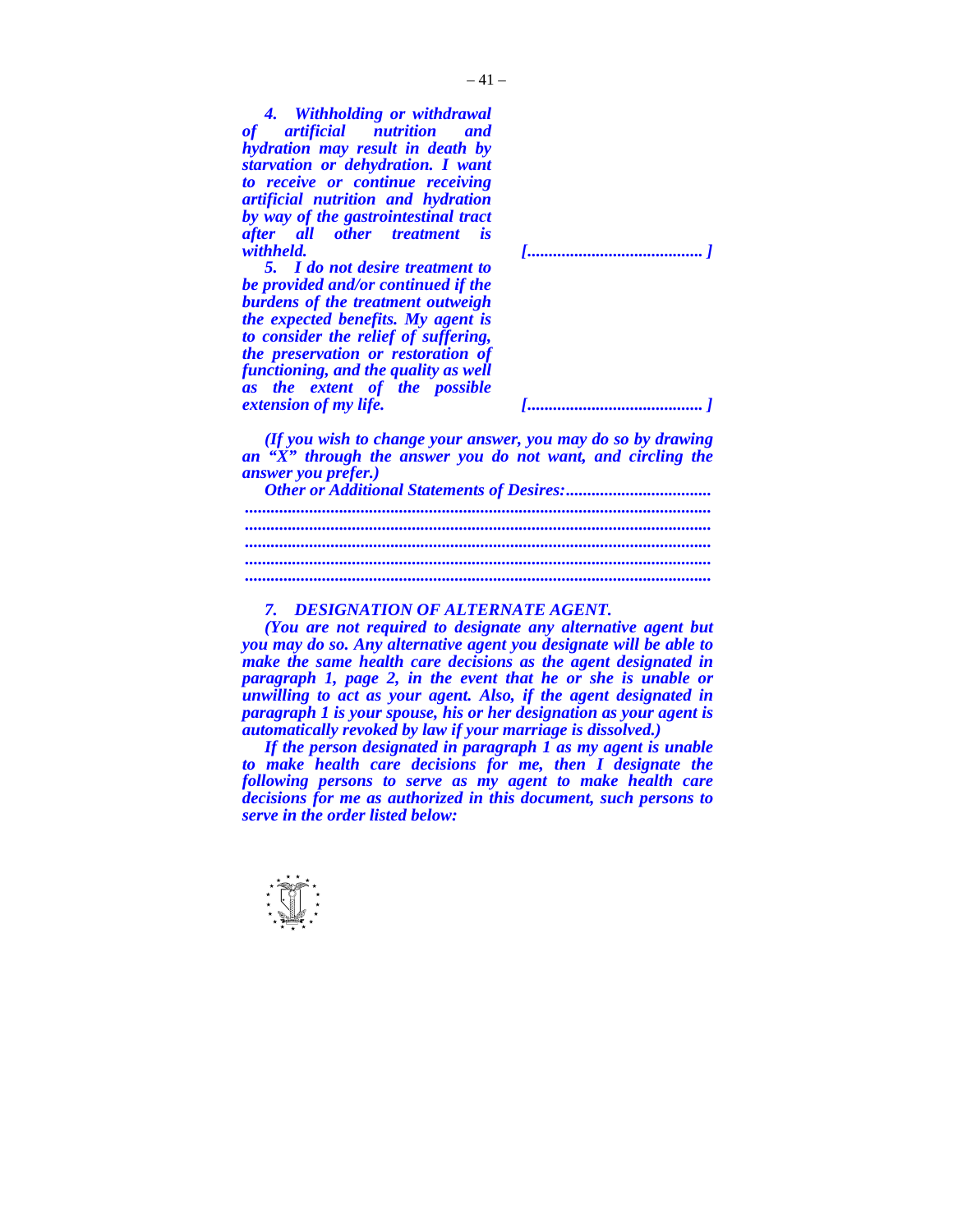*4. Withholding or withdrawal of artificial nutrition and hydration may result in death by starvation or dehydration. I want to receive or continue receiving artificial nutrition and hydration by way of the gastrointestinal tract after all other treatment is withheld.* *[.........................................]*

*5. I do not desire treatment to be provided and/or continued if the burdens of the treatment outweigh the expected benefits. My agent is to consider the relief of suffering, the preservation or restoration of functioning, and the quality as well as the extent of the possible extension of my life.* *[.........................................]*

*(If you wish to change your answer, you may do so by drawing an "X" through the answer you do not want, and circling the answer you prefer.)*

*Other or Additional Statements of Desires:..................................*

*............................................................................................................*

*............................................................................................................*

*............................................................................................................*

*............................................................................................................*

*............................................................................................................*

*7. DESIGNATION OF ALTERNATE AGENT.*

*(You are not required to designate any alternative agent but you may do so. Any alternative agent you designate will be able to make the same health care decisions as the agent designated in paragraph 1, page 2, in the event that he or she is unable or unwilling to act as your agent. Also, if the agent designated in paragraph 1 is your spouse, his or her designation as your agent is automatically revoked by law if your marriage is dissolved.)*

*If the person designated in paragraph 1 as my agent is unable to make health care decisions for me, then I designate the following persons to serve as my agent to make health care decisions for me as authorized in this document, such persons to serve in the order listed below:*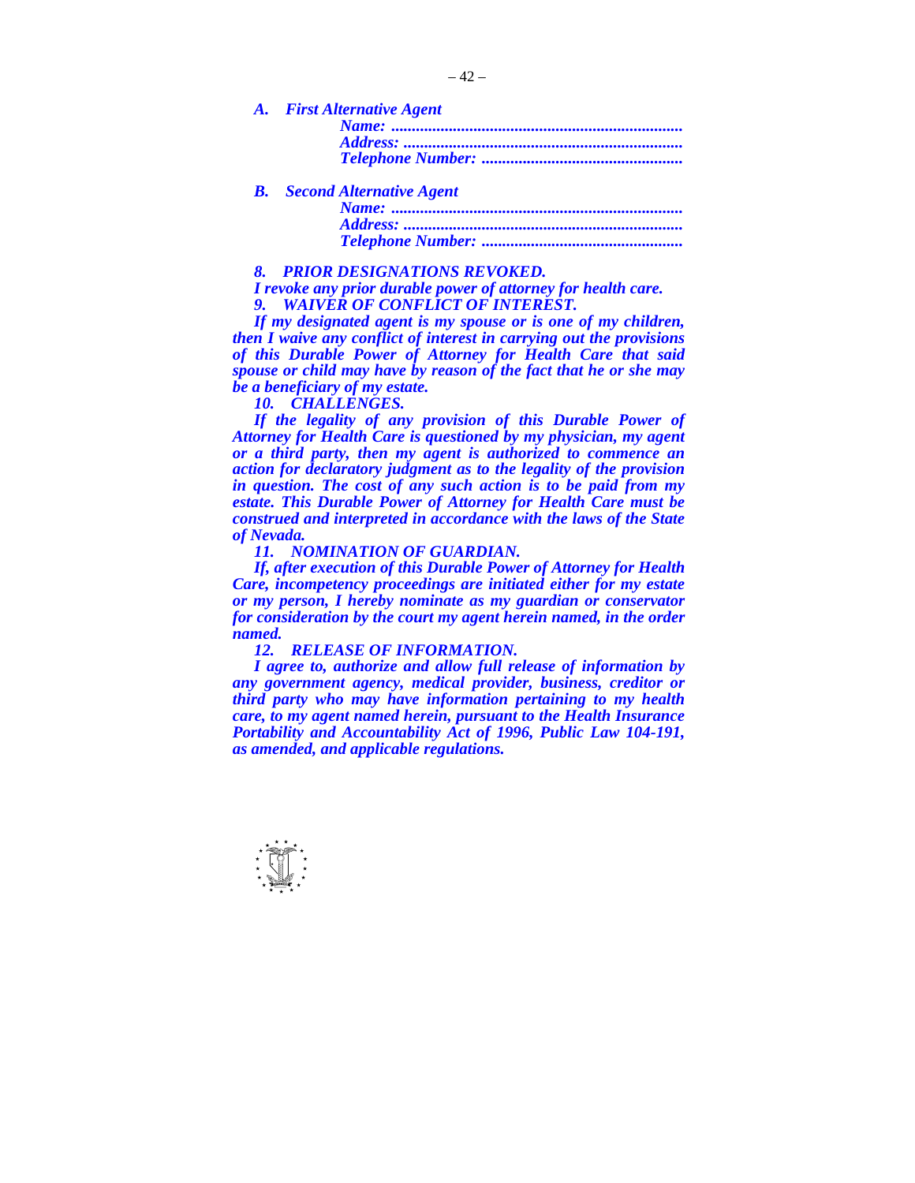*A.  First Alternative Agent*

*Name: ......................................................................*
*Address: ...................................................................*
*Telephone Number: ................................................*

*B.  Second Alternative Agent*

*Name: ......................................................................*
*Address: ...................................................................*
*Telephone Number: ................................................*

***8.  PRIOR DESIGNATIONS REVOKED.***

***I revoke any prior durable power of attorney for health care.***

***9.  WAIVER OF CONFLICT OF INTEREST.***

***If my designated agent is my spouse or is one of my children, then I waive any conflict of interest in carrying out the provisions of this Durable Power of Attorney for Health Care that said spouse or child may have by reason of the fact that he or she may be a beneficiary of my estate.***

***10.  CHALLENGES.***

***If the legality of any provision of this Durable Power of Attorney for Health Care is questioned by my physician, my agent or a third party, then my agent is authorized to commence an action for declaratory judgment as to the legality of the provision in question. The cost of any such action is to be paid from my estate. This Durable Power of Attorney for Health Care must be construed and interpreted in accordance with the laws of the State of Nevada.***

***11.  NOMINATION OF GUARDIAN.***

***If, after execution of this Durable Power of Attorney for Health Care, incompetency proceedings are initiated either for my estate or my person, I hereby nominate as my guardian or conservator for consideration by the court my agent herein named, in the order named.***

***12.  RELEASE OF INFORMATION.***

***I agree to, authorize and allow full release of information by any government agency, medical provider, business, creditor or third party who may have information pertaining to my health care, to my agent named herein, pursuant to the Health Insurance Portability and Accountability Act of 1996, Public Law 104-191, as amended, and applicable regulations.***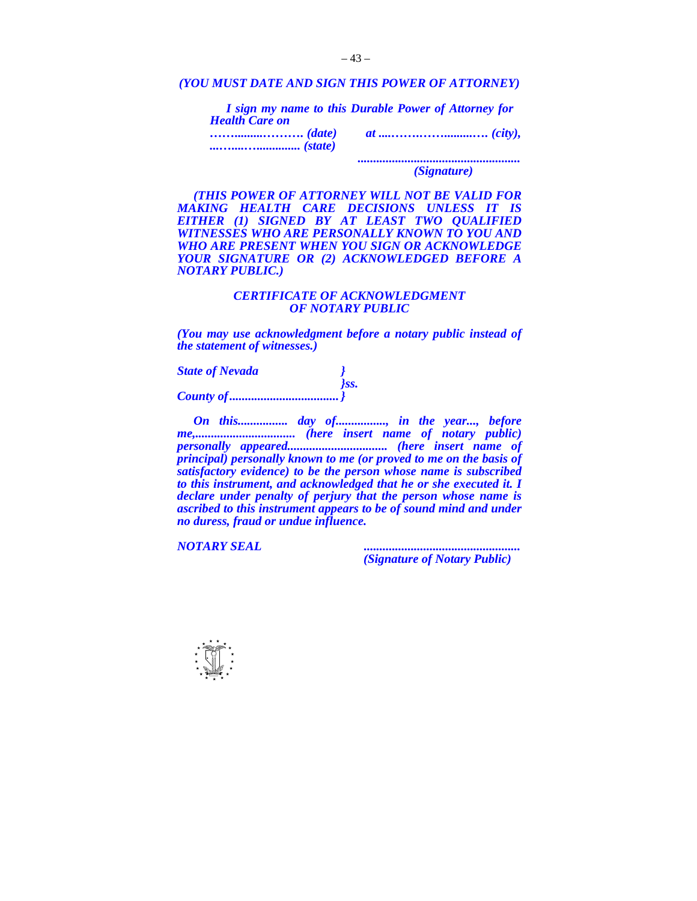*(YOU MUST DATE AND SIGN THIS POWER OF ATTORNEY)*

*I sign my name to this Durable Power of Attorney for Health Care on ……........………. (date) at ....……..……...........…. (city), ...…....….............. (state)*

*...................................................*
*(Signature)*

*(THIS POWER OF ATTORNEY WILL NOT BE VALID FOR MAKING HEALTH CARE DECISIONS UNLESS IT IS EITHER (1) SIGNED BY AT LEAST TWO QUALIFIED WITNESSES WHO ARE PERSONALLY KNOWN TO YOU AND WHO ARE PRESENT WHEN YOU SIGN OR ACKNOWLEDGE YOUR SIGNATURE OR (2) ACKNOWLEDGED BEFORE A NOTARY PUBLIC.)*

***CERTIFICATE OF ACKNOWLEDGMENT OF NOTARY PUBLIC***

*(You may use acknowledgment before a notary public instead of the statement of witnesses.)*

*State of Nevada }*
*}ss.*
*County of.................................. }*

*On this................ day of................, in the year..., before me,................................ (here insert name of notary public) personally appeared............................... (here insert name of principal) personally known to me (or proved to me on the basis of satisfactory evidence) to be the person whose name is subscribed to this instrument, and acknowledged that he or she executed it. I declare under penalty of perjury that the person whose name is ascribed to this instrument appears to be of sound mind and under no duress, fraud or undue influence.*

*NOTARY SEAL* *.................................................*
*(Signature of Notary Public)*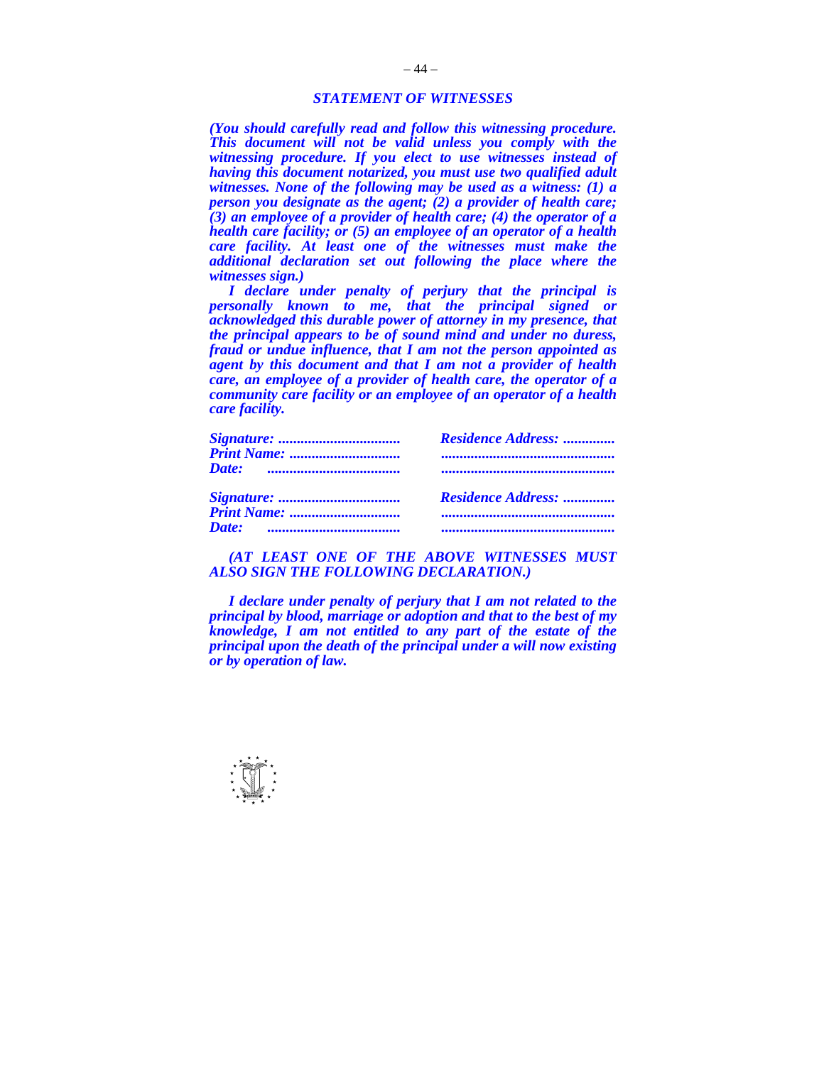### *STATEMENT OF WITNESSES*

***(You should carefully read and follow this witnessing procedure. This document will not be valid unless you comply with the witnessing procedure. If you elect to use witnesses instead of having this document notarized, you must use two qualified adult witnesses. None of the following may be used as a witness: (1) a person you designate as the agent; (2) a provider of health care; (3) an employee of a provider of health care; (4) the operator of a health care facility; or (5) an employee of an operator of a health care facility. At least one of the witnesses must make the additional declaration set out following the place where the witnesses sign.)***

***I declare under penalty of perjury that the principal is personally known to me, that the principal signed or acknowledged this durable power of attorney in my presence, that the principal appears to be of sound mind and under no duress, fraud or undue influence, that I am not the person appointed as agent by this document and that I am not a provider of health care, an employee of a provider of health care, the operator of a community care facility or an employee of an operator of a health care facility.***

***Signature: ................................*** ***Residence Address: .............***
***Print Name: .............................*** ***..............................................***
***Date: ...................................*** ***..............................................***

***Signature: ................................*** ***Residence Address: .............***
***Print Name: .............................*** ***..............................................***
***Date: ...................................*** ***..............................................***

***(AT LEAST ONE OF THE ABOVE WITNESSES MUST ALSO SIGN THE FOLLOWING DECLARATION.)***

***I declare under penalty of perjury that I am not related to the principal by blood, marriage or adoption and that to the best of my knowledge, I am not entitled to any part of the estate of the principal upon the death of the principal under a will now existing or by operation of law.***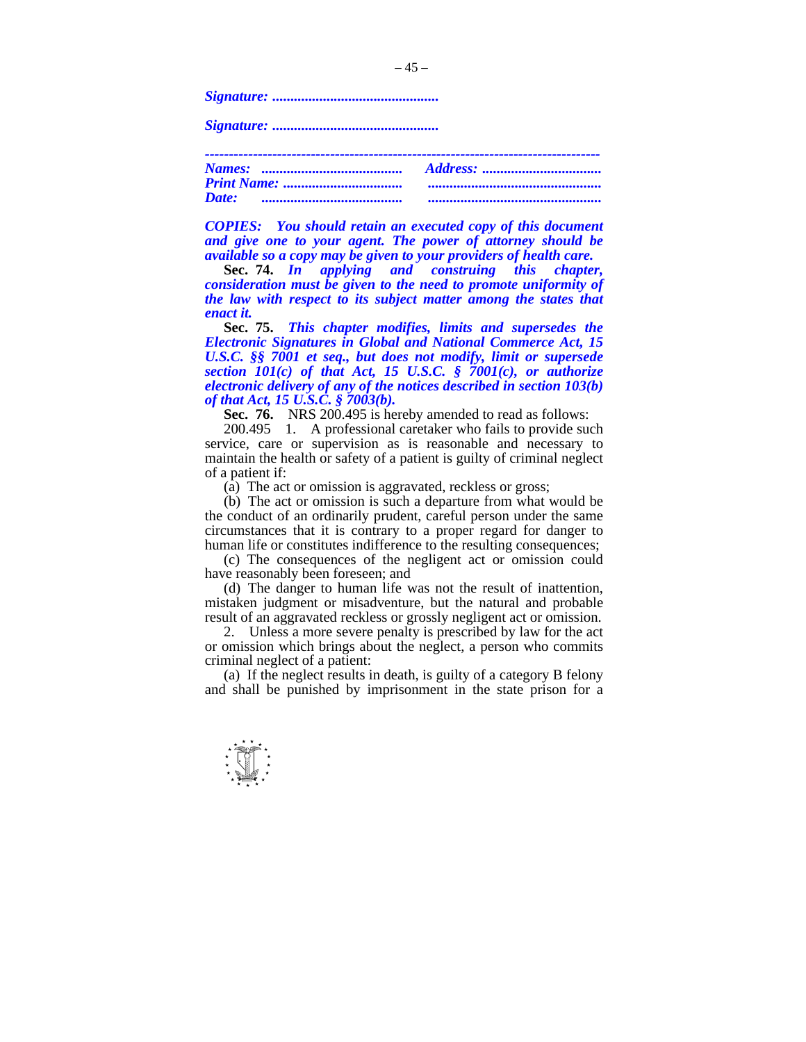***Signature: .............................................***

***Signature: .............................................***

***--------------------------------------------------------------------------------***

| ***Names:*** ***.......................................*** | ***Address: ................................*** |
|---|---|
| ***Print Name: .................................*** | ***................................................*** |
| ***Date:*** ***.......................................*** | ***................................................*** |

***COPIES: You should retain an executed copy of this document and give one to your agent. The power of attorney should be available so a copy may be given to your providers of health care.***

**Sec. 74.** ***In applying and construing this chapter, consideration must be given to the need to promote uniformity of the law with respect to its subject matter among the states that enact it.***

**Sec. 75.** ***This chapter modifies, limits and supersedes the Electronic Signatures in Global and National Commerce Act, 15 U.S.C. §§ 7001 et seq., but does not modify, limit or supersede section 101(c) of that Act, 15 U.S.C. § 7001(c), or authorize electronic delivery of any of the notices described in section 103(b) of that Act, 15 U.S.C. § 7003(b).***

**Sec. 76.** NRS 200.495 is hereby amended to read as follows:

200.495 1. A professional caretaker who fails to provide such service, care or supervision as is reasonable and necessary to maintain the health or safety of a patient is guilty of criminal neglect of a patient if:

(a) The act or omission is aggravated, reckless or gross;

(b) The act or omission is such a departure from what would be the conduct of an ordinarily prudent, careful person under the same circumstances that it is contrary to a proper regard for danger to human life or constitutes indifference to the resulting consequences;

(c) The consequences of the negligent act or omission could have reasonably been foreseen; and

(d) The danger to human life was not the result of inattention, mistaken judgment or misadventure, but the natural and probable result of an aggravated reckless or grossly negligent act or omission.

2. Unless a more severe penalty is prescribed by law for the act or omission which brings about the neglect, a person who commits criminal neglect of a patient:

(a) If the neglect results in death, is guilty of a category B felony and shall be punished by imprisonment in the state prison for a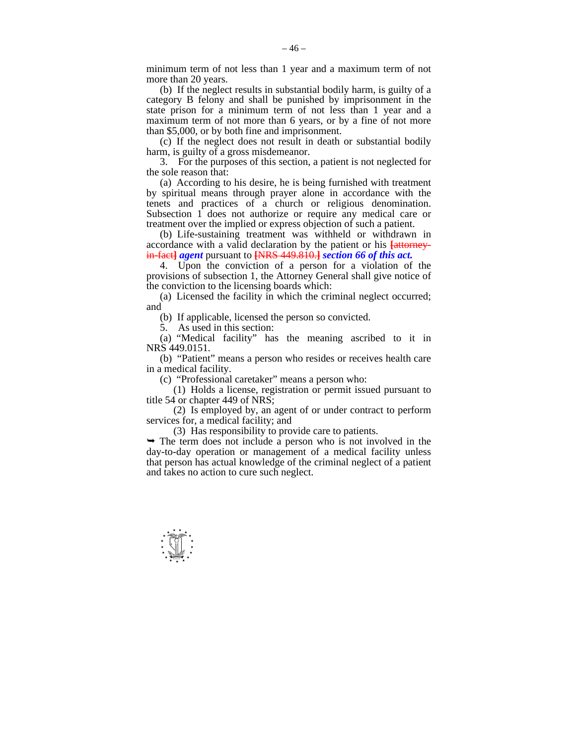minimum term of not less than 1 year and a maximum term of not more than 20 years.

(b) If the neglect results in substantial bodily harm, is guilty of a category B felony and shall be punished by imprisonment in the state prison for a minimum term of not less than 1 year and a maximum term of not more than 6 years, or by a fine of not more than $5,000, or by both fine and imprisonment.

(c) If the neglect does not result in death or substantial bodily harm, is guilty of a gross misdemeanor.

3. For the purposes of this section, a patient is not neglected for the sole reason that:

(a) According to his desire, he is being furnished with treatment by spiritual means through prayer alone in accordance with the tenets and practices of a church or religious denomination. Subsection 1 does not authorize or require any medical care or treatment over the implied or express objection of such a patient.

(b) Life-sustaining treatment was withheld or withdrawn in accordance with a valid declaration by the patient or his [attorney-in-fact] ***agent*** pursuant to [NRS 449.810.] ***section 66 of this act.***

4. Upon the conviction of a person for a violation of the provisions of subsection 1, the Attorney General shall give notice of the conviction to the licensing boards which:

(a) Licensed the facility in which the criminal neglect occurred; and

(b) If applicable, licensed the person so convicted.

5. As used in this section:

(a) "Medical facility" has the meaning ascribed to it in NRS 449.0151.

(b) "Patient" means a person who resides or receives health care in a medical facility.

(c) "Professional caretaker" means a person who:

(1) Holds a license, registration or permit issued pursuant to title 54 or chapter 449 of NRS;

(2) Is employed by, an agent of or under contract to perform services for, a medical facility; and

(3) Has responsibility to provide care to patients.

➥ The term does not include a person who is not involved in the day-to-day operation or management of a medical facility unless that person has actual knowledge of the criminal neglect of a patient and takes no action to cure such neglect.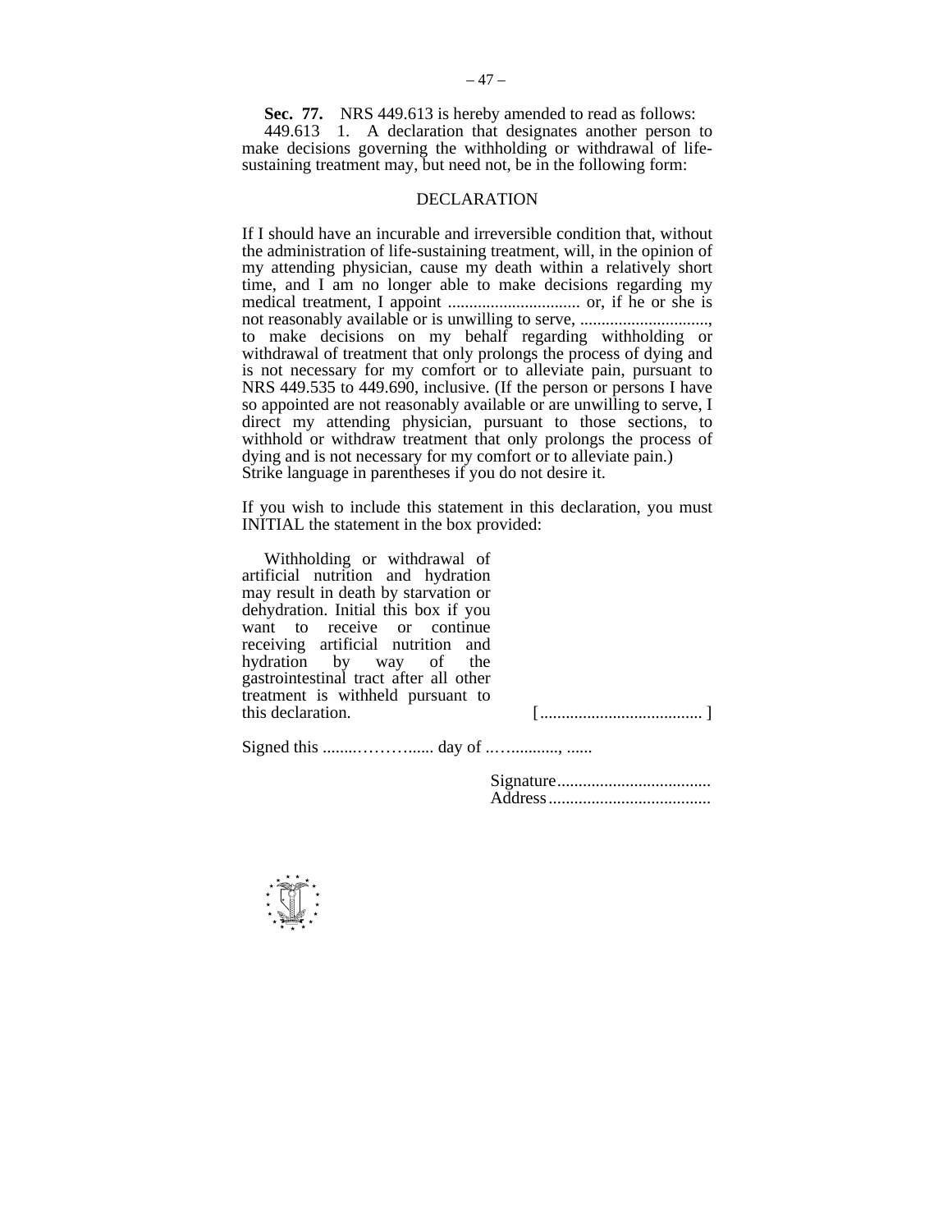**Sec. 77.** NRS 449.613 is hereby amended to read as follows:

449.613 1. A declaration that designates another person to make decisions governing the withholding or withdrawal of life-sustaining treatment may, but need not, be in the following form:

DECLARATION

If I should have an incurable and irreversible condition that, without the administration of life-sustaining treatment, will, in the opinion of my attending physician, cause my death within a relatively short time, and I am no longer able to make decisions regarding my medical treatment, I appoint ............................... or, if he or she is not reasonably available or is unwilling to serve, .............................., to make decisions on my behalf regarding withholding or withdrawal of treatment that only prolongs the process of dying and is not necessary for my comfort or to alleviate pain, pursuant to NRS 449.535 to 449.690, inclusive. (If the person or persons I have so appointed are not reasonably available or are unwilling to serve, I direct my attending physician, pursuant to those sections, to withhold or withdraw treatment that only prolongs the process of dying and is not necessary for my comfort or to alleviate pain.)
Strike language in parentheses if you do not desire it.

If you wish to include this statement in this declaration, you must INITIAL the statement in the box provided:

Withholding or withdrawal of artificial nutrition and hydration may result in death by starvation or dehydration. Initial this box if you want to receive or continue receiving artificial nutrition and hydration by way of the gastrointestinal tract after all other treatment is withheld pursuant to this declaration. [...................................... ]

Signed this ........………....... day of ..….........., ......

Signature....................................
Address......................................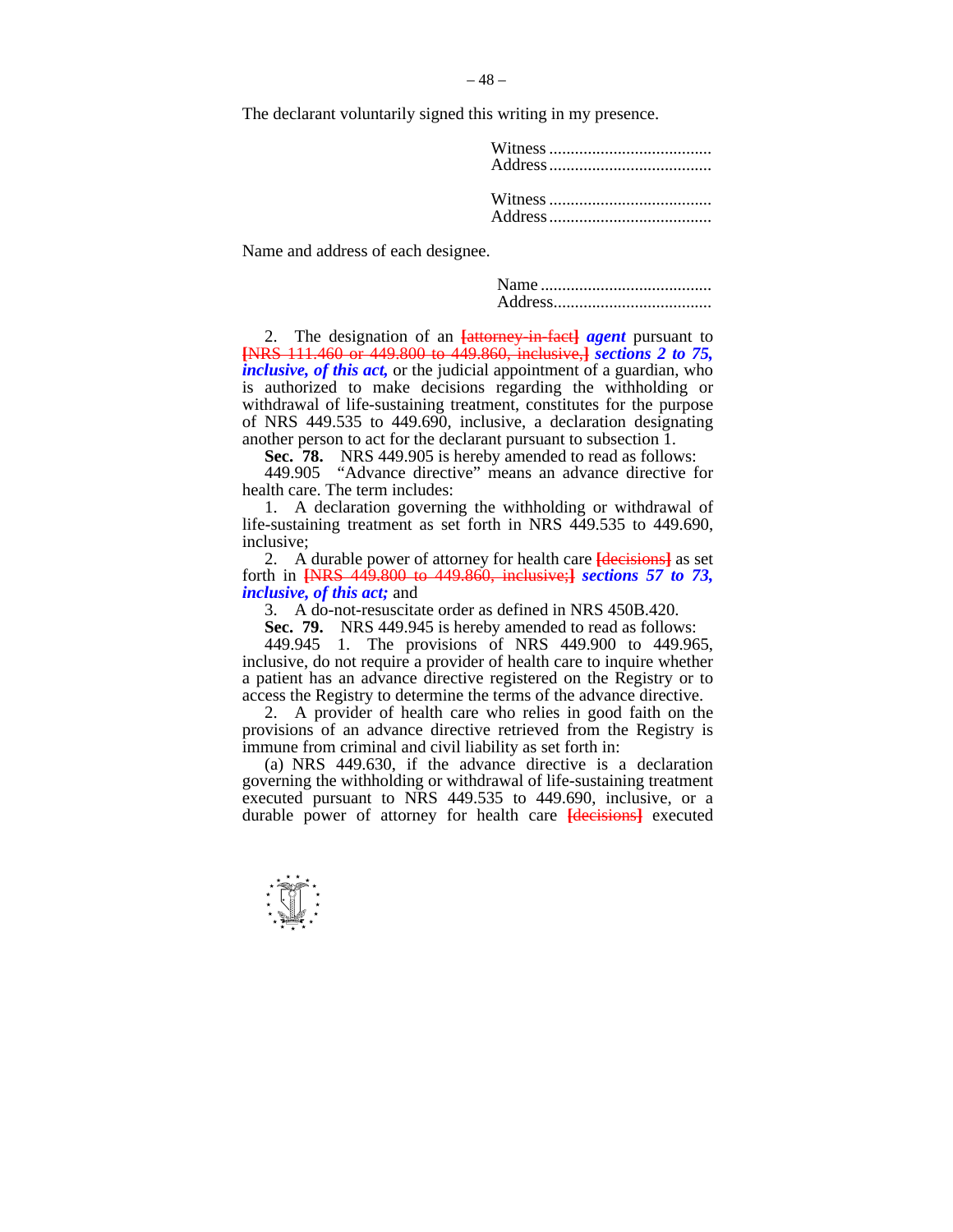The declarant voluntarily signed this writing in my presence.

Witness ......................................
Address ......................................

Witness ......................................
Address ......................................

Name and address of each designee.

Name ........................................
Address.....................................

2. The designation of an ~~[attorney-in-fact]~~ ***agent*** pursuant to ~~[NRS 111.460 or 449.800 to 449.860, inclusive,]~~ ***sections 2 to 75, inclusive, of this act,*** or the judicial appointment of a guardian, who is authorized to make decisions regarding the withholding or withdrawal of life-sustaining treatment, constitutes for the purpose of NRS 449.535 to 449.690, inclusive, a declaration designating another person to act for the declarant pursuant to subsection 1.

**Sec. 78.** NRS 449.905 is hereby amended to read as follows:

449.905 "Advance directive" means an advance directive for health care. The term includes:

1. A declaration governing the withholding or withdrawal of life-sustaining treatment as set forth in NRS 449.535 to 449.690, inclusive;

2. A durable power of attorney for health care ~~[decisions]~~ as set forth in ~~[NRS 449.800 to 449.860, inclusive;]~~ ***sections 57 to 73, inclusive, of this act;*** and

3. A do-not-resuscitate order as defined in NRS 450B.420.

**Sec. 79.** NRS 449.945 is hereby amended to read as follows:

449.945 1. The provisions of NRS 449.900 to 449.965, inclusive, do not require a provider of health care to inquire whether a patient has an advance directive registered on the Registry or to access the Registry to determine the terms of the advance directive.

2. A provider of health care who relies in good faith on the provisions of an advance directive retrieved from the Registry is immune from criminal and civil liability as set forth in:

(a) NRS 449.630, if the advance directive is a declaration governing the withholding or withdrawal of life-sustaining treatment executed pursuant to NRS 449.535 to 449.690, inclusive, or a durable power of attorney for health care ~~[decisions]~~ executed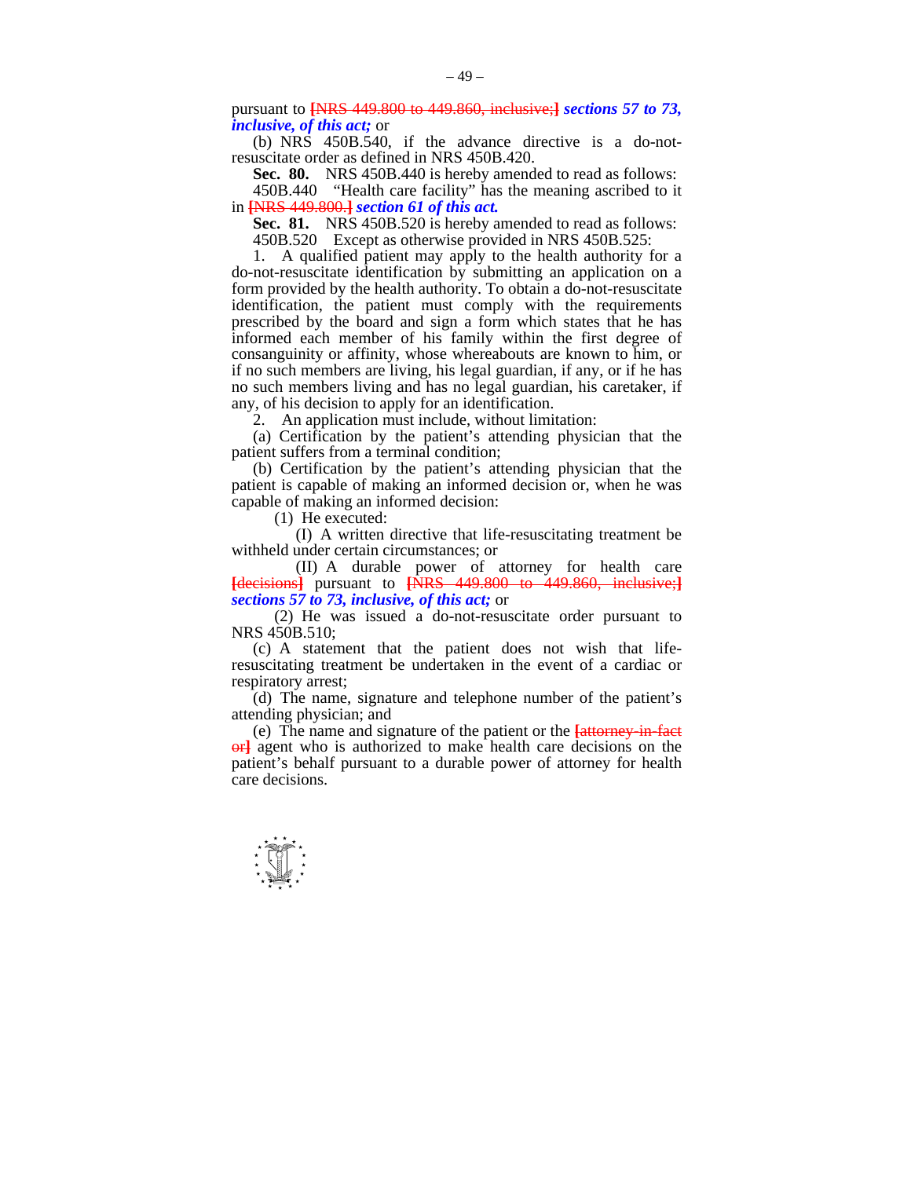pursuant to ~~[NRS 449.800 to 449.860, inclusive;]~~ ***sections 57 to 73, inclusive, of this act;*** or

(b) NRS 450B.540, if the advance directive is a do-not-resuscitate order as defined in NRS 450B.420.

**Sec. 80.** NRS 450B.440 is hereby amended to read as follows:

450B.440 "Health care facility" has the meaning ascribed to it in ~~[NRS 449.800.]~~ ***section 61 of this act.***

**Sec. 81.** NRS 450B.520 is hereby amended to read as follows:

450B.520 Except as otherwise provided in NRS 450B.525:

1. A qualified patient may apply to the health authority for a do-not-resuscitate identification by submitting an application on a form provided by the health authority. To obtain a do-not-resuscitate identification, the patient must comply with the requirements prescribed by the board and sign a form which states that he has informed each member of his family within the first degree of consanguinity or affinity, whose whereabouts are known to him, or if no such members are living, his legal guardian, if any, or if he has no such members living and has no legal guardian, his caretaker, if any, of his decision to apply for an identification.

2. An application must include, without limitation:

(a) Certification by the patient's attending physician that the patient suffers from a terminal condition;

(b) Certification by the patient's attending physician that the patient is capable of making an informed decision or, when he was capable of making an informed decision:

(1) He executed:

(I) A written directive that life-resuscitating treatment be withheld under certain circumstances; or

(II) A durable power of attorney for health care ~~[decisions]~~ pursuant to ~~[NRS 449.800 to 449.860, inclusive;]~~ ***sections 57 to 73, inclusive, of this act;*** or

(2) He was issued a do-not-resuscitate order pursuant to NRS 450B.510;

(c) A statement that the patient does not wish that life-resuscitating treatment be undertaken in the event of a cardiac or respiratory arrest;

(d) The name, signature and telephone number of the patient's attending physician; and

(e) The name and signature of the patient or the ~~[attorney-in-fact or]~~ agent who is authorized to make health care decisions on the patient's behalf pursuant to a durable power of attorney for health care decisions.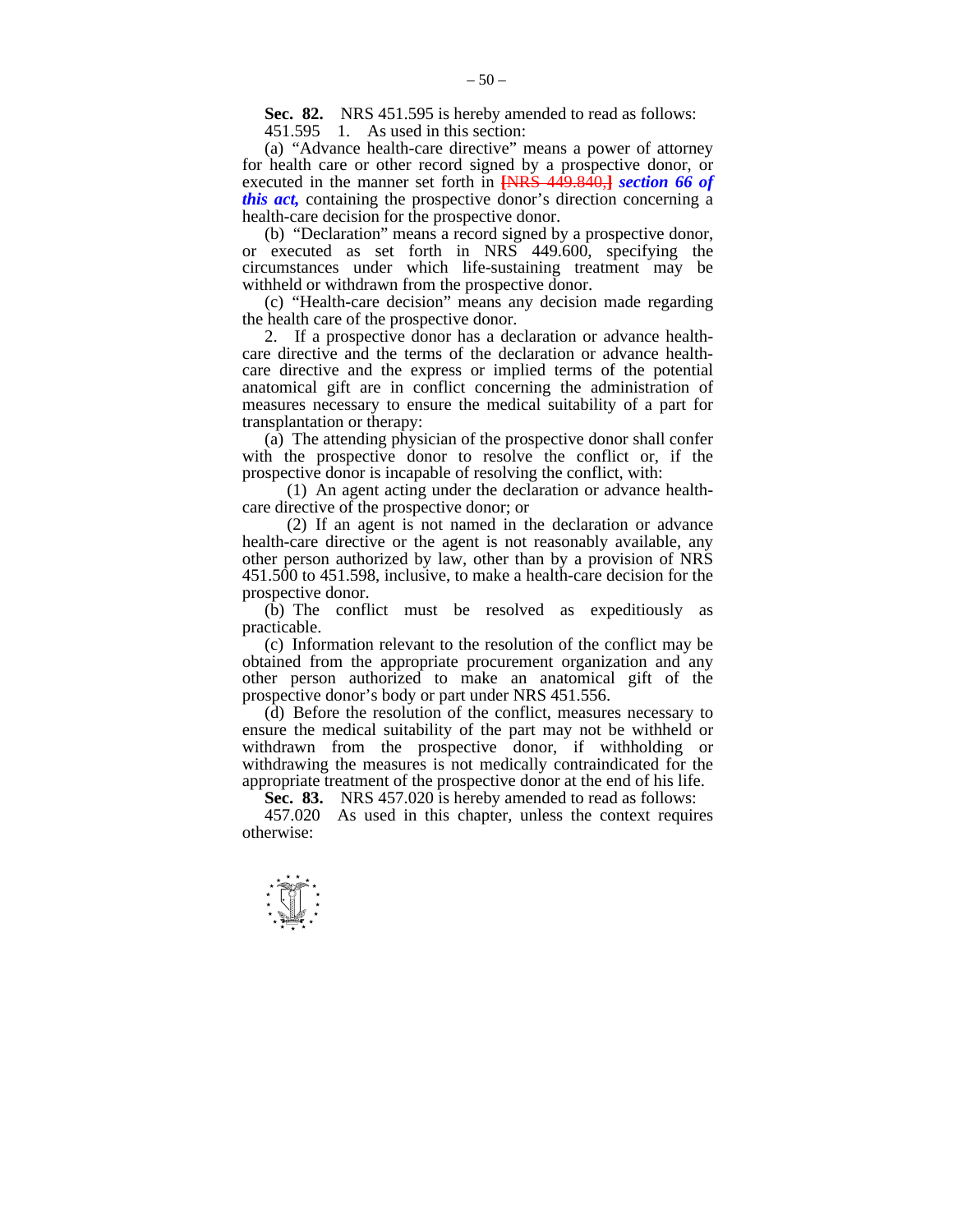**Sec. 82.** NRS 451.595 is hereby amended to read as follows:

451.595 1. As used in this section:

(a) "Advance health-care directive" means a power of attorney for health care or other record signed by a prospective donor, or executed in the manner set forth in ~~[NRS 449.840,]~~ ***section 66 of this act,*** containing the prospective donor's direction concerning a health-care decision for the prospective donor.

(b) "Declaration" means a record signed by a prospective donor, or executed as set forth in NRS 449.600, specifying the circumstances under which life-sustaining treatment may be withheld or withdrawn from the prospective donor.

(c) "Health-care decision" means any decision made regarding the health care of the prospective donor.

2. If a prospective donor has a declaration or advance health-care directive and the terms of the declaration or advance health-care directive and the express or implied terms of the potential anatomical gift are in conflict concerning the administration of measures necessary to ensure the medical suitability of a part for transplantation or therapy:

(a) The attending physician of the prospective donor shall confer with the prospective donor to resolve the conflict or, if the prospective donor is incapable of resolving the conflict, with:

(1) An agent acting under the declaration or advance health-care directive of the prospective donor; or

(2) If an agent is not named in the declaration or advance health-care directive or the agent is not reasonably available, any other person authorized by law, other than by a provision of NRS 451.500 to 451.598, inclusive, to make a health-care decision for the prospective donor.

(b) The conflict must be resolved as expeditiously as practicable.

(c) Information relevant to the resolution of the conflict may be obtained from the appropriate procurement organization and any other person authorized to make an anatomical gift of the prospective donor's body or part under NRS 451.556.

(d) Before the resolution of the conflict, measures necessary to ensure the medical suitability of the part may not be withheld or withdrawn from the prospective donor, if withholding or withdrawing the measures is not medically contraindicated for the appropriate treatment of the prospective donor at the end of his life.

**Sec. 83.** NRS 457.020 is hereby amended to read as follows:

457.020 As used in this chapter, unless the context requires otherwise: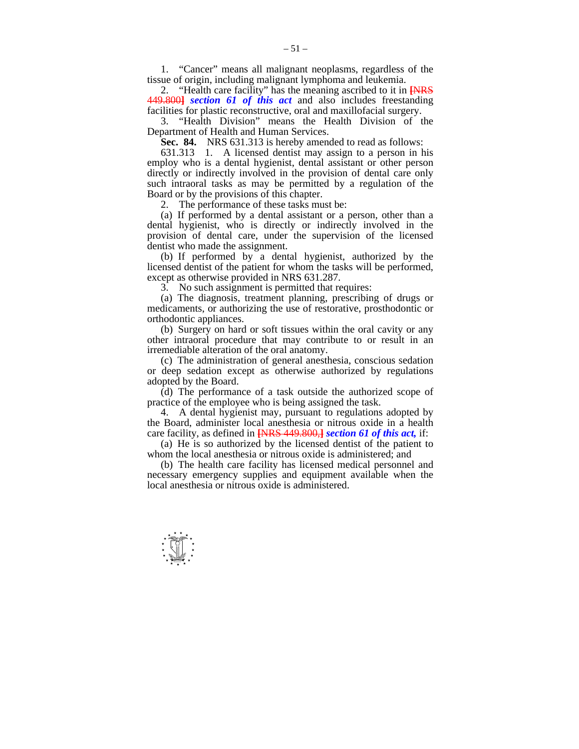1. "Cancer" means all malignant neoplasms, regardless of the tissue of origin, including malignant lymphoma and leukemia.

2. "Health care facility" has the meaning ascribed to it in [NRS 449.800] ***section 61 of this act*** and also includes freestanding facilities for plastic reconstructive, oral and maxillofacial surgery.

3. "Health Division" means the Health Division of the Department of Health and Human Services.

**Sec. 84.** NRS 631.313 is hereby amended to read as follows:

631.313 1. A licensed dentist may assign to a person in his employ who is a dental hygienist, dental assistant or other person directly or indirectly involved in the provision of dental care only such intraoral tasks as may be permitted by a regulation of the Board or by the provisions of this chapter.

2. The performance of these tasks must be:

(a) If performed by a dental assistant or a person, other than a dental hygienist, who is directly or indirectly involved in the provision of dental care, under the supervision of the licensed dentist who made the assignment.

(b) If performed by a dental hygienist, authorized by the licensed dentist of the patient for whom the tasks will be performed, except as otherwise provided in NRS 631.287.

3. No such assignment is permitted that requires:

(a) The diagnosis, treatment planning, prescribing of drugs or medicaments, or authorizing the use of restorative, prosthodontic or orthodontic appliances.

(b) Surgery on hard or soft tissues within the oral cavity or any other intraoral procedure that may contribute to or result in an irremediable alteration of the oral anatomy.

(c) The administration of general anesthesia, conscious sedation or deep sedation except as otherwise authorized by regulations adopted by the Board.

(d) The performance of a task outside the authorized scope of practice of the employee who is being assigned the task.

4. A dental hygienist may, pursuant to regulations adopted by the Board, administer local anesthesia or nitrous oxide in a health care facility, as defined in [NRS 449.800,] ***section 61 of this act,*** if:

(a) He is so authorized by the licensed dentist of the patient to whom the local anesthesia or nitrous oxide is administered; and

(b) The health care facility has licensed medical personnel and necessary emergency supplies and equipment available when the local anesthesia or nitrous oxide is administered.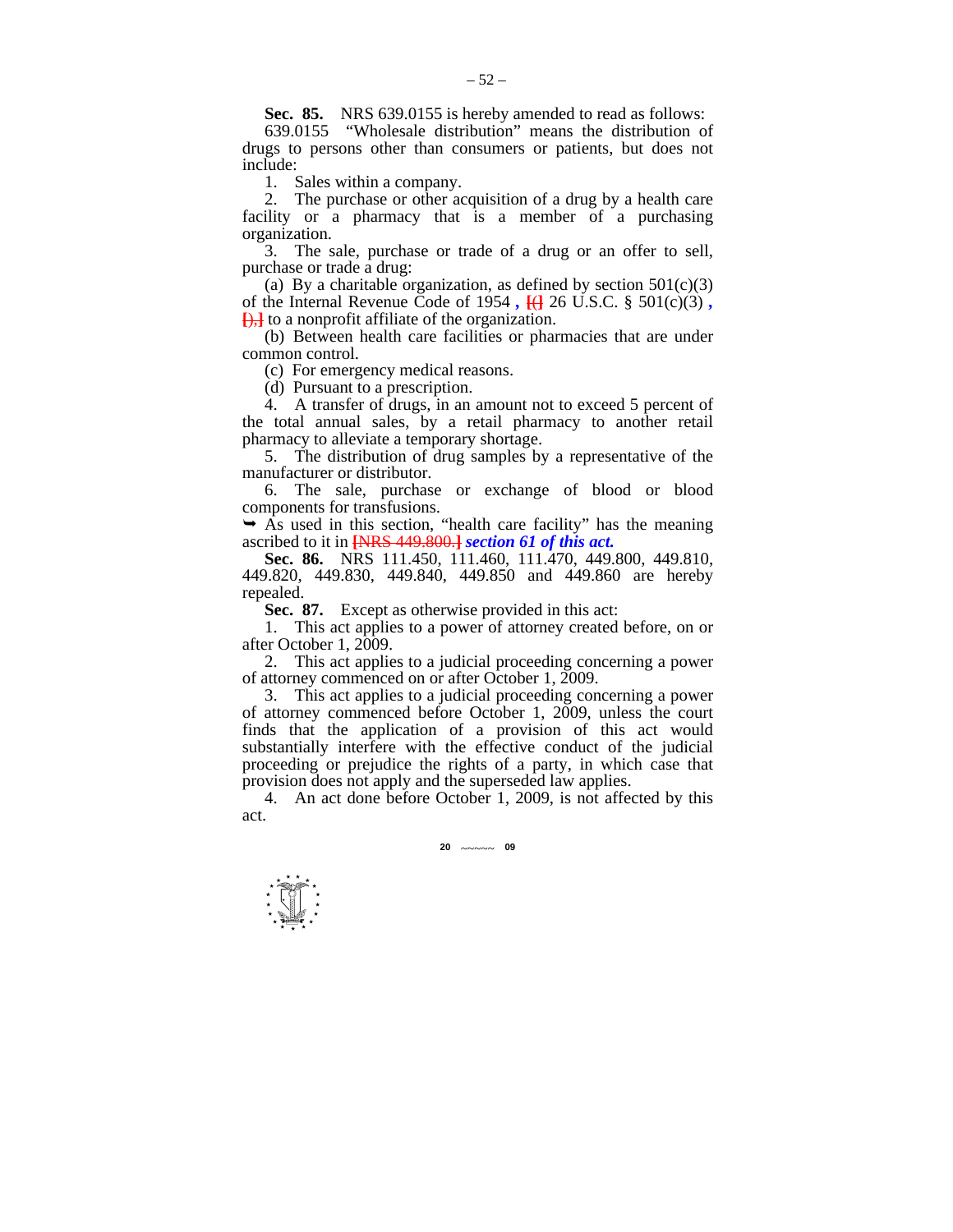**Sec. 85.** NRS 639.0155 is hereby amended to read as follows:

639.0155 "Wholesale distribution" means the distribution of drugs to persons other than consumers or patients, but does not include:

1. Sales within a company.

2. The purchase or other acquisition of a drug by a health care facility or a pharmacy that is a member of a purchasing organization.

3. The sale, purchase or trade of a drug or an offer to sell, purchase or trade a drug:

(a) By a charitable organization, as defined by section 501(c)(3) of the Internal Revenue Code of 1954 *,* [(] 26 U.S.C. § 501(c)(3) *,* [),] to a nonprofit affiliate of the organization.

(b) Between health care facilities or pharmacies that are under common control.

(c) For emergency medical reasons.

(d) Pursuant to a prescription.

4. A transfer of drugs, in an amount not to exceed 5 percent of the total annual sales, by a retail pharmacy to another retail pharmacy to alleviate a temporary shortage.

5. The distribution of drug samples by a representative of the manufacturer or distributor.

6. The sale, purchase or exchange of blood or blood components for transfusions.

➥ As used in this section, "health care facility" has the meaning ascribed to it in [NRS 449.800.] ***section 61 of this act.***

**Sec. 86.** NRS 111.450, 111.460, 111.470, 449.800, 449.810, 449.820, 449.830, 449.840, 449.850 and 449.860 are hereby repealed.

**Sec. 87.** Except as otherwise provided in this act:

1. This act applies to a power of attorney created before, on or after October 1, 2009.

2. This act applies to a judicial proceeding concerning a power of attorney commenced on or after October 1, 2009.

3. This act applies to a judicial proceeding concerning a power of attorney commenced before October 1, 2009, unless the court finds that the application of a provision of this act would substantially interfere with the effective conduct of the judicial proceeding or prejudice the rights of a party, in which case that provision does not apply and the superseded law applies.

4. An act done before October 1, 2009, is not affected by this act.

20 ~~~~~ 09